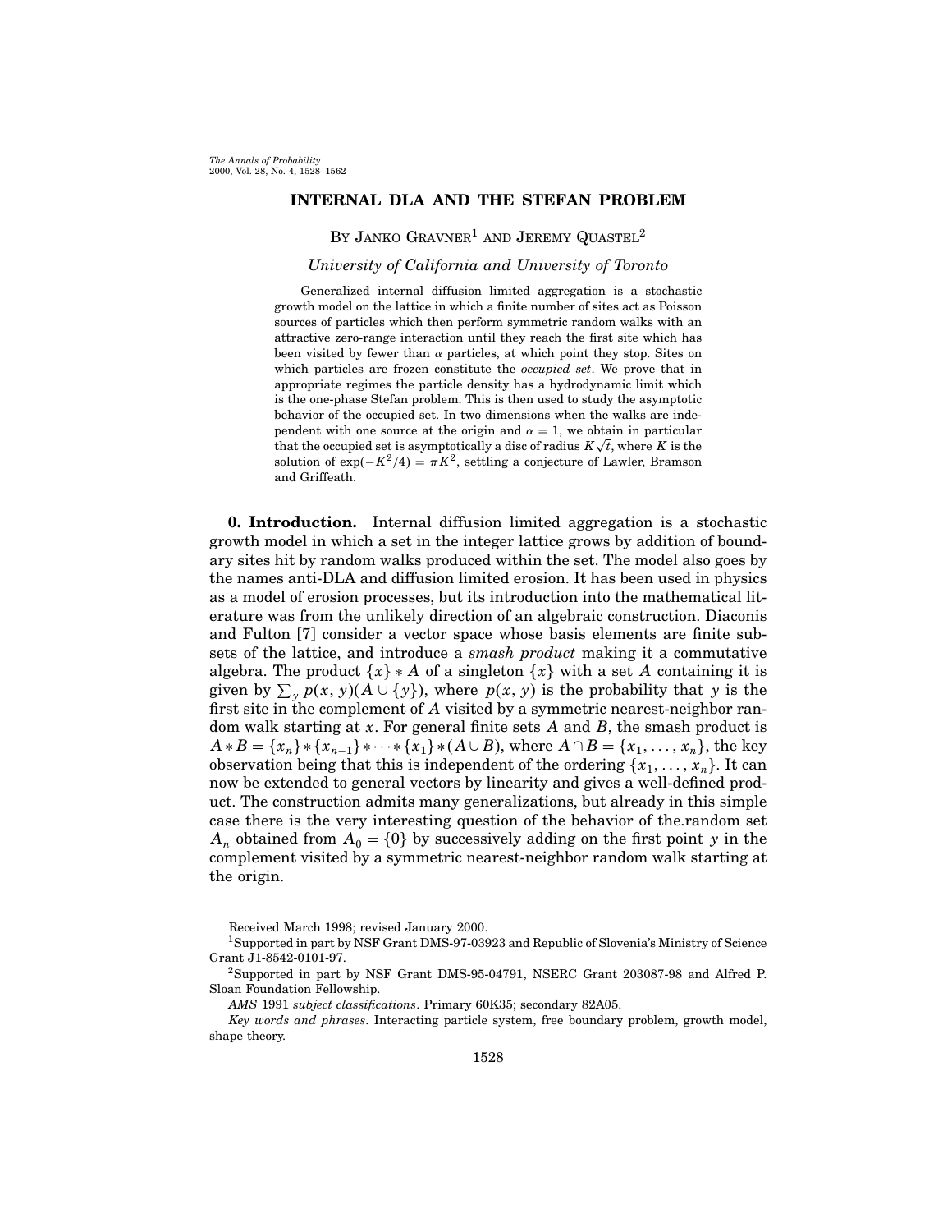# INTERNAL DLA AND THE STEFAN PROBLEM

By Janko Gravner[1] and Jeremy Quastel[2]

*University of California and University of Toronto*

Generalized internal diffusion limited aggregation is a stochastic growth model on the lattice in which a finite number of sites act as Poisson sources of particles which then perform symmetric random walks with an attractive zero-range interaction until they reach the first site which has been visited by fewer than $\alpha$ particles, at which point they stop. Sites on which particles are frozen constitute the *occupied set*. We prove that in appropriate regimes the particle density has a hydrodynamic limit which is the one-phase Stefan problem. This is then used to study the asymptotic behavior of the occupied set. In two dimensions when the walks are independent with one source at the origin and $\alpha = 1$, we obtain in particular that the occupied set is asymptotically a disc of radius $K\sqrt{t}$, where $K$ is the solution of $\exp(-K^2/4) = \pi K^2$, settling a conjecture of Lawler, Bramson and Griffeath.

**0. Introduction.** Internal diffusion limited aggregation is a stochastic growth model in which a set in the integer lattice grows by addition of boundary sites hit by random walks produced within the set. The model also goes by the names anti-DLA and diffusion limited erosion. It has been used in physics as a model of erosion processes, but its introduction into the mathematical literature was from the unlikely direction of an algebraic construction. Diaconis and Fulton [7] consider a vector space whose basis elements are finite subsets of the lattice, and introduce a *smash product* making it a commutative algebra. The product $\{x\} * A$ of a singleton $\{x\}$ with a set $A$ containing it is given by $\sum_y p(x, y)(A \cup \{y\})$, where $p(x, y)$ is the probability that $y$ is the first site in the complement of $A$ visited by a symmetric nearest-neighbor random walk starting at $x$. For general finite sets $A$ and $B$, the smash product is $A * B = \{x_n\} * \{x_{n-1}\} * \cdots * \{x_1\} * (A \cup B)$, where $A \cap B = \{x_1, \ldots, x_n\}$, the key observation being that this is independent of the ordering $\{x_1, \ldots, x_n\}$. It can now be extended to general vectors by linearity and gives a well-defined product. The construction admits many generalizations, but already in this simple case there is the very interesting question of the behavior of the.random set $A_n$ obtained from $A_0 = \{0\}$ by successively adding on the first point $y$ in the complement visited by a symmetric nearest-neighbor random walk starting at the origin.

---

Received March 1998; revised January 2000.

[1]Supported in part by NSF Grant DMS-97-03923 and Republic of Slovenia's Ministry of Science Grant J1-8542-0101-97.

[2]Supported in part by NSF Grant DMS-95-04791, NSERC Grant 203087-98 and Alfred P. Sloan Foundation Fellowship.

*AMS* 1991 *subject classifications*. Primary 60K35; secondary 82A05.

*Key words and phrases*. Interacting particle system, free boundary problem, growth model, shape theory.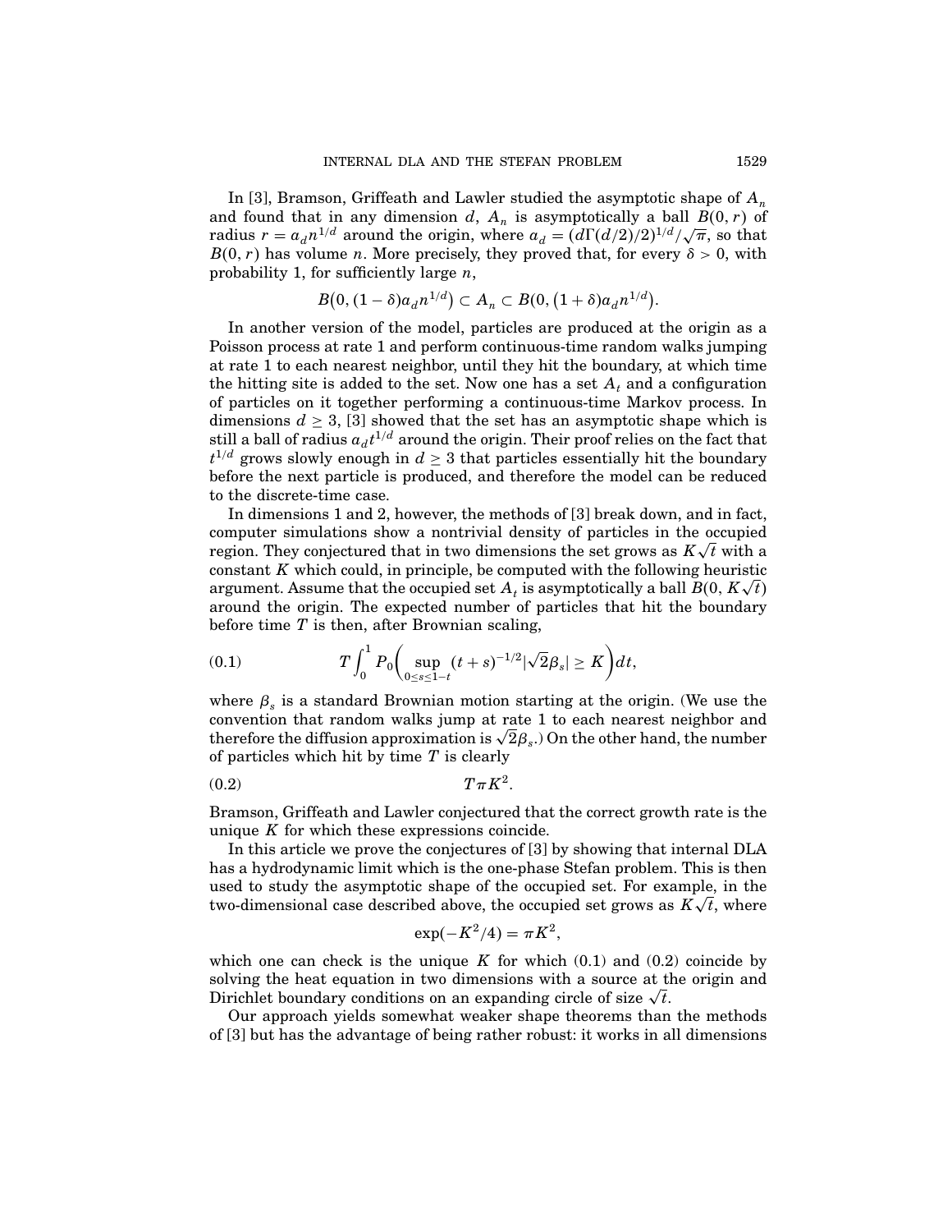In [3], Bramson, Griffeath and Lawler studied the asymptotic shape of $A_n$ and found that in any dimension $d$, $A_n$ is asymptotically a ball $B(0,r)$ of radius $r = a_d n^{1/d}$ around the origin, where $a_d = (d\Gamma(d/2)/2)^{1/d}/\sqrt{\pi}$, so that $B(0,r)$ has volume $n$. More precisely, they proved that, for every $\delta > 0$, with probability 1, for sufficiently large $n$,

$$B\big(0,(1-\delta)a_d n^{1/d}\big) \subset A_n \subset B\big(0,(1+\delta)a_d n^{1/d}\big).$$

In another version of the model, particles are produced at the origin as a Poisson process at rate 1 and perform continuous-time random walks jumping at rate 1 to each nearest neighbor, until they hit the boundary, at which time the hitting site is added to the set. Now one has a set $A_t$ and a configuration of particles on it together performing a continuous-time Markov process. In dimensions $d \geq 3$, [3] showed that the set has an asymptotic shape which is still a ball of radius $a_d t^{1/d}$ around the origin. Their proof relies on the fact that $t^{1/d}$ grows slowly enough in $d \geq 3$ that particles essentially hit the boundary before the next particle is produced, and therefore the model can be reduced to the discrete-time case.

In dimensions 1 and 2, however, the methods of [3] break down, and in fact, computer simulations show a nontrivial density of particles in the occupied region. They conjectured that in two dimensions the set grows as $K\sqrt{t}$ with a constant $K$ which could, in principle, be computed with the following heuristic argument. Assume that the occupied set $A_t$ is asymptotically a ball $B(0, K\sqrt{t})$ around the origin. The expected number of particles that hit the boundary before time $T$ is then, after Brownian scaling,

$$T\int_0^1 P_0\bigg(\sup_{0\leq s\leq 1-t}(t+s)^{-1/2}|\sqrt{2}\beta_s| \geq K\bigg)dt, \tag{0.1}$$

where $\beta_s$ is a standard Brownian motion starting at the origin. (We use the convention that random walks jump at rate 1 to each nearest neighbor and therefore the diffusion approximation is $\sqrt{2}\beta_s$.) On the other hand, the number of particles which hit by time $T$ is clearly

$$T\pi K^2. \tag{0.2}$$

Bramson, Griffeath and Lawler conjectured that the correct growth rate is the unique $K$ for which these expressions coincide.

In this article we prove the conjectures of [3] by showing that internal DLA has a hydrodynamic limit which is the one-phase Stefan problem. This is then used to study the asymptotic shape of the occupied set. For example, in the two-dimensional case described above, the occupied set grows as $K\sqrt{t}$, where

$$\exp(-K^2/4) = \pi K^2,$$

which one can check is the unique $K$ for which (0.1) and (0.2) coincide by solving the heat equation in two dimensions with a source at the origin and Dirichlet boundary conditions on an expanding circle of size $\sqrt{t}$.

Our approach yields somewhat weaker shape theorems than the methods of [3] but has the advantage of being rather robust: it works in all dimensions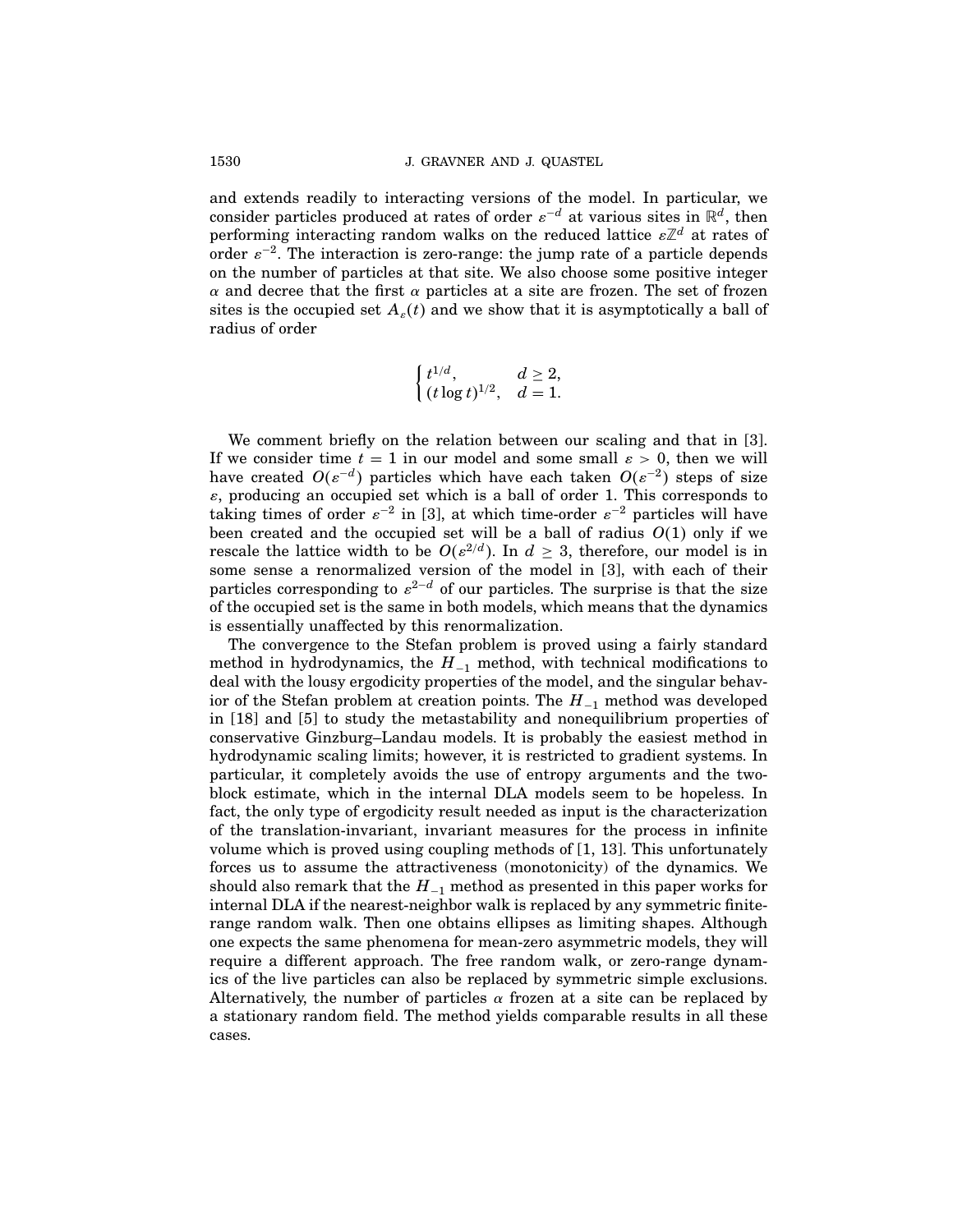and extends readily to interacting versions of the model. In particular, we consider particles produced at rates of order $\varepsilon^{-d}$ at various sites in $\mathbb{R}^d$, then performing interacting random walks on the reduced lattice $\varepsilon\mathbb{Z}^d$ at rates of order $\varepsilon^{-2}$. The interaction is zero-range: the jump rate of a particle depends on the number of particles at that site. We also choose some positive integer $\alpha$ and decree that the first $\alpha$ particles at a site are frozen. The set of frozen sites is the occupied set $A_\varepsilon(t)$ and we show that it is asymptotically a ball of radius of order

$$\begin{cases} t^{1/d}, & d \geq 2, \\ (t \log t)^{1/2}, & d = 1. \end{cases}$$

We comment briefly on the relation between our scaling and that in [3]. If we consider time $t = 1$ in our model and some small $\varepsilon > 0$, then we will have created $O(\varepsilon^{-d})$ particles which have each taken $O(\varepsilon^{-2})$ steps of size $\varepsilon$, producing an occupied set which is a ball of order 1. This corresponds to taking times of order $\varepsilon^{-2}$ in [3], at which time-order $\varepsilon^{-2}$ particles will have been created and the occupied set will be a ball of radius $O(1)$ only if we rescale the lattice width to be $O(\varepsilon^{2/d})$. In $d \geq 3$, therefore, our model is in some sense a renormalized version of the model in [3], with each of their particles corresponding to $\varepsilon^{2-d}$ of our particles. The surprise is that the size of the occupied set is the same in both models, which means that the dynamics is essentially unaffected by this renormalization.

The convergence to the Stefan problem is proved using a fairly standard method in hydrodynamics, the $H_{-1}$ method, with technical modifications to deal with the lousy ergodicity properties of the model, and the singular behavior of the Stefan problem at creation points. The $H_{-1}$ method was developed in [18] and [5] to study the metastability and nonequilibrium properties of conservative Ginzburg–Landau models. It is probably the easiest method in hydrodynamic scaling limits; however, it is restricted to gradient systems. In particular, it completely avoids the use of entropy arguments and the two-block estimate, which in the internal DLA models seem to be hopeless. In fact, the only type of ergodicity result needed as input is the characterization of the translation-invariant, invariant measures for the process in infinite volume which is proved using coupling methods of [1, 13]. This unfortunately forces us to assume the attractiveness (monotonicity) of the dynamics. We should also remark that the $H_{-1}$ method as presented in this paper works for internal DLA if the nearest-neighbor walk is replaced by any symmetric finite-range random walk. Then one obtains ellipses as limiting shapes. Although one expects the same phenomena for mean-zero asymmetric models, they will require a different approach. The free random walk, or zero-range dynamics of the live particles can also be replaced by symmetric simple exclusions. Alternatively, the number of particles $\alpha$ frozen at a site can be replaced by a stationary random field. The method yields comparable results in all these cases.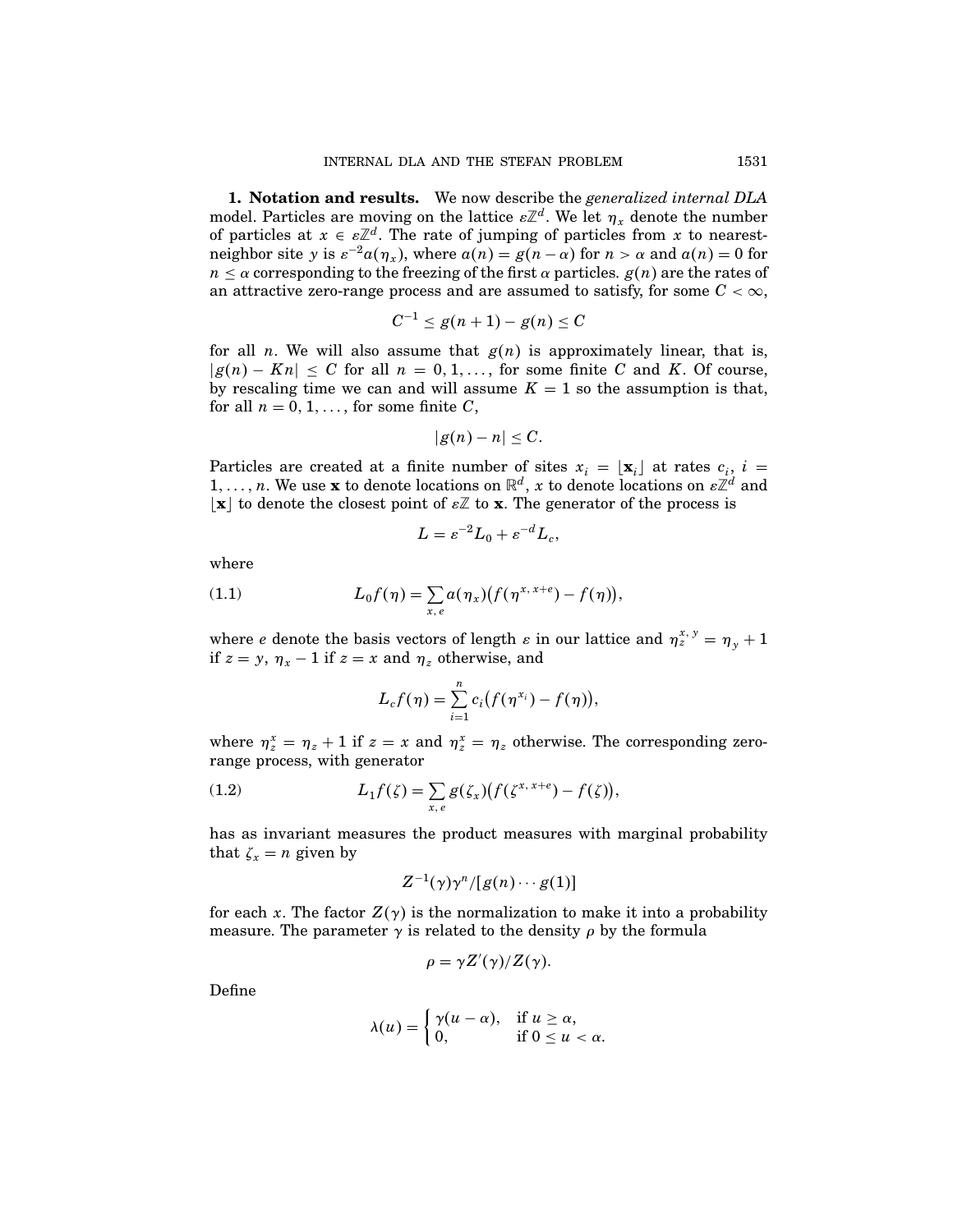**1. Notation and results.** We now describe the *generalized internal DLA* model. Particles are moving on the lattice $\varepsilon\mathbb{Z}^d$. We let $\eta_x$ denote the number of particles at $x \in \varepsilon\mathbb{Z}^d$. The rate of jumping of particles from $x$ to nearest-neighbor site $y$ is $\varepsilon^{-2}a(\eta_x)$, where $a(n) = g(n-\alpha)$ for $n > \alpha$ and $a(n) = 0$ for $n \le \alpha$ corresponding to the freezing of the first $\alpha$ particles. $g(n)$ are the rates of an attractive zero-range process and are assumed to satisfy, for some $C < \infty$,

$$C^{-1} \le g(n+1) - g(n) \le C$$

for all $n$. We will also assume that $g(n)$ is approximately linear, that is, $|g(n) - Kn| \le C$ for all $n = 0, 1, \dots,$ for some finite $C$ and $K$. Of course, by rescaling time we can and will assume $K = 1$ so the assumption is that, for all $n = 0, 1, \dots,$ for some finite $C$,

$$|g(n) - n| \le C.$$

Particles are created at a finite number of sites $x_i = \lfloor \mathbf{x}_i \rfloor$ at rates $c_i$, $i = 1, \dots, n$. We use $\mathbf{x}$ to denote locations on $\mathbb{R}^d$, $x$ to denote locations on $\varepsilon\mathbb{Z}^d$ and $\lfloor \mathbf{x} \rfloor$ to denote the closest point of $\varepsilon\mathbb{Z}$ to $\mathbf{x}$. The generator of the process is

$$L = \varepsilon^{-2}L_0 + \varepsilon^{-d}L_c,$$

where

$$L_0 f(\eta) = \sum_{x,e} a(\eta_x)\big(f(\eta^{x,x+e}) - f(\eta)\big), \tag{1.1}$$

where $e$ denote the basis vectors of length $\varepsilon$ in our lattice and $\eta_z^{x,y} = \eta_y + 1$ if $z = y$, $\eta_x - 1$ if $z = x$ and $\eta_z$ otherwise, and

$$L_c f(\eta) = \sum_{i=1}^{n} c_i\big(f(\eta^{x_i}) - f(\eta)\big),$$

where $\eta_z^x = \eta_z + 1$ if $z = x$ and $\eta_z^x = \eta_z$ otherwise. The corresponding zero-range process, with generator

$$L_1 f(\zeta) = \sum_{x,e} g(\zeta_x)\big(f(\zeta^{x,x+e}) - f(\zeta)\big), \tag{1.2}$$

has as invariant measures the product measures with marginal probability that $\zeta_x = n$ given by

$$Z^{-1}(\gamma)\gamma^n/[g(n)\cdots g(1)]$$

for each $x$. The factor $Z(\gamma)$ is the normalization to make it into a probability measure. The parameter $\gamma$ is related to the density $\rho$ by the formula

$$\rho = \gamma Z'(\gamma)/Z(\gamma).$$

Define

$$\lambda(u) = \begin{cases} \gamma(u-\alpha), & \text{if } u \ge \alpha, \\ 0, & \text{if } 0 \le u < \alpha. \end{cases}$$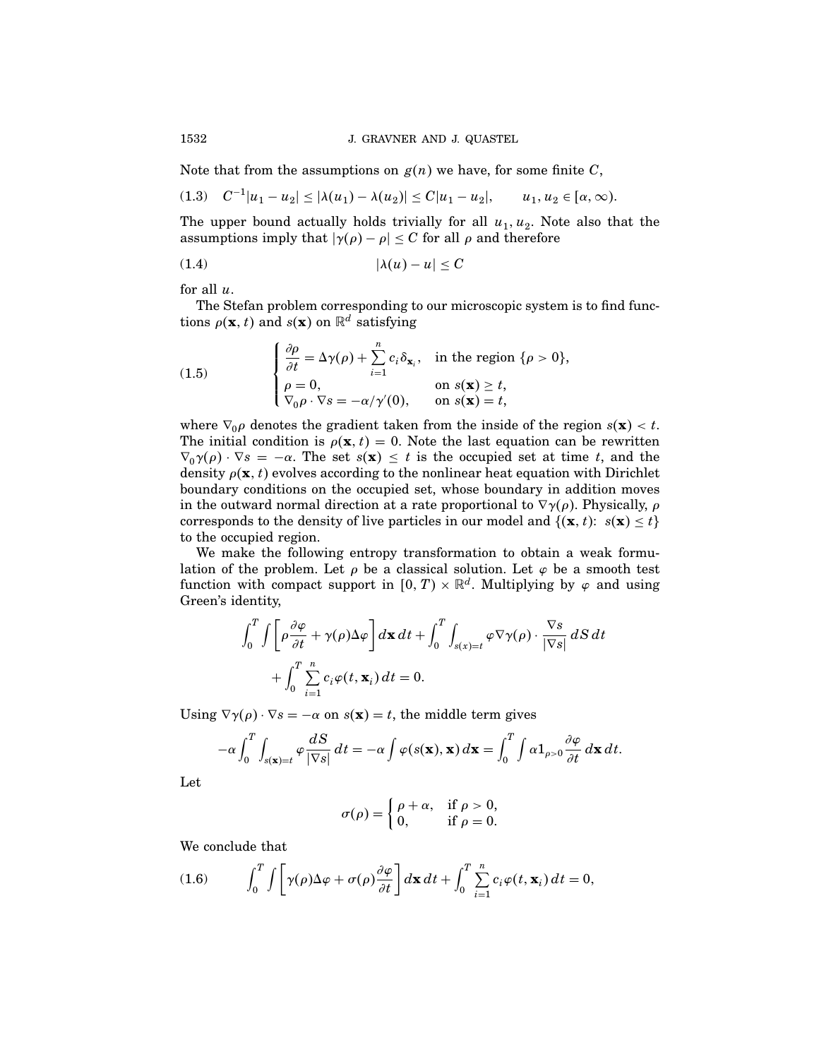Note that from the assumptions on $g(n)$ we have, for some finite $C$,

$$C^{-1}|u_1 - u_2| \le |\lambda(u_1) - \lambda(u_2)| \le C|u_1 - u_2|, \qquad u_1, u_2 \in [\alpha, \infty). \tag{1.3}$$

The upper bound actually holds trivially for all $u_1, u_2$. Note also that the assumptions imply that $|\gamma(\rho) - \rho| \le C$ for all $\rho$ and therefore

$$|\lambda(u) - u| \le C \tag{1.4}$$

for all $u$.

The Stefan problem corresponding to our microscopic system is to find functions $\rho(\mathbf{x}, t)$ and $s(\mathbf{x})$ on $\mathbb{R}^d$ satisfying

$$\begin{cases} \dfrac{\partial \rho}{\partial t} = \Delta\gamma(\rho) + \displaystyle\sum_{i=1}^{n} c_i \delta_{\mathbf{x}_i}, & \text{in the region } \{\rho > 0\}, \\ \rho = 0, & \text{on } s(\mathbf{x}) \ge t, \\ \nabla_0 \rho \cdot \nabla s = -\alpha/\gamma'(0), & \text{on } s(\mathbf{x}) = t, \end{cases} \tag{1.5}$$

where $\nabla_0 \rho$ denotes the gradient taken from the inside of the region $s(\mathbf{x}) < t$. The initial condition is $\rho(\mathbf{x}, t) = 0$. Note the last equation can be rewritten $\nabla_0 \gamma(\rho) \cdot \nabla s = -\alpha$. The set $s(\mathbf{x}) \le t$ is the occupied set at time $t$, and the density $\rho(\mathbf{x}, t)$ evolves according to the nonlinear heat equation with Dirichlet boundary conditions on the occupied set, whose boundary in addition moves in the outward normal direction at a rate proportional to $\nabla\gamma(\rho)$. Physically, $\rho$ corresponds to the density of live particles in our model and $\{(\mathbf{x}, t)\colon\ s(\mathbf{x}) \le t\}$ to the occupied region.

We make the following entropy transformation to obtain a weak formulation of the problem. Let $\rho$ be a classical solution. Let $\varphi$ be a smooth test function with compact support in $[0, T) \times \mathbb{R}^d$. Multiplying by $\varphi$ and using Green's identity,

$$\int_0^T \int \left[\rho \frac{\partial \varphi}{\partial t} + \gamma(\rho)\Delta\varphi\right] d\mathbf{x}\, dt + \int_0^T \int_{s(x)=t} \varphi \nabla\gamma(\rho) \cdot \frac{\nabla s}{|\nabla s|}\, dS\, dt + \int_0^T \sum_{i=1}^{n} c_i \varphi(t, \mathbf{x}_i)\, dt = 0.$$

Using $\nabla\gamma(\rho) \cdot \nabla s = -\alpha$ on $s(\mathbf{x}) = t$, the middle term gives

$$-\alpha \int_0^T \int_{s(\mathbf{x})=t} \varphi \frac{dS}{|\nabla s|}\, dt = -\alpha \int \varphi(s(\mathbf{x}), \mathbf{x})\, d\mathbf{x} = \int_0^T \int \alpha 1_{\rho>0} \frac{\partial \varphi}{\partial t}\, d\mathbf{x}\, dt.$$

Let

$$\sigma(\rho) = \begin{cases} \rho + \alpha, & \text{if } \rho > 0, \\ 0, & \text{if } \rho = 0. \end{cases}$$

We conclude that

$$\int_0^T \int \left[\gamma(\rho)\Delta\varphi + \sigma(\rho)\frac{\partial \varphi}{\partial t}\right] d\mathbf{x}\, dt + \int_0^T \sum_{i=1}^{n} c_i \varphi(t, \mathbf{x}_i)\, dt = 0, \tag{1.6}$$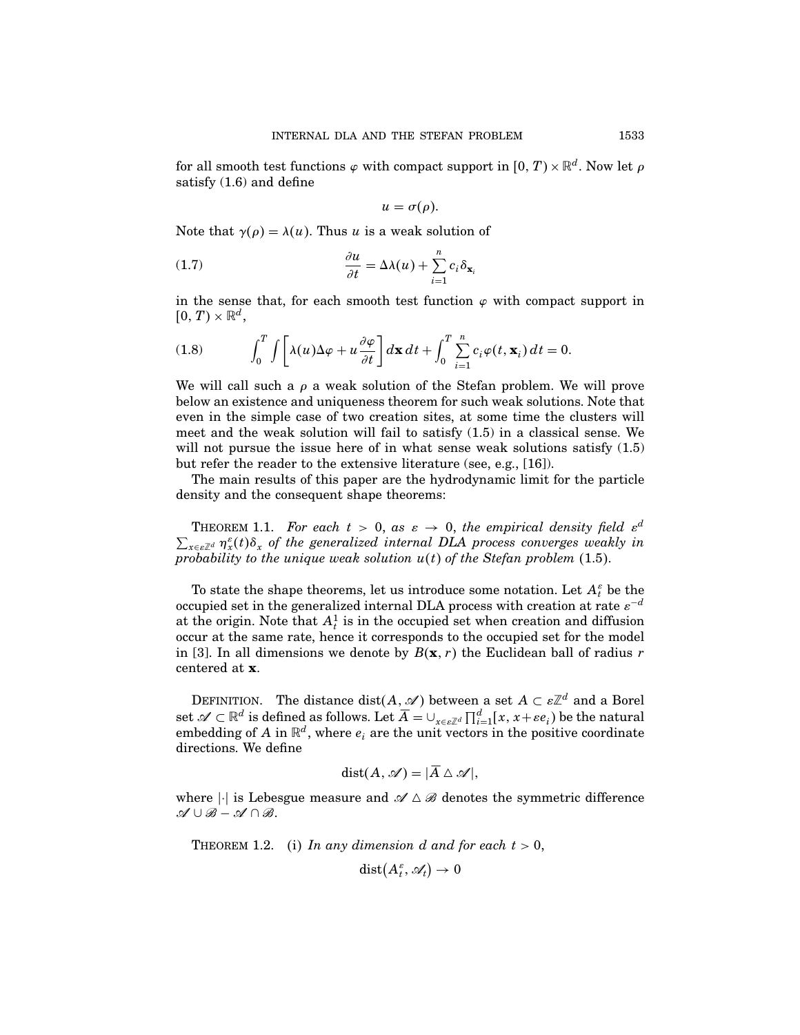for all smooth test functions $\varphi$ with compact support in $[0, T) \times \mathbb{R}^d$. Now let $\rho$ satisfy (1.6) and define

$$u = \sigma(\rho).$$

Note that $\gamma(\rho) = \lambda(u)$. Thus $u$ is a weak solution of

$$\frac{\partial u}{\partial t} = \Delta\lambda(u) + \sum_{i=1}^{n} c_i \delta_{\mathbf{x}_i} \tag{1.7}$$

in the sense that, for each smooth test function $\varphi$ with compact support in $[0, T) \times \mathbb{R}^d$,

$$\int_0^T \int \left[ \lambda(u)\Delta\varphi + u\frac{\partial \varphi}{\partial t} \right] d\mathbf{x}\, dt + \int_0^T \sum_{i=1}^{n} c_i \varphi(t, \mathbf{x}_i)\, dt = 0. \tag{1.8}$$

We will call such a $\rho$ a weak solution of the Stefan problem. We will prove below an existence and uniqueness theorem for such weak solutions. Note that even in the simple case of two creation sites, at some time the clusters will meet and the weak solution will fail to satisfy (1.5) in a classical sense. We will not pursue the issue here of in what sense weak solutions satisfy (1.5) but refer the reader to the extensive literature (see, e.g., [16]).

The main results of this paper are the hydrodynamic limit for the particle density and the consequent shape theorems:

**THEOREM 1.1.** *For each $t > 0$, as $\varepsilon \to 0$, the empirical density field $\varepsilon^d \sum_{x\in\varepsilon\mathbb{Z}^d} \eta_x^\varepsilon(t)\delta_x$ of the generalized internal DLA process converges weakly in probability to the unique weak solution $u(t)$ of the Stefan problem* (1.5).

To state the shape theorems, let us introduce some notation. Let $A_t^\varepsilon$ be the occupied set in the generalized internal DLA process with creation at rate $\varepsilon^{-d}$ at the origin. Note that $A_t^1$ is in the occupied set when creation and diffusion occur at the same rate, hence it corresponds to the occupied set for the model in [3]. In all dimensions we denote by $B(\mathbf{x}, r)$ the Euclidean ball of radius $r$ centered at $\mathbf{x}$.

**DEFINITION.** The distance $\operatorname{dist}(A, \mathscr{A})$ between a set $A \subset \varepsilon\mathbb{Z}^d$ and a Borel set $\mathscr{A} \subset \mathbb{R}^d$ is defined as follows. Let $\overline{A} = \cup_{x\in\varepsilon\mathbb{Z}^d} \prod_{i=1}^d [x, x+\varepsilon e_i)$ be the natural embedding of $A$ in $\mathbb{R}^d$, where $e_i$ are the unit vectors in the positive coordinate directions. We define

$$\operatorname{dist}(A, \mathscr{A}) = |\overline{A} \,\triangle\, \mathscr{A}|,$$

where $|\cdot|$ is Lebesgue measure and $\mathscr{A} \triangle \mathscr{B}$ denotes the symmetric difference $\mathscr{A} \cup \mathscr{B} - \mathscr{A} \cap \mathscr{B}$.

**THEOREM 1.2.** (i) *In any dimension $d$ and for each $t > 0$,*

$$\operatorname{dist}(A_t^\varepsilon, \mathscr{A}_t) \to 0$$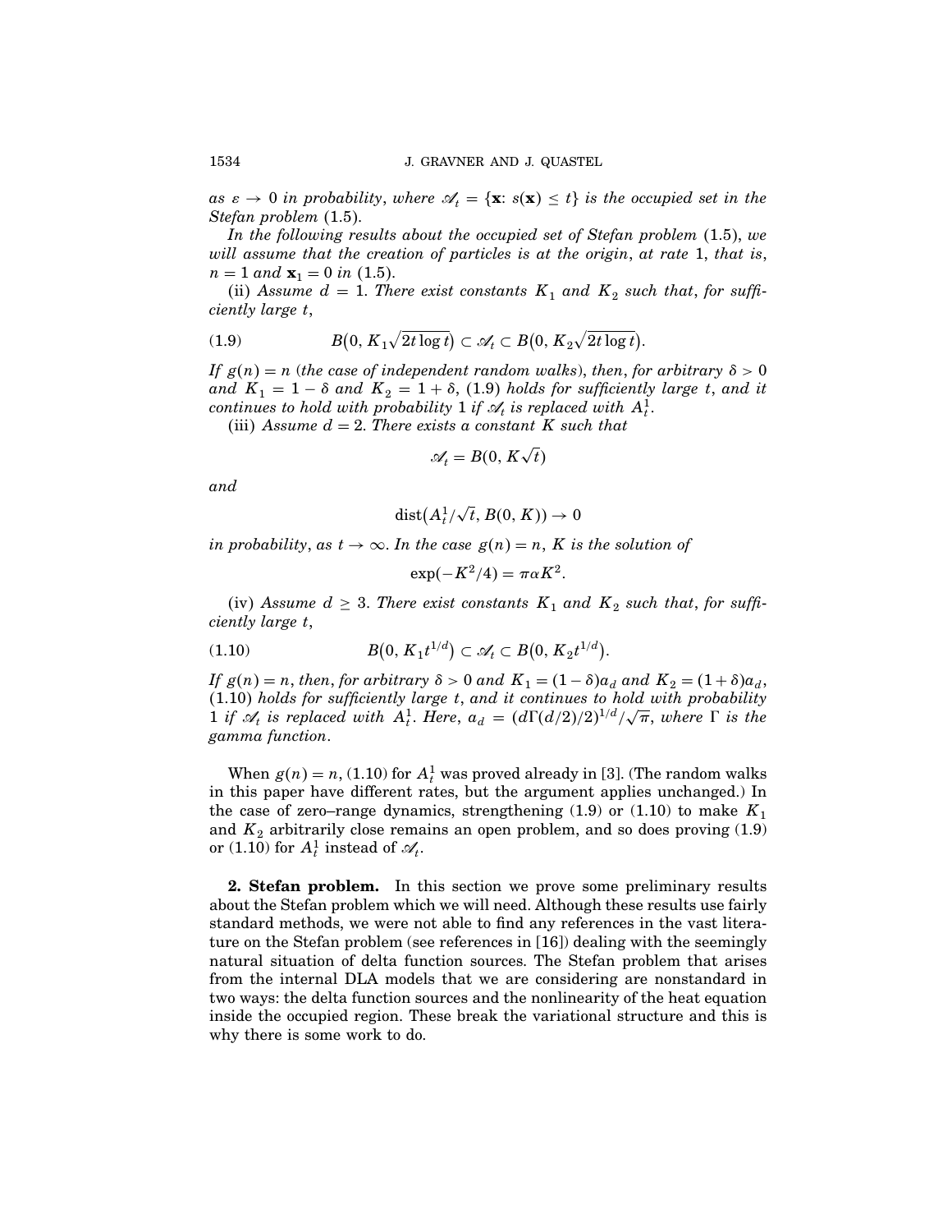*as $\varepsilon \to 0$ in probability, where $\mathscr{A}_t = \{\mathbf{x}\colon s(\mathbf{x}) \le t\}$ is the occupied set in the Stefan problem* (1.5).

*In the following results about the occupied set of Stefan problem* (1.5), *we will assume that the creation of particles is at the origin, at rate* 1, *that is*, $n = 1$ *and* $\mathbf{x}_1 = 0$ *in* (1.5).

(ii) *Assume $d = 1$. There exist constants $K_1$ and $K_2$ such that, for sufficiently large $t$,*

$$B\big(0, K_1\sqrt{2t\log t}\big) \subset \mathscr{A}_t \subset B\big(0, K_2\sqrt{2t\log t}\big). \tag{1.9}$$

*If $g(n) = n$ (the case of independent random walks), then, for arbitrary $\delta > 0$ and $K_1 = 1 - \delta$ and $K_2 = 1 + \delta$,* (1.9) *holds for sufficiently large $t$, and it continues to hold with probability* 1 *if $\mathscr{A}_t$ is replaced with $A_t^1$.*

(iii) *Assume $d = 2$. There exists a constant $K$ such that*

$$\mathscr{A}_t = B(0, K\sqrt{t})$$

*and*

$$\operatorname{dist}\big(A_t^1/\sqrt{t}, B(0, K)\big) \to 0$$

*in probability, as $t \to \infty$. In the case $g(n) = n$, $K$ is the solution of*

$$\exp(-K^2/4) = \pi\alpha K^2.$$

(iv) *Assume $d \ge 3$. There exist constants $K_1$ and $K_2$ such that, for sufficiently large $t$,*

$$B\big(0, K_1 t^{1/d}\big) \subset \mathscr{A}_t \subset B\big(0, K_2 t^{1/d}\big). \tag{1.10}$$

*If $g(n) = n$, then, for arbitrary $\delta > 0$ and $K_1 = (1-\delta)a_d$ and $K_2 = (1+\delta)a_d$,* (1.10) *holds for sufficiently large $t$, and it continues to hold with probability* 1 *if $\mathscr{A}_t$ is replaced with $A_t^1$. Here, $a_d = (d\Gamma(d/2)/2)^{1/d}/\sqrt{\pi}$, where $\Gamma$ is the gamma function.*

When $g(n) = n$, (1.10) for $A_t^1$ was proved already in [3]. (The random walks in this paper have different rates, but the argument applies unchanged.) In the case of zero–range dynamics, strengthening (1.9) or (1.10) to make $K_1$ and $K_2$ arbitrarily close remains an open problem, and so does proving (1.9) or (1.10) for $A_t^1$ instead of $\mathscr{A}_t$.

## 2. Stefan problem.

In this section we prove some preliminary results about the Stefan problem which we will need. Although these results use fairly standard methods, we were not able to find any references in the vast literature on the Stefan problem (see references in [16]) dealing with the seemingly natural situation of delta function sources. The Stefan problem that arises from the internal DLA models that we are considering are nonstandard in two ways: the delta function sources and the nonlinearity of the heat equation inside the occupied region. These break the variational structure and this is why there is some work to do.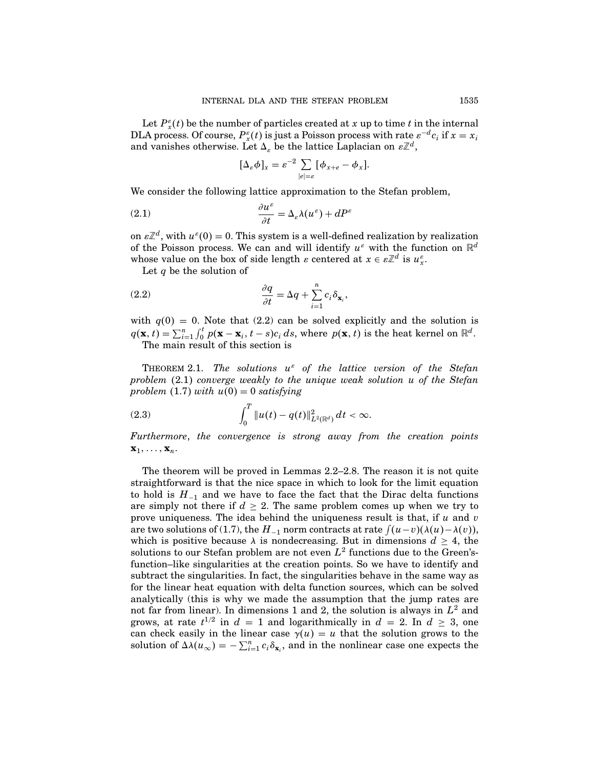Let $P_x^\varepsilon(t)$ be the number of particles created at $x$ up to time $t$ in the internal DLA process. Of course, $P_x^\varepsilon(t)$ is just a Poisson process with rate $\varepsilon^{-d}c_i$ if $x = x_i$ and vanishes otherwise. Let $\Delta_\varepsilon$ be the lattice Laplacian on $\varepsilon\mathbb{Z}^d$,

$$[\Delta_\varepsilon \phi]_x = \varepsilon^{-2} \sum_{|e|=\varepsilon} [\phi_{x+e} - \phi_x].$$

We consider the following lattice approximation to the Stefan problem,

$$\frac{\partial u^\varepsilon}{\partial t} = \Delta_\varepsilon \lambda(u^\varepsilon) + dP^\varepsilon \tag{2.1}$$

on $\varepsilon\mathbb{Z}^d$, with $u^\varepsilon(0) = 0$. This system is a well-defined realization by realization of the Poisson process. We can and will identify $u^\varepsilon$ with the function on $\mathbb{R}^d$ whose value on the box of side length $\varepsilon$ centered at $x \in \varepsilon\mathbb{Z}^d$ is $u_x^\varepsilon$.

Let $q$ be the solution of

$$\frac{\partial q}{\partial t} = \Delta q + \sum_{i=1}^n c_i \delta_{\mathbf{x}_i}, \tag{2.2}$$

with $q(0) = 0$. Note that (2.2) can be solved explicitly and the solution is $q(\mathbf{x}, t) = \sum_{i=1}^n \int_0^t p(\mathbf{x} - \mathbf{x}_i, t - s) c_i \, ds$, where $p(\mathbf{x}, t)$ is the heat kernel on $\mathbb{R}^d$.

The main result of this section is

THEOREM 2.1. *The solutions $u^\varepsilon$ of the lattice version of the Stefan problem* (2.1) *converge weakly to the unique weak solution $u$ of the Stefan problem* (1.7) *with $u(0) = 0$ satisfying*

$$\int_0^T \|u(t) - q(t)\|_{L^2(\mathbb{R}^d)}^2 \, dt < \infty. \tag{2.3}$$

*Furthermore, the convergence is strong away from the creation points $\mathbf{x}_1, \ldots, \mathbf{x}_n$.*

The theorem will be proved in Lemmas 2.2–2.8. The reason it is not quite straightforward is that the nice space in which to look for the limit equation to hold is $H_{-1}$ and we have to face the fact that the Dirac delta functions are simply not there if $d \geq 2$. The same problem comes up when we try to prove uniqueness. The idea behind the uniqueness result is that, if $u$ and $v$ are two solutions of (1.7), the $H_{-1}$ norm contracts at rate $\int (u-v)(\lambda(u) - \lambda(v))$, which is positive because $\lambda$ is nondecreasing. But in dimensions $d \geq 4$, the solutions to our Stefan problem are not even $L^2$ functions due to the Green's-function–like singularities at the creation points. So we have to identify and subtract the singularities. In fact, the singularities behave in the same way as for the linear heat equation with delta function sources, which can be solved analytically (this is why we made the assumption that the jump rates are not far from linear). In dimensions 1 and 2, the solution is always in $L^2$ and grows, at rate $t^{1/2}$ in $d = 1$ and logarithmically in $d = 2$. In $d \geq 3$, one can check easily in the linear case $\gamma(u) = u$ that the solution grows to the solution of $\Delta \lambda(u_\infty) = -\sum_{i=1}^n c_i \delta_{\mathbf{x}_i}$, and in the nonlinear case one expects the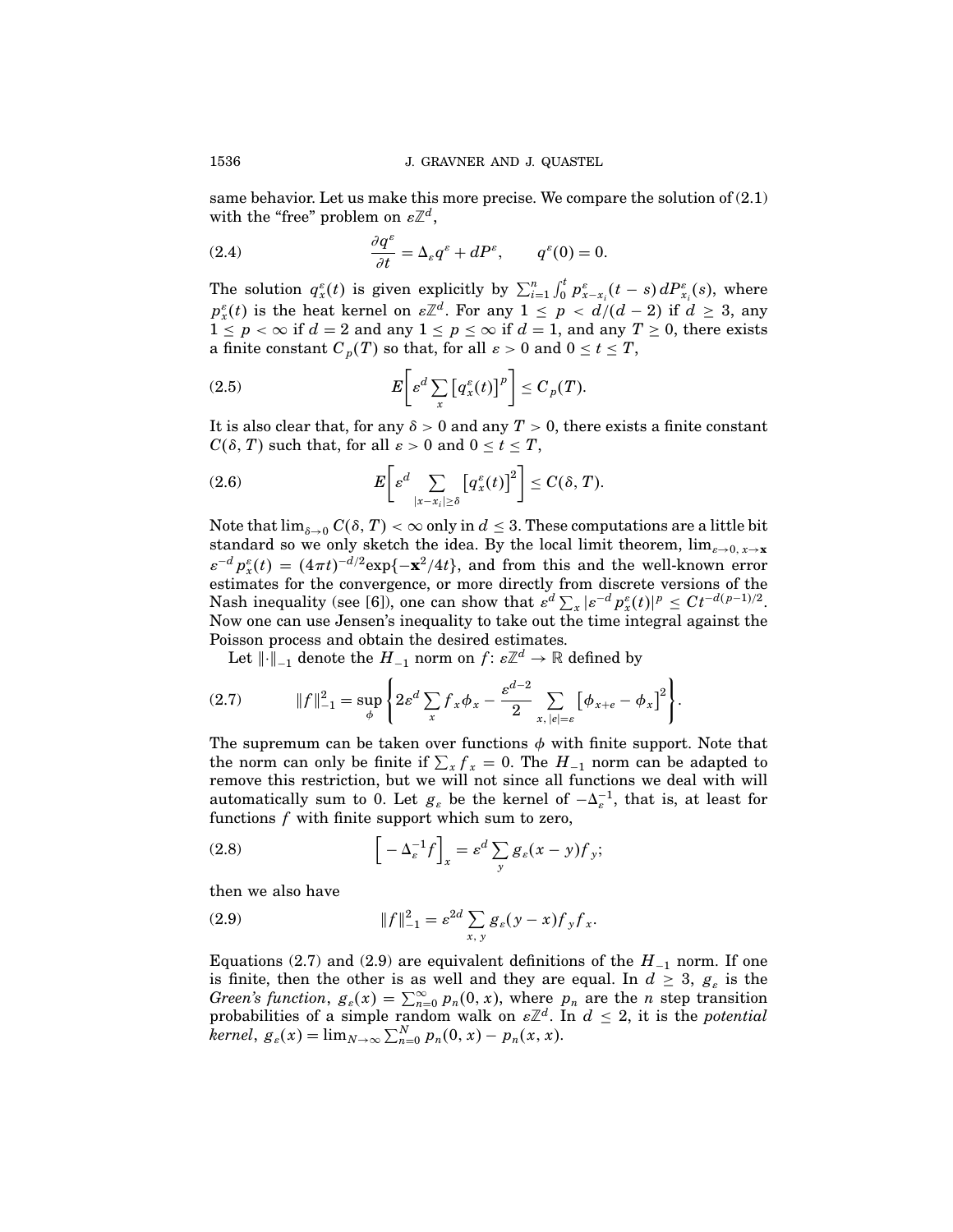same behavior. Let us make this more precise. We compare the solution of (2.1) with the "free" problem on $\varepsilon\mathbb{Z}^d$,

$$\frac{\partial q^\varepsilon}{\partial t} = \Delta_\varepsilon q^\varepsilon + dP^\varepsilon, \qquad q^\varepsilon(0) = 0. \tag{2.4}$$

The solution $q_x^\varepsilon(t)$ is given explicitly by $\sum_{i=1}^n \int_0^t p_{x-x_i}^\varepsilon(t-s)\, dP_{x_i}^\varepsilon(s)$, where $p_x^\varepsilon(t)$ is the heat kernel on $\varepsilon\mathbb{Z}^d$. For any $1 \le p < d/(d-2)$ if $d \ge 3$, any $1 \le p < \infty$ if $d = 2$ and any $1 \le p \le \infty$ if $d = 1$, and any $T \ge 0$, there exists a finite constant $C_p(T)$ so that, for all $\varepsilon > 0$ and $0 \le t \le T$,

$$E\left[\varepsilon^d \sum_x \left[q_x^\varepsilon(t)\right]^p\right] \le C_p(T). \tag{2.5}$$

It is also clear that, for any $\delta > 0$ and any $T > 0$, there exists a finite constant $C(\delta, T)$ such that, for all $\varepsilon > 0$ and $0 \le t \le T$,

$$E\left[\varepsilon^d \sum_{|x-x_i|\ge\delta} \left[q_x^\varepsilon(t)\right]^2\right] \le C(\delta, T). \tag{2.6}$$

Note that $\lim_{\delta\to 0} C(\delta, T) < \infty$ only in $d \le 3$. These computations are a little bit standard so we only sketch the idea. By the local limit theorem, $\lim_{\varepsilon\to 0,\, x\to\mathbf{x}} \varepsilon^{-d} p_x^\varepsilon(t) = (4\pi t)^{-d/2}\exp\{-\mathbf{x}^2/4t\}$, and from this and the well-known error estimates for the convergence, or more directly from discrete versions of the Nash inequality (see [6]), one can show that $\varepsilon^d \sum_x |\varepsilon^{-d} p_x^\varepsilon(t)|^p \le Ct^{-d(p-1)/2}$. Now one can use Jensen's inequality to take out the time integral against the Poisson process and obtain the desired estimates.

Let $\|\cdot\|_{-1}$ denote the $H_{-1}$ norm on $f\colon \varepsilon\mathbb{Z}^d \to \mathbb{R}$ defined by

$$\|f\|_{-1}^2 = \sup_\phi \left\{2\varepsilon^d \sum_x f_x \phi_x - \frac{\varepsilon^{d-2}}{2} \sum_{x,\, |e|=\varepsilon} \left[\phi_{x+e} - \phi_x\right]^2\right\}. \tag{2.7}$$

The supremum can be taken over functions $\phi$ with finite support. Note that the norm can only be finite if $\sum_x f_x = 0$. The $H_{-1}$ norm can be adapted to remove this restriction, but we will not since all functions we deal with will automatically sum to 0. Let $g_\varepsilon$ be the kernel of $-\Delta_\varepsilon^{-1}$, that is, at least for functions $f$ with finite support which sum to zero,

$$\left[-\Delta_\varepsilon^{-1} f\right]_x = \varepsilon^d \sum_y g_\varepsilon(x-y) f_y; \tag{2.8}$$

then we also have

$$\|f\|_{-1}^2 = \varepsilon^{2d} \sum_{x,\, y} g_\varepsilon(y-x) f_y f_x. \tag{2.9}$$

Equations (2.7) and (2.9) are equivalent definitions of the $H_{-1}$ norm. If one is finite, then the other is as well and they are equal. In $d \ge 3$, $g_\varepsilon$ is the *Green's function*, $g_\varepsilon(x) = \sum_{n=0}^\infty p_n(0, x)$, where $p_n$ are the $n$ step transition probabilities of a simple random walk on $\varepsilon\mathbb{Z}^d$. In $d \le 2$, it is the *potential kernel*, $g_\varepsilon(x) = \lim_{N\to\infty} \sum_{n=0}^N p_n(0, x) - p_n(x, x)$.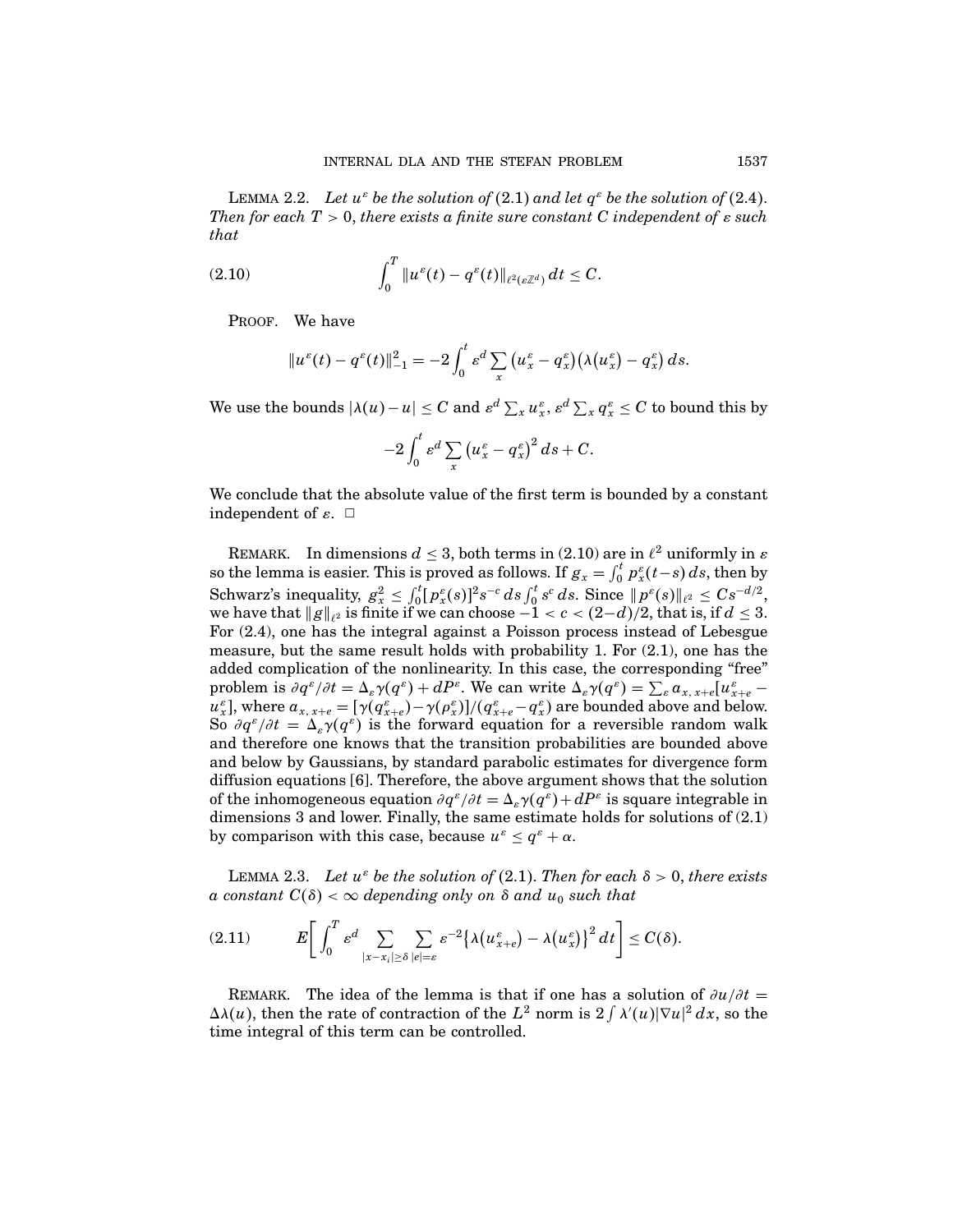**Lemma 2.2.** *Let $u^\varepsilon$ be the solution of* (2.1) *and let $q^\varepsilon$ be the solution of* (2.4). *Then for each $T > 0$, there exists a finite sure constant $C$ independent of $\varepsilon$ such that*

$$\int_0^T \|u^\varepsilon(t) - q^\varepsilon(t)\|_{\ell^2(\varepsilon\mathbb{Z}^d)}\, dt \le C. \tag{2.10}$$

Proof. We have

$$\|u^\varepsilon(t) - q^\varepsilon(t)\|_{-1}^2 = -2\int_0^t \varepsilon^d \sum_x \big(u_x^\varepsilon - q_x^\varepsilon\big)\big(\lambda\big(u_x^\varepsilon\big) - q_x^\varepsilon\big)\, ds.$$

We use the bounds $|\lambda(u) - u| \le C$ and $\varepsilon^d \sum_x u_x^\varepsilon$, $\varepsilon^d \sum_x q_x^\varepsilon \le C$ to bound this by

$$-2\int_0^t \varepsilon^d \sum_x \big(u_x^\varepsilon - q_x^\varepsilon\big)^2\, ds + C.$$

We conclude that the absolute value of the first term is bounded by a constant independent of $\varepsilon$. $\square$

Remark. In dimensions $d \le 3$, both terms in (2.10) are in $\ell^2$ uniformly in $\varepsilon$ so the lemma is easier. This is proved as follows. If $g_x = \int_0^t p_x^\varepsilon(t-s)\, ds$, then by Schwarz's inequality, $g_x^2 \le \int_0^t [p_x^\varepsilon(s)]^2 s^{-c}\, ds \int_0^t s^c\, ds$. Since $\|p^\varepsilon(s)\|_{\ell^2} \le Cs^{-d/2}$, we have that $\|g\|_{\ell^2}$ is finite if we can choose $-1 < c < (2-d)/2$, that is, if $d \le 3$. For (2.4), one has the integral against a Poisson process instead of Lebesgue measure, but the same result holds with probability 1. For (2.1), one has the added complication of the nonlinearity. In this case, the corresponding "free" problem is $\partial q^\varepsilon/\partial t = \Delta_\varepsilon \gamma(q^\varepsilon) + dP^\varepsilon$. We can write $\Delta_\varepsilon \gamma(q^\varepsilon) = \sum_\varepsilon a_{x,\,x+e}[u_{x+e}^\varepsilon - u_x^\varepsilon]$, where $a_{x,\,x+e} = [\gamma(q_{x+e}^\varepsilon) - \gamma(\rho_x^\varepsilon)]/(q_{x+e}^\varepsilon - q_x^\varepsilon)$ are bounded above and below. So $\partial q^\varepsilon/\partial t = \Delta_\varepsilon \gamma(q^\varepsilon)$ is the forward equation for a reversible random walk and therefore one knows that the transition probabilities are bounded above and below by Gaussians, by standard parabolic estimates for divergence form diffusion equations [6]. Therefore, the above argument shows that the solution of the inhomogeneous equation $\partial q^\varepsilon/\partial t = \Delta_\varepsilon \gamma(q^\varepsilon) + dP^\varepsilon$ is square integrable in dimensions 3 and lower. Finally, the same estimate holds for solutions of (2.1) by comparison with this case, because $u^\varepsilon \le q^\varepsilon + \alpha$.

**Lemma 2.3.** *Let $u^\varepsilon$ be the solution of* (2.1). *Then for each $\delta > 0$, there exists a constant $C(\delta) < \infty$ depending only on $\delta$ and $u_0$ such that*

$$E\bigg[\int_0^T \varepsilon^d \sum_{|x - x_i| \ge \delta} \sum_{|e| = \varepsilon} \varepsilon^{-2}\big\{\lambda\big(u_{x+e}^\varepsilon\big) - \lambda\big(u_x^\varepsilon\big)\big\}^2\, dt\bigg] \le C(\delta). \tag{2.11}$$

Remark. The idea of the lemma is that if one has a solution of $\partial u/\partial t = \Delta\lambda(u)$, then the rate of contraction of the $L^2$ norm is $2\int \lambda'(u)|\nabla u|^2\, dx$, so the time integral of this term can be controlled.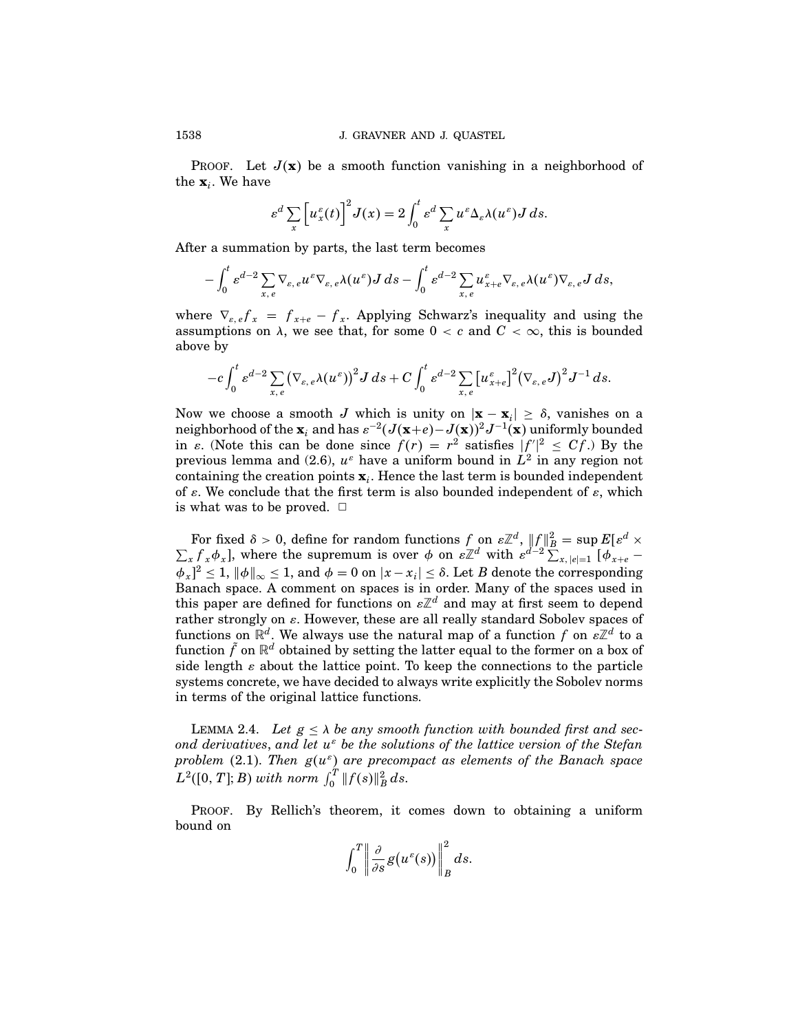PROOF. Let $J(\mathbf{x})$ be a smooth function vanishing in a neighborhood of the $\mathbf{x}_i$. We have

$$\varepsilon^d \sum_x \Big[u_x^\varepsilon(t)\Big]^2 J(x) = 2\int_0^t \varepsilon^d \sum_x u^\varepsilon \Delta_\varepsilon \lambda(u^\varepsilon) J\, ds.$$

After a summation by parts, the last term becomes

$$-\int_0^t \varepsilon^{d-2} \sum_{x,\,e} \nabla_{\varepsilon,\,e} u^\varepsilon \nabla_{\varepsilon,\,e} \lambda(u^\varepsilon) J\, ds - \int_0^t \varepsilon^{d-2} \sum_{x,\,e} u_{x+e}^\varepsilon \nabla_{\varepsilon,\,e}\lambda(u^\varepsilon)\nabla_{\varepsilon,\,e} J\, ds,$$

where $\nabla_{\varepsilon,\,e} f_x = f_{x+e} - f_x$. Applying Schwarz's inequality and using the assumptions on $\lambda$, we see that, for some $0 < c$ and $C < \infty$, this is bounded above by

$$-c\int_0^t \varepsilon^{d-2} \sum_{x,\,e} \big(\nabla_{\varepsilon,\,e}\lambda(u^\varepsilon)\big)^2 J\, ds + C\int_0^t \varepsilon^{d-2} \sum_{x,\,e} \big[u_{x+e}^\varepsilon\big]^2 \big(\nabla_{\varepsilon,\,e} J\big)^2 J^{-1}\, ds.$$

Now we choose a smooth $J$ which is unity on $|\mathbf{x} - \mathbf{x}_i| \geq \delta$, vanishes on a neighborhood of the $\mathbf{x}_i$ and has $\varepsilon^{-2}(J(\mathbf{x}+e) - J(\mathbf{x}))^2 J^{-1}(\mathbf{x})$ uniformly bounded in $\varepsilon$. (Note this can be done since $f(r) = r^2$ satisfies $|f'|^2 \leq Cf$.) By the previous lemma and (2.6), $u^\varepsilon$ have a uniform bound in $L^2$ in any region not containing the creation points $\mathbf{x}_i$. Hence the last term is bounded independent of $\varepsilon$. We conclude that the first term is also bounded independent of $\varepsilon$, which is what was to be proved. $\square$

For fixed $\delta > 0$, define for random functions $f$ on $\varepsilon\mathbb{Z}^d$, $\|f\|_B^2 = \sup E[\varepsilon^d \times \sum_x f_x \phi_x]$, where the supremum is over $\phi$ on $\varepsilon\mathbb{Z}^d$ with $\varepsilon^{d-2}\sum_{x,\,|e|=1} [\phi_{x+e} - \phi_x]^2 \leq 1$, $\|\phi\|_\infty \leq 1$, and $\phi = 0$ on $|x - x_i| \leq \delta$. Let $B$ denote the corresponding Banach space. A comment on spaces is in order. Many of the spaces used in this paper are defined for functions on $\varepsilon\mathbb{Z}^d$ and may at first seem to depend rather strongly on $\varepsilon$. However, these are all really standard Sobolev spaces of functions on $\mathbb{R}^d$. We always use the natural map of a function $f$ on $\varepsilon\mathbb{Z}^d$ to a function $\tilde{f}$ on $\mathbb{R}^d$ obtained by setting the latter equal to the former on a box of side length $\varepsilon$ about the lattice point. To keep the connections to the particle systems concrete, we have decided to always write explicitly the Sobolev norms in terms of the original lattice functions.

LEMMA 2.4. *Let $g \leq \lambda$ be any smooth function with bounded first and second derivatives, and let $u^\varepsilon$ be the solutions of the lattice version of the Stefan problem* (2.1). *Then $g(u^\varepsilon)$ are precompact as elements of the Banach space $L^2([0, T]; B)$ with norm $\int_0^T \|f(s)\|_B^2\, ds$.*

PROOF. By Rellich's theorem, it comes down to obtaining a uniform bound on

$$\int_0^T \left\| \frac{\partial}{\partial s} g\big(u^\varepsilon(s)\big)\right\|_B^2 ds.$$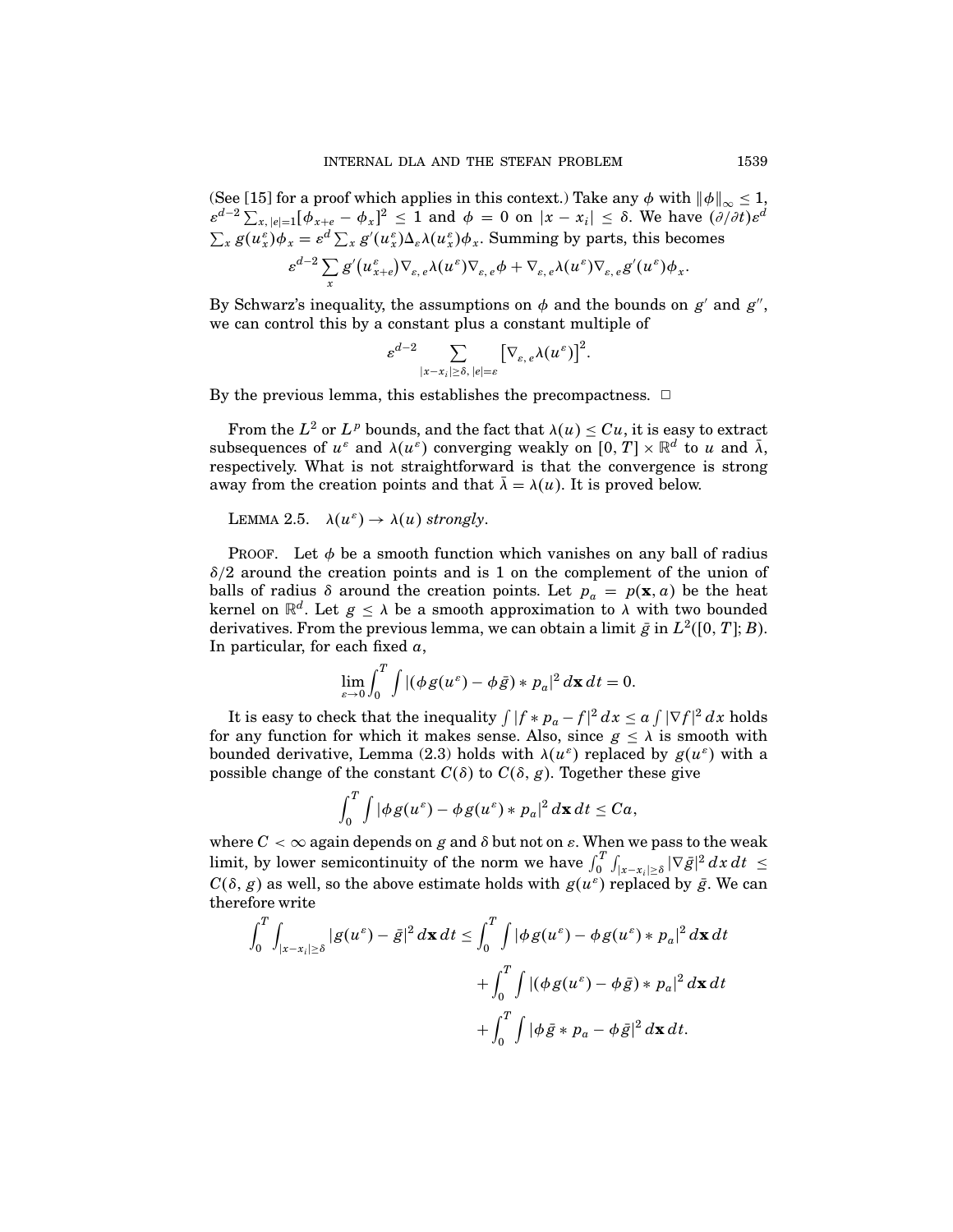(See [15] for a proof which applies in this context.) Take any $\phi$ with $\|\phi\|_\infty \le 1$, $\varepsilon^{d-2}\sum_{x,|e|=1}[\phi_{x+e} - \phi_x]^2 \le 1$ and $\phi = 0$ on $|x - x_i| \le \delta$. We have $(\partial/\partial t)\varepsilon^d \sum_x g(u_x^\varepsilon)\phi_x = \varepsilon^d \sum_x g'(u_x^\varepsilon)\Delta_\varepsilon \lambda(u_x^\varepsilon)\phi_x$. Summing by parts, this becomes

$$\varepsilon^{d-2}\sum_x g'(u_{x+e}^\varepsilon)\nabla_{\varepsilon,e}\lambda(u^\varepsilon)\nabla_{\varepsilon,e}\phi + \nabla_{\varepsilon,e}\lambda(u^\varepsilon)\nabla_{\varepsilon,e}g'(u^\varepsilon)\phi_x.$$

By Schwarz's inequality, the assumptions on $\phi$ and the bounds on $g'$ and $g''$, we can control this by a constant plus a constant multiple of

$$\varepsilon^{d-2}\sum_{|x-x_i|\ge\delta,\,|e|=\varepsilon}\left[\nabla_{\varepsilon,e}\lambda(u^\varepsilon)\right]^2.$$

By the previous lemma, this establishes the precompactness. $\square$

From the $L^2$ or $L^p$ bounds, and the fact that $\lambda(u) \le Cu$, it is easy to extract subsequences of $u^\varepsilon$ and $\lambda(u^\varepsilon)$ converging weakly on $[0,T]\times\mathbb{R}^d$ to $u$ and $\bar\lambda$, respectively. What is not straightforward is that the convergence is strong away from the creation points and that $\bar\lambda = \lambda(u)$. It is proved below.

LEMMA 2.5. *$\lambda(u^\varepsilon) \to \lambda(u)$ strongly.*

PROOF. Let $\phi$ be a smooth function which vanishes on any ball of radius $\delta/2$ around the creation points and is 1 on the complement of the union of balls of radius $\delta$ around the creation points. Let $p_a = p(\mathbf{x}, a)$ be the heat kernel on $\mathbb{R}^d$. Let $g \le \lambda$ be a smooth approximation to $\lambda$ with two bounded derivatives. From the previous lemma, we can obtain a limit $\bar g$ in $L^2([0,T];B)$. In particular, for each fixed $a$,

$$\lim_{\varepsilon\to 0}\int_0^T\int |(\phi g(u^\varepsilon) - \phi\bar g) * p_a|^2\,d\mathbf{x}\,dt = 0.$$

It is easy to check that the inequality $\int|f * p_a - f|^2\,dx \le a\int|\nabla f|^2\,dx$ holds for any function for which it makes sense. Also, since $g \le \lambda$ is smooth with bounded derivative, Lemma (2.3) holds with $\lambda(u^\varepsilon)$ replaced by $g(u^\varepsilon)$ with a possible change of the constant $C(\delta)$ to $C(\delta, g)$. Together these give

$$\int_0^T\int|\phi g(u^\varepsilon) - \phi g(u^\varepsilon) * p_a|^2\,d\mathbf{x}\,dt \le Ca,$$

where $C < \infty$ again depends on $g$ and $\delta$ but not on $\varepsilon$. When we pass to the weak limit, by lower semicontinuity of the norm we have $\int_0^T\int_{|x-x_i|\ge\delta}|\nabla\bar g|^2\,dx\,dt \le C(\delta, g)$ as well, so the above estimate holds with $g(u^\varepsilon)$ replaced by $\bar g$. We can therefore write

$$\begin{aligned}\int_0^T\int_{|x-x_i|\ge\delta}|g(u^\varepsilon) - \bar g|^2\,d\mathbf{x}\,dt \le{}& \int_0^T\int|\phi g(u^\varepsilon) - \phi g(u^\varepsilon) * p_a|^2\,d\mathbf{x}\,dt\\ &+\int_0^T\int|(\phi g(u^\varepsilon) - \phi\bar g) * p_a|^2\,d\mathbf{x}\,dt\\ &+\int_0^T\int|\phi\bar g * p_a - \phi\bar g|^2\,d\mathbf{x}\,dt.\end{aligned}$$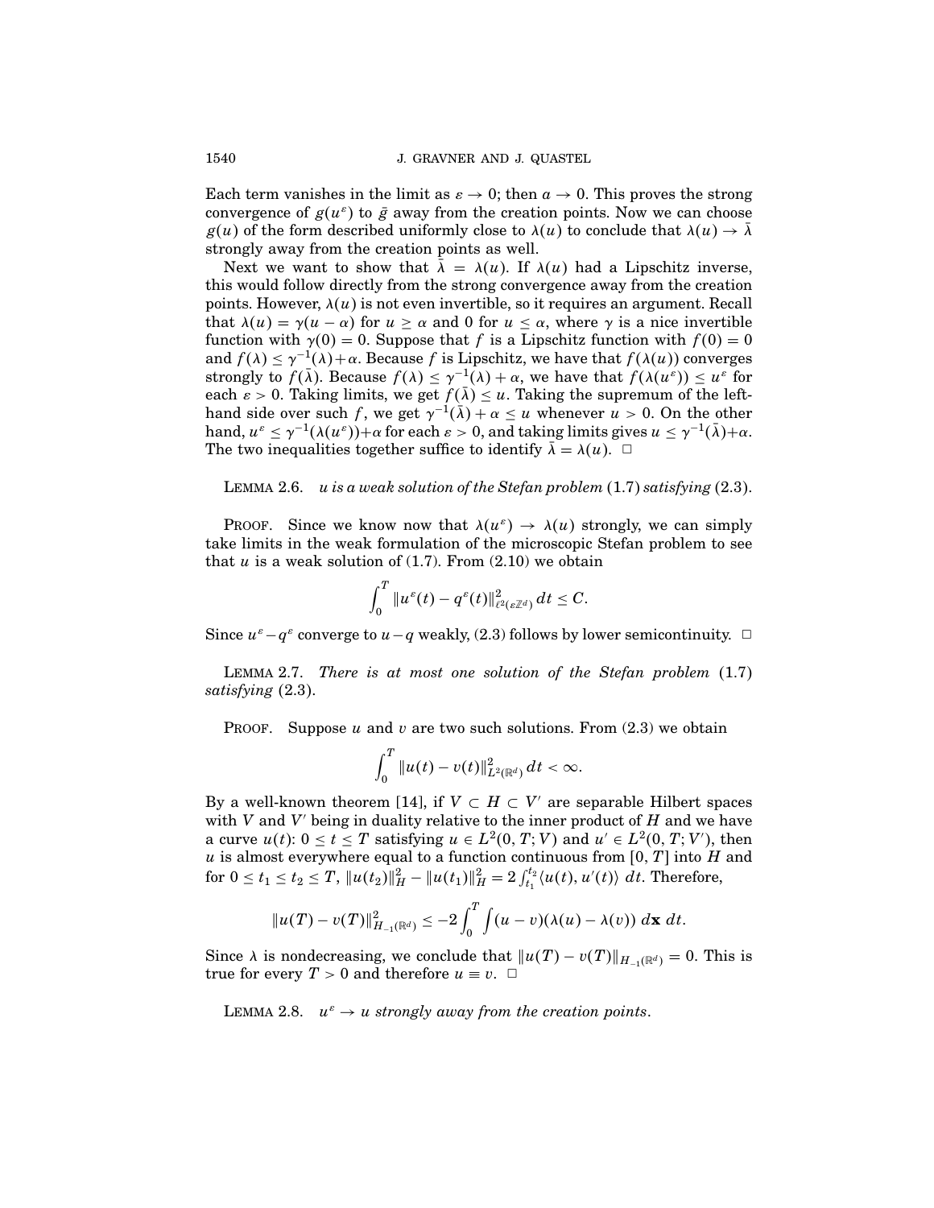Each term vanishes in the limit as $\varepsilon \to 0$; then $a \to 0$. This proves the strong convergence of $g(u^\varepsilon)$ to $\bar{g}$ away from the creation points. Now we can choose $g(u)$ of the form described uniformly close to $\lambda(u)$ to conclude that $\lambda(u) \to \bar{\lambda}$ strongly away from the creation points as well.

Next we want to show that $\bar{\lambda} = \lambda(u)$. If $\lambda(u)$ had a Lipschitz inverse, this would follow directly from the strong convergence away from the creation points. However, $\lambda(u)$ is not even invertible, so it requires an argument. Recall that $\lambda(u) = \gamma(u - \alpha)$ for $u \geq \alpha$ and 0 for $u \leq \alpha$, where $\gamma$ is a nice invertible function with $\gamma(0) = 0$. Suppose that $f$ is a Lipschitz function with $f(0) = 0$ and $f(\lambda) \leq \gamma^{-1}(\lambda) + \alpha$. Because $f$ is Lipschitz, we have that $f(\lambda(u))$ converges strongly to $f(\bar{\lambda})$. Because $f(\lambda) \leq \gamma^{-1}(\lambda) + \alpha$, we have that $f(\lambda(u^\varepsilon)) \leq u^\varepsilon$ for each $\varepsilon > 0$. Taking limits, we get $f(\bar{\lambda}) \leq u$. Taking the supremum of the left-hand side over such $f$, we get $\gamma^{-1}(\bar{\lambda}) + \alpha \leq u$ whenever $u > 0$. On the other hand, $u^\varepsilon \leq \gamma^{-1}(\lambda(u^\varepsilon)) + \alpha$ for each $\varepsilon > 0$, and taking limits gives $u \leq \gamma^{-1}(\bar{\lambda}) + \alpha$. The two inequalities together suffice to identify $\bar{\lambda} = \lambda(u)$. $\square$

LEMMA 2.6. *$u$ is a weak solution of the Stefan problem* (1.7) *satisfying* (2.3).

PROOF. Since we know now that $\lambda(u^\varepsilon) \to \lambda(u)$ strongly, we can simply take limits in the weak formulation of the microscopic Stefan problem to see that $u$ is a weak solution of (1.7). From (2.10) we obtain

$$\int_0^T \|u^\varepsilon(t) - q^\varepsilon(t)\|^2_{\ell^2(\varepsilon\mathbb{Z}^d)}\, dt \leq C.$$

Since $u^\varepsilon - q^\varepsilon$ converge to $u - q$ weakly, (2.3) follows by lower semicontinuity. $\square$

LEMMA 2.7. *There is at most one solution of the Stefan problem* (1.7) *satisfying* (2.3).

PROOF. Suppose $u$ and $v$ are two such solutions. From (2.3) we obtain

$$\int_0^T \|u(t) - v(t)\|^2_{L^2(\mathbb{R}^d)}\, dt < \infty.$$

By a well-known theorem [14], if $V \subset H \subset V'$ are separable Hilbert spaces with $V$ and $V'$ being in duality relative to the inner product of $H$ and we have a curve $u(t)$: $0 \leq t \leq T$ satisfying $u \in L^2(0, T; V)$ and $u' \in L^2(0, T; V')$, then $u$ is almost everywhere equal to a function continuous from $[0, T]$ into $H$ and for $0 \leq t_1 \leq t_2 \leq T$, $\|u(t_2)\|^2_H - \|u(t_1)\|^2_H = 2\int_{t_1}^{t_2} \langle u(t), u'(t)\rangle\, dt$. Therefore,

$$\|u(T) - v(T)\|^2_{H_{-1}(\mathbb{R}^d)} \leq -2\int_0^T \int (u - v)(\lambda(u) - \lambda(v))\, d\mathbf{x}\, dt.$$

Since $\lambda$ is nondecreasing, we conclude that $\|u(T) - v(T)\|_{H_{-1}(\mathbb{R}^d)} = 0$. This is true for every $T > 0$ and therefore $u \equiv v$. $\square$

LEMMA 2.8. *$u^\varepsilon \to u$ strongly away from the creation points.*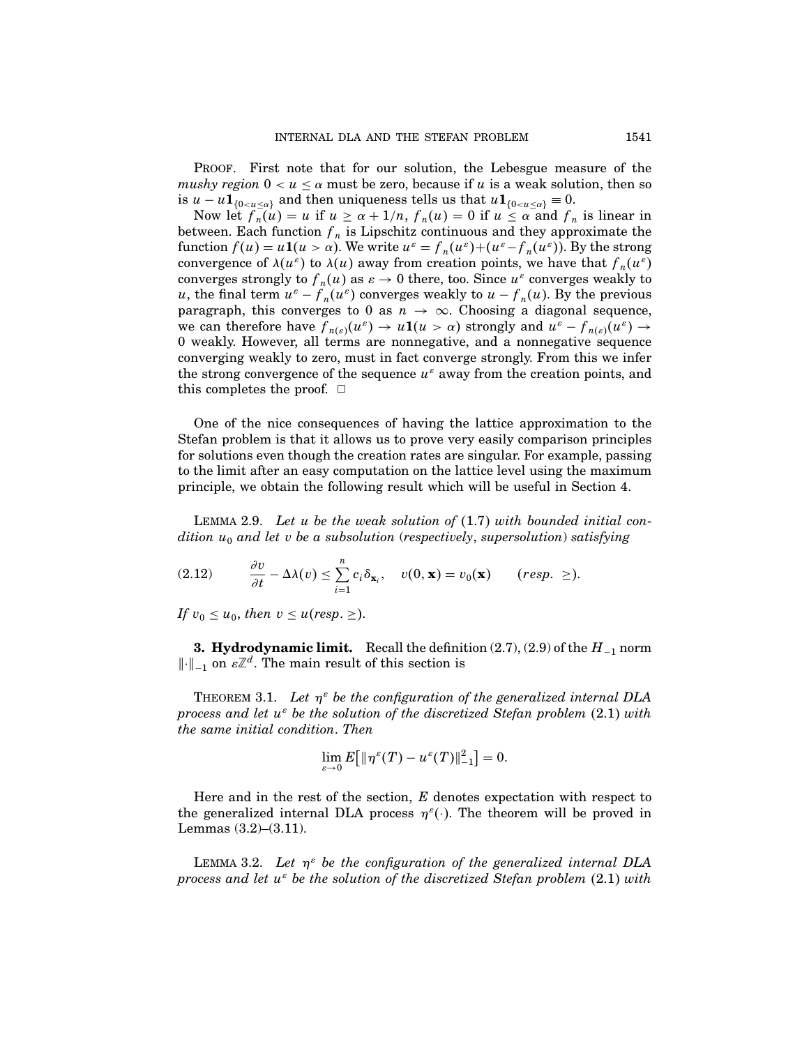PROOF. First note that for our solution, the Lebesgue measure of the *mushy region* $0 < u \leq \alpha$ must be zero, because if $u$ is a weak solution, then so is $u - u\mathbf{1}_{\{0<u\leq\alpha\}}$ and then uniqueness tells us that $u\mathbf{1}_{\{0<u\leq\alpha\}} \equiv 0$.

Now let $f_n(u) = u$ if $u \geq \alpha + 1/n$, $f_n(u) = 0$ if $u \leq \alpha$ and $f_n$ is linear in between. Each function $f_n$ is Lipschitz continuous and they approximate the function $f(u) = u\mathbf{1}(u > \alpha)$. We write $u^\varepsilon = f_n(u^\varepsilon) + (u^\varepsilon - f_n(u^\varepsilon))$. By the strong convergence of $\lambda(u^\varepsilon)$ to $\lambda(u)$ away from creation points, we have that $f_n(u^\varepsilon)$ converges strongly to $f_n(u)$ as $\varepsilon \to 0$ there, too. Since $u^\varepsilon$ converges weakly to $u$, the final term $u^\varepsilon - f_n(u^\varepsilon)$ converges weakly to $u - f_n(u)$. By the previous paragraph, this converges to 0 as $n \to \infty$. Choosing a diagonal sequence, we can therefore have $f_{n(\varepsilon)}(u^\varepsilon) \to u\mathbf{1}(u > \alpha)$ strongly and $u^\varepsilon - f_{n(\varepsilon)}(u^\varepsilon) \to 0$ weakly. However, all terms are nonnegative, and a nonnegative sequence converging weakly to zero, must in fact converge strongly. From this we infer the strong convergence of the sequence $u^\varepsilon$ away from the creation points, and this completes the proof. $\square$

One of the nice consequences of having the lattice approximation to the Stefan problem is that it allows us to prove very easily comparison principles for solutions even though the creation rates are singular. For example, passing to the limit after an easy computation on the lattice level using the maximum principle, we obtain the following result which will be useful in Section 4.

LEMMA 2.9. *Let $u$ be the weak solution of* (1.7) *with bounded initial condition $u_0$ and let $v$ be a subsolution* (*respectively, supersolution*) *satisfying*

$$\frac{\partial v}{\partial t} - \Delta\lambda(v) \leq \sum_{i=1}^{n} c_i \delta_{\mathbf{x}_i}, \quad v(0, \mathbf{x}) = v_0(\mathbf{x}) \qquad (resp.\ \geq). \tag{2.12}$$

*If $v_0 \leq u_0$, then $v \leq u$ (resp. $\geq$).*

## 3. Hydrodynamic limit.

Recall the definition (2.7), (2.9) of the $H_{-1}$ norm $\|\cdot\|_{-1}$ on $\varepsilon\mathbb{Z}^d$. The main result of this section is

THEOREM 3.1. *Let $\eta^\varepsilon$ be the configuration of the generalized internal DLA process and let $u^\varepsilon$ be the solution of the discretized Stefan problem* (2.1) *with the same initial condition. Then*

$$\lim_{\varepsilon\to 0} E\big[\|\eta^\varepsilon(T) - u^\varepsilon(T)\|_{-1}^2\big] = 0.$$

Here and in the rest of the section, $E$ denotes expectation with respect to the generalized internal DLA process $\eta^\varepsilon(\cdot)$. The theorem will be proved in Lemmas (3.2)–(3.11).

LEMMA 3.2. *Let $\eta^\varepsilon$ be the configuration of the generalized internal DLA process and let $u^\varepsilon$ be the solution of the discretized Stefan problem* (2.1) *with*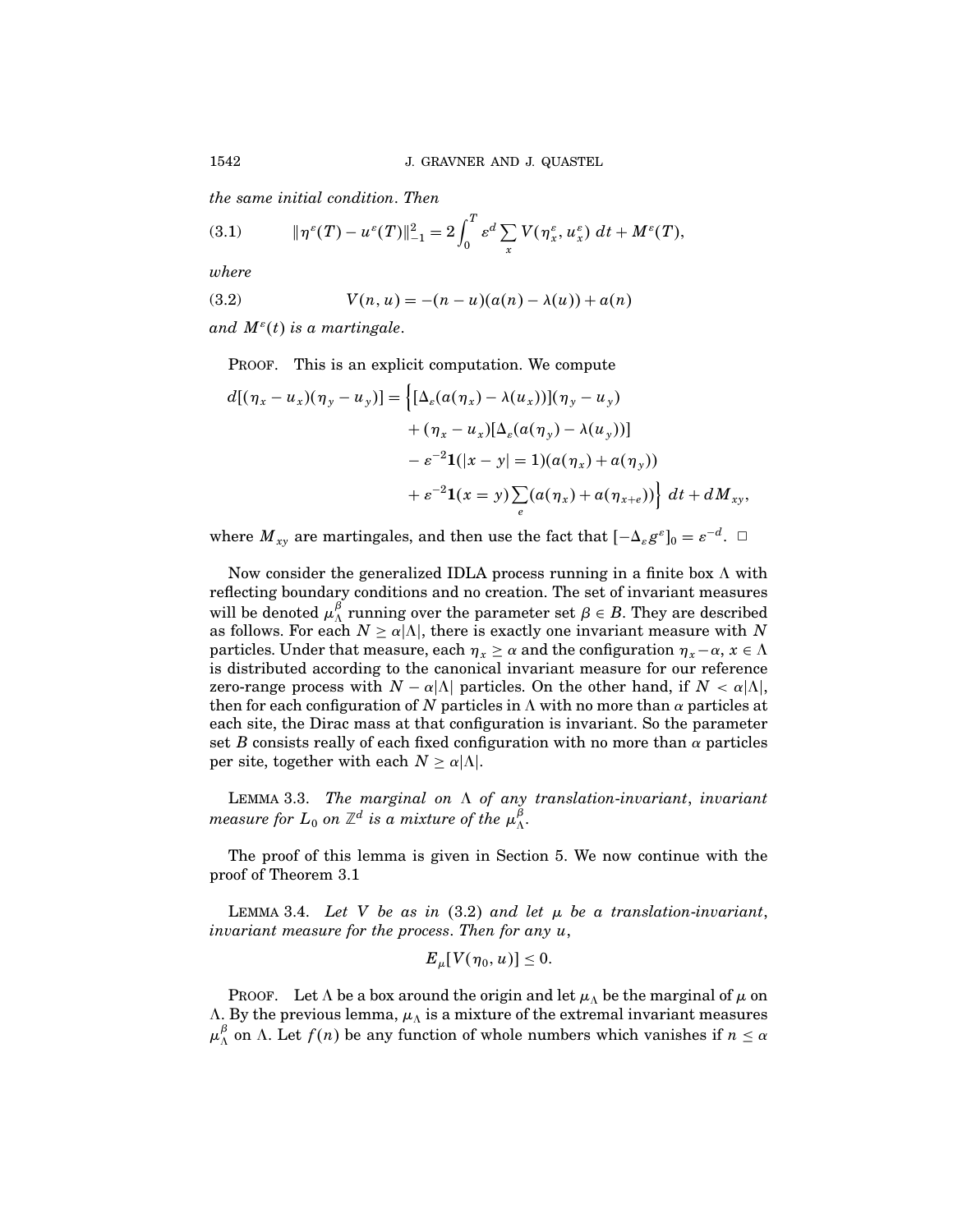*the same initial condition*. *Then*

$$\|\eta^\varepsilon(T) - u^\varepsilon(T)\|_{-1}^2 = 2\int_0^T \varepsilon^d \sum_x V(\eta_x^\varepsilon, u_x^\varepsilon)\, dt + M^\varepsilon(T), \tag{3.1}$$

*where*

$$V(n,u) = -(n-u)(a(n) - \lambda(u)) + a(n) \tag{3.2}$$

*and* $M^\varepsilon(t)$ *is a martingale*.

PROOF. This is an explicit computation. We compute

$$\begin{aligned}
d[(\eta_x - u_x)(\eta_y - u_y)] = \Big\{&[\Delta_\varepsilon(a(\eta_x) - \lambda(u_x))](\eta_y - u_y)\\
&+ (\eta_x - u_x)[\Delta_\varepsilon(a(\eta_y) - \lambda(u_y))]\\
&- \varepsilon^{-2}\mathbf{1}(|x-y| = 1)(a(\eta_x) + a(\eta_y))\\
&+ \varepsilon^{-2}\mathbf{1}(x = y)\sum_e (a(\eta_x) + a(\eta_{x+e}))\Big\}\, dt + dM_{xy},
\end{aligned}$$

where $M_{xy}$ are martingales, and then use the fact that $[-\Delta_\varepsilon g^\varepsilon]_0 = \varepsilon^{-d}$. $\square$

Now consider the generalized IDLA process running in a finite box $\Lambda$ with reflecting boundary conditions and no creation. The set of invariant measures will be denoted $\mu_\Lambda^\beta$ running over the parameter set $\beta \in B$. They are described as follows. For each $N \ge \alpha|\Lambda|$, there is exactly one invariant measure with $N$ particles. Under that measure, each $\eta_x \ge \alpha$ and the configuration $\eta_x - \alpha$, $x \in \Lambda$ is distributed according to the canonical invariant measure for our reference zero-range process with $N - \alpha|\Lambda|$ particles. On the other hand, if $N < \alpha|\Lambda|$, then for each configuration of $N$ particles in $\Lambda$ with no more than $\alpha$ particles at each site, the Dirac mass at that configuration is invariant. So the parameter set $B$ consists really of each fixed configuration with no more than $\alpha$ particles per site, together with each $N \ge \alpha|\Lambda|$.

LEMMA 3.3. *The marginal on* $\Lambda$ *of any translation-invariant*, *invariant measure for* $L_0$ *on* $\mathbb{Z}^d$ *is a mixture of the* $\mu_\Lambda^\beta$.

The proof of this lemma is given in Section 5. We now continue with the proof of Theorem 3.1

LEMMA 3.4. *Let* $V$ *be as in* (3.2) *and let* $\mu$ *be a translation-invariant*, *invariant measure for the process*. *Then for any* $u$,

$$E_\mu[V(\eta_0, u)] \le 0.$$

PROOF. Let $\Lambda$ be a box around the origin and let $\mu_\Lambda$ be the marginal of $\mu$ on $\Lambda$. By the previous lemma, $\mu_\Lambda$ is a mixture of the extremal invariant measures $\mu_\Lambda^\beta$ on $\Lambda$. Let $f(n)$ be any function of whole numbers which vanishes if $n \le \alpha$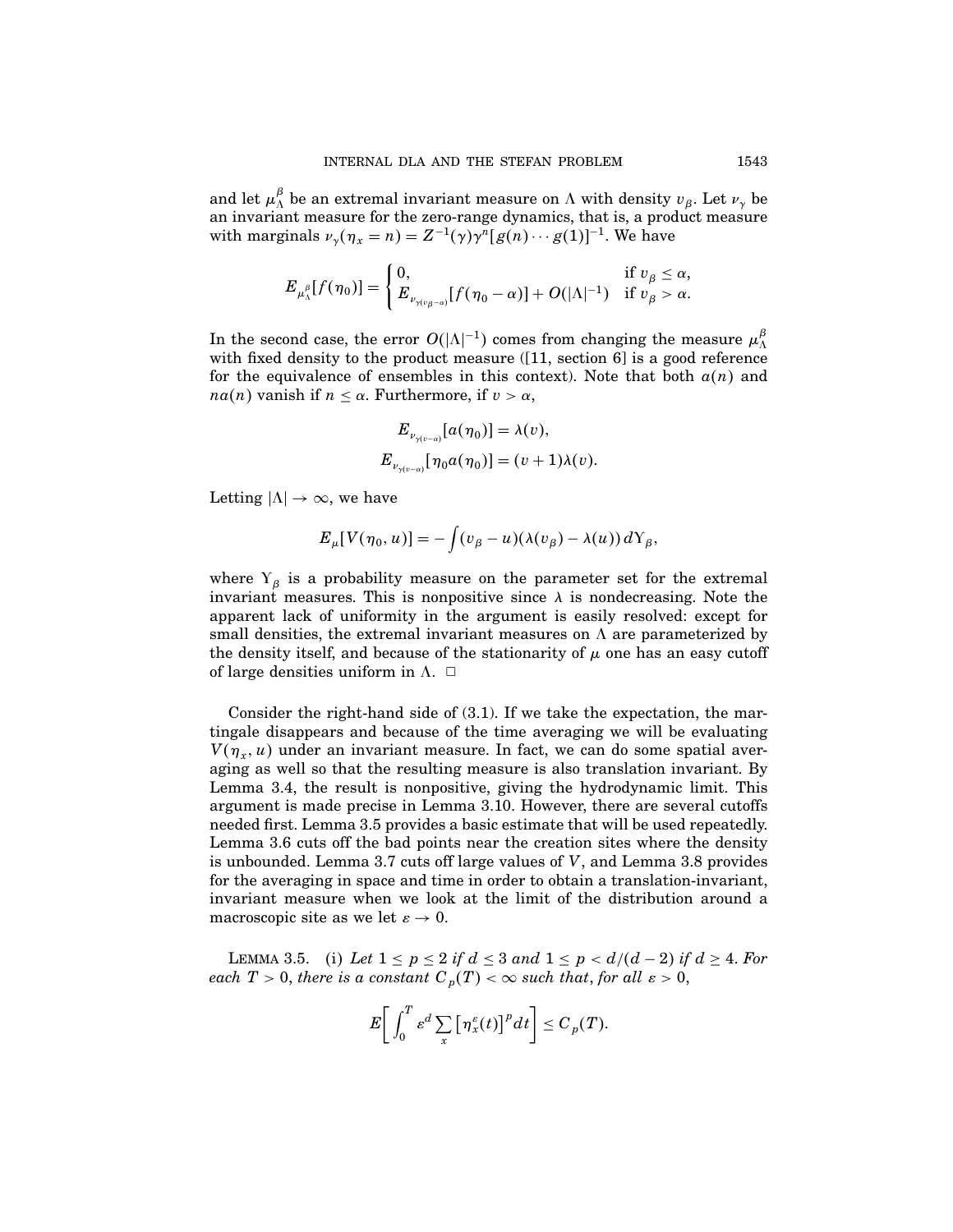and let $\mu_\Lambda^\beta$ be an extremal invariant measure on $\Lambda$ with density $v_\beta$. Let $\nu_\gamma$ be an invariant measure for the zero-range dynamics, that is, a product measure with marginals $\nu_\gamma(\eta_x = n) = Z^{-1}(\gamma)\gamma^n[g(n)\cdots g(1)]^{-1}$. We have

$$E_{\mu_\Lambda^\beta}[f(\eta_0)] = \begin{cases} 0, & \text{if } v_\beta \le \alpha, \\ E_{\nu_{\gamma(v_\beta-\alpha)}}[f(\eta_0 - \alpha)] + O(|\Lambda|^{-1}) & \text{if } v_\beta > \alpha. \end{cases}$$

In the second case, the error $O(|\Lambda|^{-1})$ comes from changing the measure $\mu_\Lambda^\beta$ with fixed density to the product measure ([11, section 6] is a good reference for the equivalence of ensembles in this context). Note that both $a(n)$ and $na(n)$ vanish if $n \le \alpha$. Furthermore, if $v > \alpha$,

$$E_{\nu_{\gamma(v-\alpha)}}[a(\eta_0)] = \lambda(v),$$
$$E_{\nu_{\gamma(v-\alpha)}}[\eta_0 a(\eta_0)] = (v+1)\lambda(v).$$

Letting $|\Lambda| \to \infty$, we have

$$E_\mu[V(\eta_0, u)] = -\int (v_\beta - u)(\lambda(v_\beta) - \lambda(u))\, d\Upsilon_\beta,$$

where $\Upsilon_\beta$ is a probability measure on the parameter set for the extremal invariant measures. This is nonpositive since $\lambda$ is nondecreasing. Note the apparent lack of uniformity in the argument is easily resolved: except for small densities, the extremal invariant measures on $\Lambda$ are parameterized by the density itself, and because of the stationarity of $\mu$ one has an easy cutoff of large densities uniform in $\Lambda$. $\square$

Consider the right-hand side of (3.1). If we take the expectation, the martingale disappears and because of the time averaging we will be evaluating $V(\eta_x, u)$ under an invariant measure. In fact, we can do some spatial averaging as well so that the resulting measure is also translation invariant. By Lemma 3.4, the result is nonpositive, giving the hydrodynamic limit. This argument is made precise in Lemma 3.10. However, there are several cutoffs needed first. Lemma 3.5 provides a basic estimate that will be used repeatedly. Lemma 3.6 cuts off the bad points near the creation sites where the density is unbounded. Lemma 3.7 cuts off large values of $V$, and Lemma 3.8 provides for the averaging in space and time in order to obtain a translation-invariant, invariant measure when we look at the limit of the distribution around a macroscopic site as we let $\varepsilon \to 0$.

LEMMA 3.5. (i) *Let $1 \le p \le 2$ if $d \le 3$ and $1 \le p < d/(d-2)$ if $d \ge 4$. For each $T > 0$, there is a constant $C_p(T) < \infty$ such that, for all $\varepsilon > 0$,*

$$E\left[\int_0^T \varepsilon^d \sum_x \left[\eta_x^\varepsilon(t)\right]^p dt\right] \le C_p(T).$$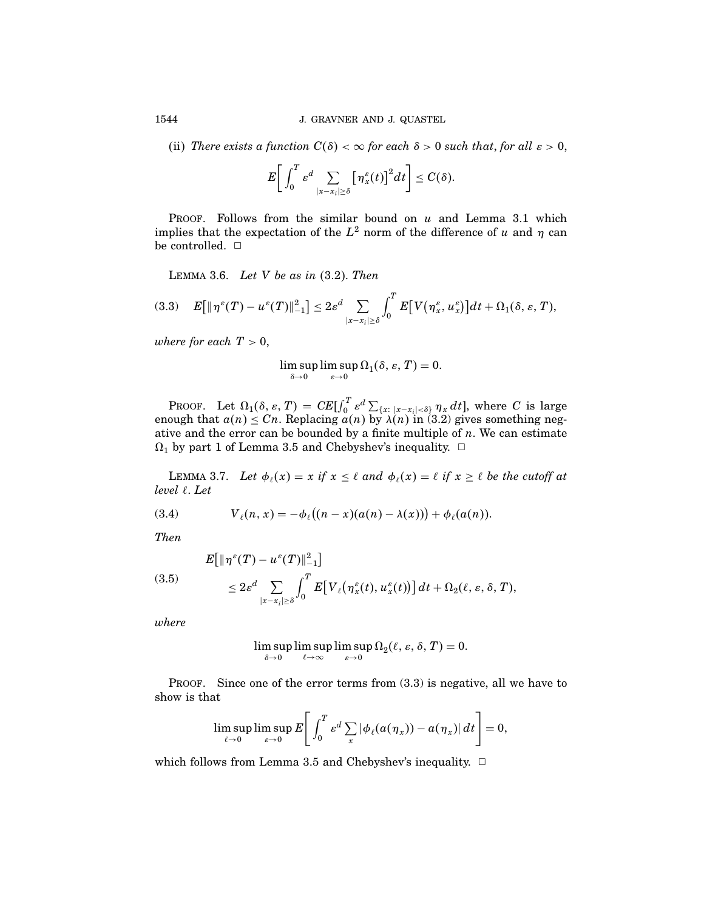(ii) *There exists a function* $C(\delta) < \infty$ *for each* $\delta > 0$ *such that, for all* $\varepsilon > 0$,

$$E\left[\int_0^T \varepsilon^d \sum_{|x-x_i|\geq\delta} \left[\eta_x^\varepsilon(t)\right]^2 dt\right] \leq C(\delta).$$

PROOF. Follows from the similar bound on $u$ and Lemma 3.1 which implies that the expectation of the $L^2$ norm of the difference of $u$ and $\eta$ can be controlled. □

LEMMA 3.6. *Let* $V$ *be as in* (3.2). *Then*

$$E\left[\|\eta^\varepsilon(T) - u^\varepsilon(T)\|_{-1}^2\right] \leq 2\varepsilon^d \sum_{|x-x_i|\geq\delta} \int_0^T E\left[V\left(\eta_x^\varepsilon, u_x^\varepsilon\right)\right] dt + \Omega_1(\delta, \varepsilon, T), \tag{3.3}$$

*where for each* $T > 0$,

$$\limsup_{\delta\to 0}\limsup_{\varepsilon\to 0}\Omega_1(\delta, \varepsilon, T) = 0.$$

PROOF. Let $\Omega_1(\delta, \varepsilon, T) = CE[\int_0^T \varepsilon^d \sum_{\{x:\, |x-x_i|<\delta\}} \eta_x\, dt]$, where $C$ is large enough that $a(n) \leq Cn$. Replacing $a(n)$ by $\lambda(n)$ in (3.2) gives something negative and the error can be bounded by a finite multiple of $n$. We can estimate $\Omega_1$ by part 1 of Lemma 3.5 and Chebyshev's inequality. □

LEMMA 3.7. *Let* $\phi_\ell(x) = x$ *if* $x \leq \ell$ *and* $\phi_\ell(x) = \ell$ *if* $x \geq \ell$ *be the cutoff at level* $\ell$. *Let*

$$V_\ell(n, x) = -\phi_\ell\big((n-x)(a(n) - \lambda(x))\big) + \phi_\ell(a(n)). \tag{3.4}$$

*Then*

$$\begin{aligned} &E\left[\|\eta^\varepsilon(T) - u^\varepsilon(T)\|_{-1}^2\right] \\ &\quad \leq 2\varepsilon^d \sum_{|x-x_i|\geq\delta} \int_0^T E\left[V_\ell\left(\eta_x^\varepsilon(t), u_x^\varepsilon(t)\right)\right] dt + \Omega_2(\ell, \varepsilon, \delta, T), \end{aligned} \tag{3.5}$$

*where*

$$\limsup_{\delta\to 0}\limsup_{\ell\to\infty}\limsup_{\varepsilon\to 0}\Omega_2(\ell, \varepsilon, \delta, T) = 0.$$

PROOF. Since one of the error terms from (3.3) is negative, all we have to show is that

$$\limsup_{\ell\to 0}\limsup_{\varepsilon\to 0} E\left[\int_0^T \varepsilon^d \sum_x |\phi_\ell(a(\eta_x)) - a(\eta_x)|\, dt\right] = 0,$$

which follows from Lemma 3.5 and Chebyshev's inequality. □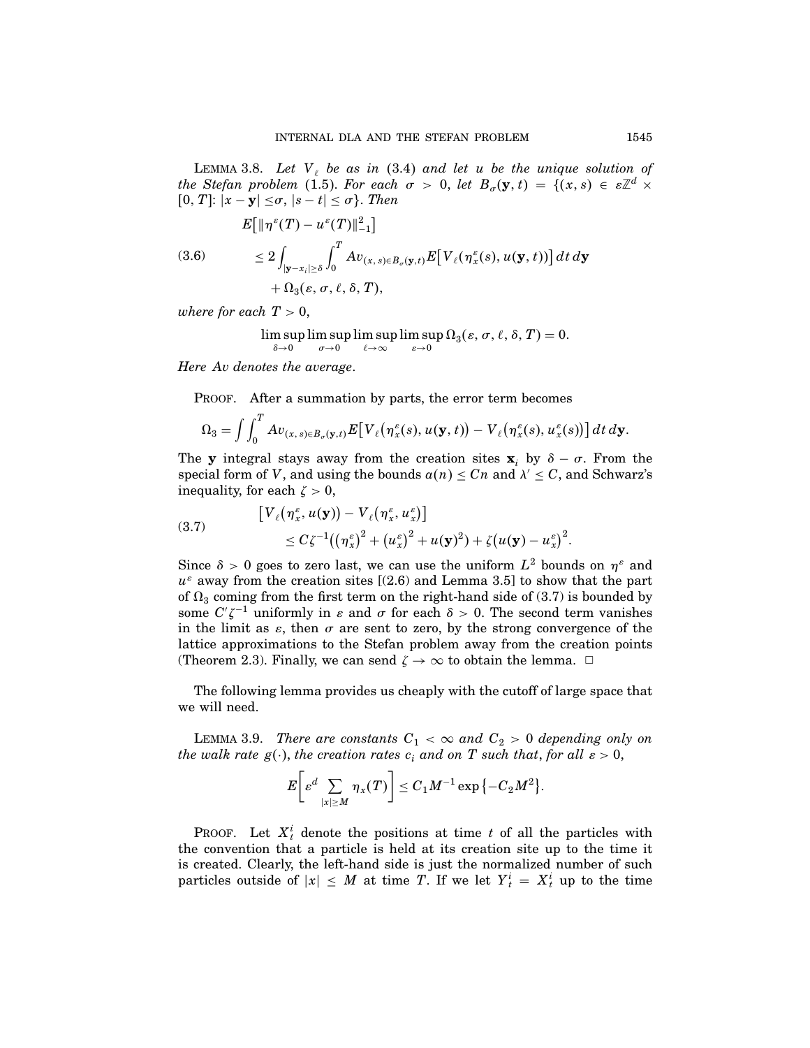**Lemma 3.8.** *Let $V_\ell$ be as in (3.4) and let $u$ be the unique solution of the Stefan problem (1.5). For each $\sigma > 0$, let $B_\sigma(\mathbf{y}, t) = \{(x, s) \in \varepsilon\mathbb{Z}^d \times [0, T]: |x - \mathbf{y}| \le \sigma, |s - t| \le \sigma\}$. Then*

$$
\begin{aligned}
&E\big[\|\eta^\varepsilon(T) - u^\varepsilon(T)\|_{-1}^2\big] \\
&\qquad \le 2\int_{|\mathbf{y}-x_i|\ge\delta}\int_0^T Av_{(x,s)\in B_\sigma(\mathbf{y},t)} E\big[V_\ell(\eta_x^\varepsilon(s), u(\mathbf{y}, t))\big]\,dt\,d\mathbf{y} \qquad (3.6)\\
&\qquad\quad + \Omega_3(\varepsilon, \sigma, \ell, \delta, T),
\end{aligned}
$$

*where for each $T > 0$,*

$$
\limsup_{\delta\to 0}\limsup_{\sigma\to 0}\limsup_{\ell\to\infty}\limsup_{\varepsilon\to 0}\Omega_3(\varepsilon, \sigma, \ell, \delta, T) = 0.
$$

*Here $Av$ denotes the average.*

Proof. After a summation by parts, the error term becomes

$$
\Omega_3 = \int\int_0^T Av_{(x,s)\in B_\sigma(\mathbf{y},t)} E\big[V_\ell(\eta_x^\varepsilon(s), u(\mathbf{y}, t)) - V_\ell(\eta_x^\varepsilon(s), u_x^\varepsilon(s))\big]\,dt\,d\mathbf{y}.
$$

The $\mathbf{y}$ integral stays away from the creation sites $\mathbf{x}_i$ by $\delta - \sigma$. From the special form of $V$, and using the bounds $a(n) \le Cn$ and $\lambda' \le C$, and Schwarz's inequality, for each $\zeta > 0$,

$$
\begin{aligned}
&\big[V_\ell(\eta_x^\varepsilon, u(\mathbf{y})) - V_\ell(\eta_x^\varepsilon, u_x^\varepsilon)\big] \\
&\qquad \le C\zeta^{-1}\big((\eta_x^\varepsilon)^2 + (u_x^\varepsilon)^2 + u(\mathbf{y})^2\big) + \zeta\big(u(\mathbf{y}) - u_x^\varepsilon\big)^2. \qquad (3.7)
\end{aligned}
$$

Since $\delta > 0$ goes to zero last, we can use the uniform $L^2$ bounds on $\eta^\varepsilon$ and $u^\varepsilon$ away from the creation sites [(2.6) and Lemma 3.5] to show that the part of $\Omega_3$ coming from the first term on the right-hand side of (3.7) is bounded by some $C'\zeta^{-1}$ uniformly in $\varepsilon$ and $\sigma$ for each $\delta > 0$. The second term vanishes in the limit as $\varepsilon$, then $\sigma$ are sent to zero, by the strong convergence of the lattice approximations to the Stefan problem away from the creation points (Theorem 2.3). Finally, we can send $\zeta \to \infty$ to obtain the lemma. □

The following lemma provides us cheaply with the cutoff of large space that we will need.

**Lemma 3.9.** *There are constants $C_1 < \infty$ and $C_2 > 0$ depending only on the walk rate $g(\cdot)$, the creation rates $c_i$ and on $T$ such that, for all $\varepsilon > 0$,*

$$
E\bigg[\varepsilon^d \sum_{|x|\ge M}\eta_x(T)\bigg] \le C_1 M^{-1}\exp\{-C_2 M^2\}.
$$

Proof. Let $X_t^i$ denote the positions at time $t$ of all the particles with the convention that a particle is held at its creation site up to the time it is created. Clearly, the left-hand side is just the normalized number of such particles outside of $|x| \le M$ at time $T$. If we let $Y_t^i = X_t^i$ up to the time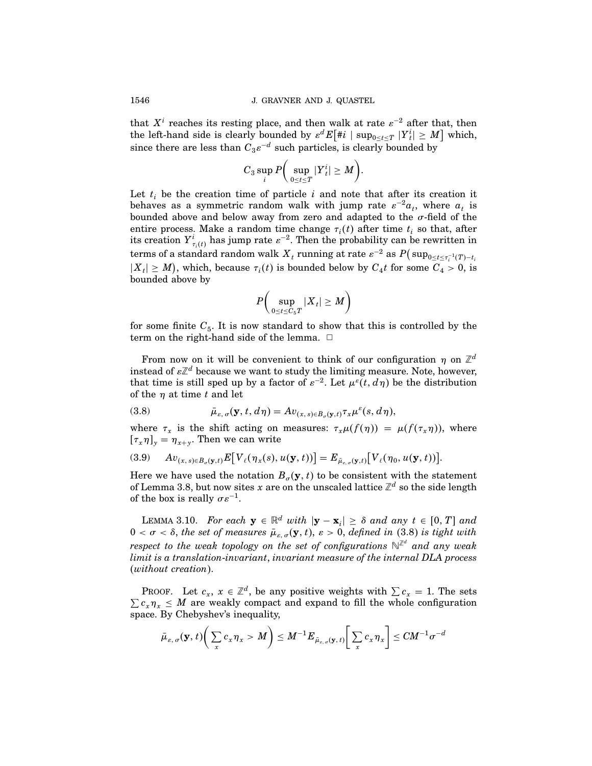that $X^i$ reaches its resting place, and then walk at rate $\varepsilon^{-2}$ after that, then the left-hand side is clearly bounded by $\varepsilon^d E\big[\#i \mid \sup_{0\le t\le T} |Y_t^i| \ge M\big]$ which, since there are less than $C_3\varepsilon^{-d}$ such particles, is clearly bounded by

$$C_3 \sup_i P\bigg(\sup_{0\le t\le T} |Y_t^i| \ge M\bigg).$$

Let $t_i$ be the creation time of particle $i$ and note that after its creation it behaves as a symmetric random walk with jump rate $\varepsilon^{-2}a_t$, where $a_t$ is bounded above and below away from zero and adapted to the $\sigma$-field of the entire process. Make a random time change $\tau_i(t)$ after time $t_i$ so that, after its creation $Y^i_{\tau_i(t)}$ has jump rate $\varepsilon^{-2}$. Then the probability can be rewritten in terms of a standard random walk $X_t$ running at rate $\varepsilon^{-2}$ as $P\big(\sup_{0\le t\le \tau_i^{-1}(T)-t_i} |X_t| \ge M\big)$, which, because $\tau_i(t)$ is bounded below by $C_4 t$ for some $C_4 > 0$, is bounded above by

$$P\bigg(\sup_{0\le t\le C_5 T} |X_t| \ge M\bigg)$$

for some finite $C_5$. It is now standard to show that this is controlled by the term on the right-hand side of the lemma. $\square$

From now on it will be convenient to think of our configuration $\eta$ on $\mathbb{Z}^d$ instead of $\varepsilon\mathbb{Z}^d$ because we want to study the limiting measure. Note, however, that time is still sped up by a factor of $\varepsilon^{-2}$. Let $\mu^\varepsilon(t, d\eta)$ be the distribution of the $\eta$ at time $t$ and let

$$\bar{\mu}_{\varepsilon,\sigma}(\mathbf{y}, t, d\eta) = Av_{(x,s)\in B_\sigma(\mathbf{y},t)} \tau_x \mu^\varepsilon(s, d\eta), \tag{3.8}$$

where $\tau_x$ is the shift acting on measures: $\tau_x\mu(f(\eta)) = \mu(f(\tau_x\eta))$, where $[\tau_x\eta]_y = \eta_{x+y}$. Then we can write

$$Av_{(x,s)\in B_\sigma(\mathbf{y},t)} E\big[V_\ell(\eta_x(s), u(\mathbf{y}, t))\big] = E_{\bar{\mu}_{\varepsilon,\sigma}(\mathbf{y},t)}\big[V_\ell(\eta_0, u(\mathbf{y}, t))\big]. \tag{3.9}$$

Here we have used the notation $B_\sigma(\mathbf{y}, t)$ to be consistent with the statement of Lemma 3.8, but now sites $x$ are on the unscaled lattice $\mathbb{Z}^d$ so the side length of the box is really $\sigma\varepsilon^{-1}$.

LEMMA 3.10. *For each $\mathbf{y} \in \mathbb{R}^d$ with $|\mathbf{y} - \mathbf{x}_i| \ge \delta$ and any $t \in [0, T]$ and $0 < \sigma < \delta$, the set of measures $\bar{\mu}_{\varepsilon,\sigma}(\mathbf{y}, t)$, $\varepsilon > 0$, defined in* (3.8) *is tight with respect to the weak topology on the set of configurations $\mathbb{N}^{\mathbb{Z}^d}$ and any weak limit is a translation-invariant, invariant measure of the internal DLA process* (*without creation*).

PROOF. Let $c_x$, $x \in \mathbb{Z}^d$, be any positive weights with $\sum c_x = 1$. The sets $\sum c_x\eta_x \le M$ are weakly compact and expand to fill the whole configuration space. By Chebyshev's inequality,

$$\bar{\mu}_{\varepsilon,\sigma}(\mathbf{y}, t)\bigg(\sum_x c_x\eta_x > M\bigg) \le M^{-1} E_{\bar{\mu}_{\varepsilon,\sigma}(\mathbf{y},t)}\bigg[\sum_x c_x\eta_x\bigg] \le CM^{-1}\sigma^{-d}$$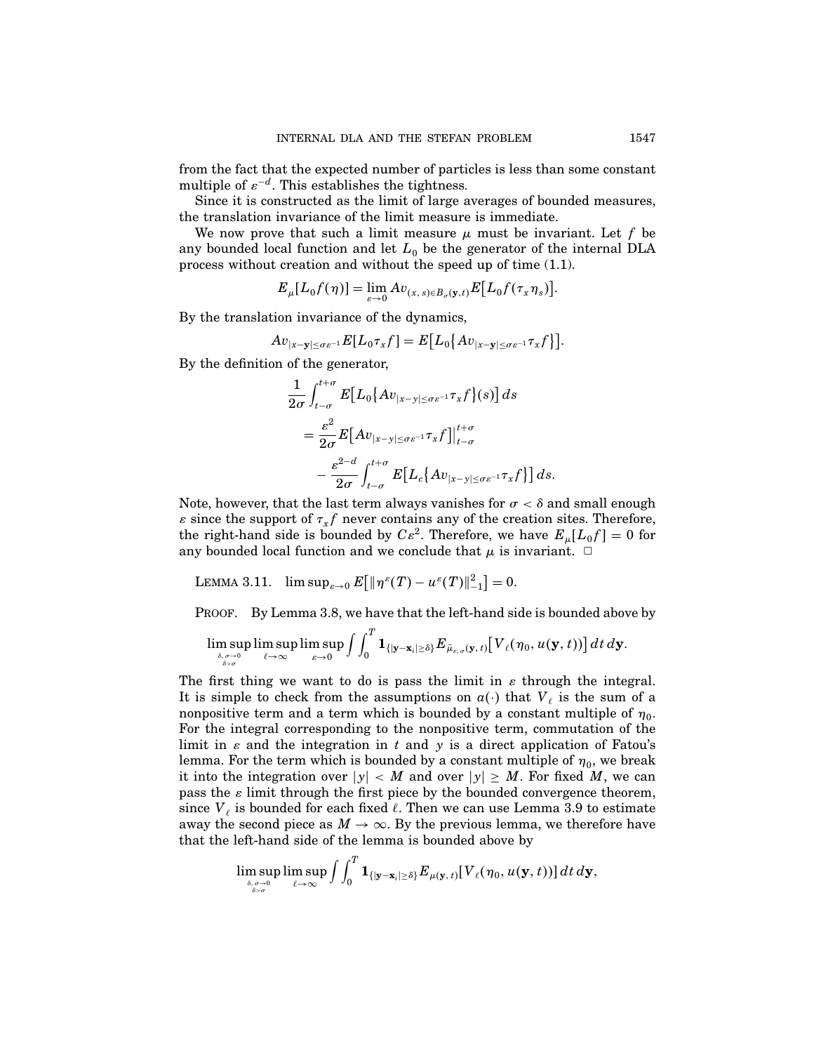from the fact that the expected number of particles is less than some constant multiple of $\varepsilon^{-d}$. This establishes the tightness.

Since it is constructed as the limit of large averages of bounded measures, the translation invariance of the limit measure is immediate.

We now prove that such a limit measure $\mu$ must be invariant. Let $f$ be any bounded local function and let $L_0$ be the generator of the internal DLA process without creation and without the speed up of time (1.1).

$$E_\mu[L_0 f(\eta)] = \lim_{\varepsilon \to 0} Av_{(x,\,s) \in B_\sigma(\mathbf{y},t)} E\big[L_0 f(\tau_x \eta_s)\big].$$

By the translation invariance of the dynamics,

$$Av_{|x-\mathbf{y}| \le \sigma\varepsilon^{-1}} E[L_0 \tau_x f] = E\big[L_0\big\{Av_{|x-\mathbf{y}| \le \sigma\varepsilon^{-1}} \tau_x f\big\}\big].$$

By the definition of the generator,

$$\begin{aligned}
&\frac{1}{2\sigma}\int_{t-\sigma}^{t+\sigma} E\big[L_0\big\{Av_{|x-y| \le \sigma\varepsilon^{-1}} \tau_x f\big\}(s)\big]\,ds \\
&\quad = \frac{\varepsilon^2}{2\sigma} E\big[Av_{|x-y| \le \sigma\varepsilon^{-1}} \tau_x f\big]\Big|_{t-\sigma}^{t+\sigma} \\
&\qquad - \frac{\varepsilon^{2-d}}{2\sigma}\int_{t-\sigma}^{t+\sigma} E\big[L_c\big\{Av_{|x-y| \le \sigma\varepsilon^{-1}} \tau_x f\big\}\big]\,ds.
\end{aligned}$$

Note, however, that the last term always vanishes for $\sigma < \delta$ and small enough $\varepsilon$ since the support of $\tau_x f$ never contains any of the creation sites. Therefore, the right-hand side is bounded by $C\varepsilon^2$. Therefore, we have $E_\mu[L_0 f] = 0$ for any bounded local function and we conclude that $\mu$ is invariant. $\square$

LEMMA 3.11. $\limsup_{\varepsilon \to 0} E\big[\|\eta^\varepsilon(T) - u^\varepsilon(T)\|_{-1}^2\big] = 0.$

PROOF. By Lemma 3.8, we have that the left-hand side is bounded above by

$$\limsup_{\substack{\delta,\,\sigma \to 0 \\ \delta > \sigma}} \limsup_{\ell \to \infty} \limsup_{\varepsilon \to 0} \int\int_0^T \mathbf{1}_{\{|\mathbf{y}-\mathbf{x}_i| \ge \delta\}} E_{\bar{\mu}_{\varepsilon,\,\sigma}(\mathbf{y},\,t)}\big[V_\ell(\eta_0, u(\mathbf{y},t))\big]\,dt\,d\mathbf{y}.$$

The first thing we want to do is pass the limit in $\varepsilon$ through the integral. It is simple to check from the assumptions on $a(\cdot)$ that $V_\ell$ is the sum of a nonpositive term and a term which is bounded by a constant multiple of $\eta_0$. For the integral corresponding to the nonpositive term, commutation of the limit in $\varepsilon$ and the integration in $t$ and $y$ is a direct application of Fatou's lemma. For the term which is bounded by a constant multiple of $\eta_0$, we break it into the integration over $|y| < M$ and over $|y| \ge M$. For fixed $M$, we can pass the $\varepsilon$ limit through the first piece by the bounded convergence theorem, since $V_\ell$ is bounded for each fixed $\ell$. Then we can use Lemma 3.9 to estimate away the second piece as $M \to \infty$. By the previous lemma, we therefore have that the left-hand side of the lemma is bounded above by

$$\limsup_{\substack{\delta,\,\sigma \to 0 \\ \delta > \sigma}} \limsup_{\ell \to \infty} \int\int_0^T \mathbf{1}_{\{|\mathbf{y}-\mathbf{x}_i| \ge \delta\}} E_{\mu(\mathbf{y},\,t)}[V_\ell(\eta_0, u(\mathbf{y},t))]\,dt\,d\mathbf{y},$$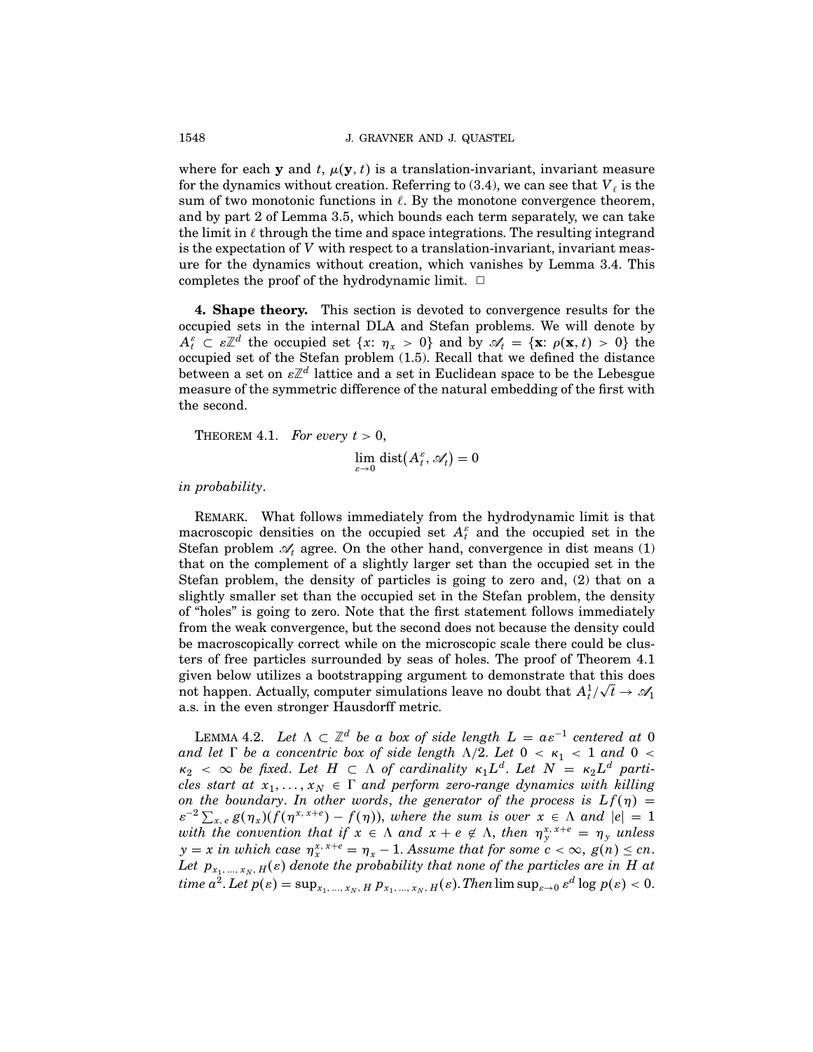where for each $\mathbf{y}$ and $t$, $\mu(\mathbf{y}, t)$ is a translation-invariant, invariant measure for the dynamics without creation. Referring to (3.4), we can see that $V_\ell$ is the sum of two monotonic functions in $\ell$. By the monotone convergence theorem, and by part 2 of Lemma 3.5, which bounds each term separately, we can take the limit in $\ell$ through the time and space integrations. The resulting integrand is the expectation of $V$ with respect to a translation-invariant, invariant measure for the dynamics without creation, which vanishes by Lemma 3.4. This completes the proof of the hydrodynamic limit. $\square$

**4. Shape theory.** This section is devoted to convergence results for the occupied sets in the internal DLA and Stefan problems. We will denote by $A_t^\varepsilon \subset \varepsilon\mathbb{Z}^d$ the occupied set $\{x\colon \eta_x > 0\}$ and by $\mathscr{A}_t = \{\mathbf{x}\colon \rho(\mathbf{x}, t) > 0\}$ the occupied set of the Stefan problem (1.5). Recall that we defined the distance between a set on $\varepsilon\mathbb{Z}^d$ lattice and a set in Euclidean space to be the Lebesgue measure of the symmetric difference of the natural embedding of the first with the second.

THEOREM 4.1. *For every* $t > 0$,

$$\lim_{\varepsilon\to 0} \operatorname{dist}(A_t^\varepsilon, \mathscr{A}_t) = 0$$

*in probability.*

REMARK. What follows immediately from the hydrodynamic limit is that macroscopic densities on the occupied set $A_t^\varepsilon$ and the occupied set in the Stefan problem $\mathscr{A}_t$ agree. On the other hand, convergence in dist means (1) that on the complement of a slightly larger set than the occupied set in the Stefan problem, the density of particles is going to zero and, (2) that on a slightly smaller set than the occupied set in the Stefan problem, the density of "holes" is going to zero. Note that the first statement follows immediately from the weak convergence, but the second does not because the density could be macroscopically correct while on the microscopic scale there could be clusters of free particles surrounded by seas of holes. The proof of Theorem 4.1 given below utilizes a bootstrapping argument to demonstrate that this does not happen. Actually, computer simulations leave no doubt that $A_t^1/\sqrt{t} \to \mathscr{A}_1$ a.s. in the even stronger Hausdorff metric.

LEMMA 4.2. *Let $\Lambda \subset \mathbb{Z}^d$ be a box of side length $L = a\varepsilon^{-1}$ centered at 0 and let $\Gamma$ be a concentric box of side length $\Lambda/2$. Let $0 < \kappa_1 < 1$ and $0 < \kappa_2 < \infty$ be fixed. Let $H \subset \Lambda$ of cardinality $\kappa_1 L^d$. Let $N = \kappa_2 L^d$ particles start at $x_1, \dots, x_N \in \Gamma$ and perform zero-range dynamics with killing on the boundary. In other words, the generator of the process is $Lf(\eta) = \varepsilon^{-2}\sum_{x,e} g(\eta_x)(f(\eta^{x,x+e}) - f(\eta))$, where the sum is over $x \in \Lambda$ and $|e| = 1$ with the convention that if $x \in \Lambda$ and $x + e \notin \Lambda$, then $\eta_y^{x,x+e} = \eta_y$ unless $y = x$ in which case $\eta_x^{x,x+e} = \eta_x - 1$. Assume that for some $c < \infty$, $g(n) \le cn$. Let $p_{x_1,\dots,x_N,H}(\varepsilon)$ denote the probability that none of the particles are in $H$ at time $a^2$. Let $p(\varepsilon) = \sup_{x_1,\dots,x_N,H} p_{x_1,\dots,x_N,H}(\varepsilon)$. Then $\limsup_{\varepsilon\to 0} \varepsilon^d \log p(\varepsilon) < 0$.*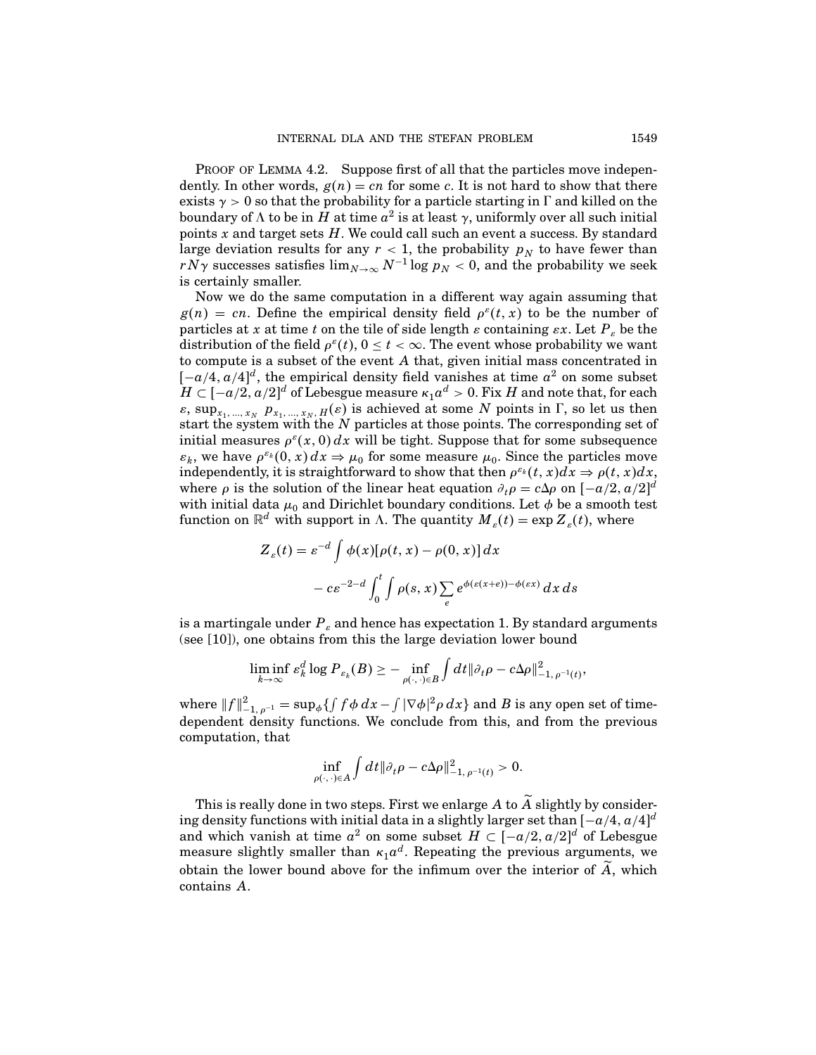PROOF OF LEMMA 4.2. Suppose first of all that the particles move independently. In other words, $g(n) = cn$ for some $c$. It is not hard to show that there exists $\gamma > 0$ so that the probability for a particle starting in $\Gamma$ and killed on the boundary of $\Lambda$ to be in $H$ at time $a^2$ is at least $\gamma$, uniformly over all such initial points $x$ and target sets $H$. We could call such an event a success. By standard large deviation results for any $r < 1$, the probability $p_N$ to have fewer than $rN\gamma$ successes satisfies $\lim_{N\to\infty} N^{-1} \log p_N < 0$, and the probability we seek is certainly smaller.

Now we do the same computation in a different way again assuming that $g(n) = cn$. Define the empirical density field $\rho^\varepsilon(t, x)$ to be the number of particles at $x$ at time $t$ on the tile of side length $\varepsilon$ containing $\varepsilon x$. Let $P_\varepsilon$ be the distribution of the field $\rho^\varepsilon(t)$, $0 \le t < \infty$. The event whose probability we want to compute is a subset of the event $A$ that, given initial mass concentrated in $[-a/4, a/4]^d$, the empirical density field vanishes at time $a^2$ on some subset $H \subset [-a/2, a/2]^d$ of Lebesgue measure $\kappa_1 a^d > 0$. Fix $H$ and note that, for each $\varepsilon$, $\sup_{x_1, \dots, x_N} p_{x_1, \dots, x_N, H}(\varepsilon)$ is achieved at some $N$ points in $\Gamma$, so let us then start the system with the $N$ particles at those points. The corresponding set of initial measures $\rho^\varepsilon(x, 0)\,dx$ will be tight. Suppose that for some subsequence $\varepsilon_k$, we have $\rho^{\varepsilon_k}(0, x)\,dx \Rightarrow \mu_0$ for some measure $\mu_0$. Since the particles move independently, it is straightforward to show that then $\rho^{\varepsilon_k}(t, x)dx \Rightarrow \rho(t, x)dx$, where $\rho$ is the solution of the linear heat equation $\partial_t \rho = c\Delta\rho$ on $[-a/2, a/2]^d$ with initial data $\mu_0$ and Dirichlet boundary conditions. Let $\phi$ be a smooth test function on $\mathbb{R}^d$ with support in $\Lambda$. The quantity $M_\varepsilon(t) = \exp Z_\varepsilon(t)$, where

$$
\begin{aligned}
Z_\varepsilon(t) &= \varepsilon^{-d} \int \phi(x)[\rho(t, x) - \rho(0, x)]\,dx \\
&\quad - c\varepsilon^{-2-d} \int_0^t \int \rho(s, x) \sum_e e^{\phi(\varepsilon(x+e)) - \phi(\varepsilon x)}\,dx\,ds
\end{aligned}
$$

is a martingale under $P_\varepsilon$ and hence has expectation 1. By standard arguments (see [10]), one obtains from this the large deviation lower bound

$$
\liminf_{k\to\infty} \varepsilon_k^d \log P_{\varepsilon_k}(B) \ge -\inf_{\rho(\cdot,\cdot)\in B} \int dt \|\partial_t \rho - c\Delta\rho\|^2_{-1, \rho^{-1}(t)},
$$

where $\|f\|^2_{-1, \rho^{-1}} = \sup_\phi \{\int f\phi\,dx - \int |\nabla\phi|^2 \rho\,dx\}$ and $B$ is any open set of time-dependent density functions. We conclude from this, and from the previous computation, that

$$
\inf_{\rho(\cdot,\cdot)\in A} \int dt \|\partial_t \rho - c\Delta\rho\|^2_{-1, \rho^{-1}(t)} > 0.
$$

This is really done in two steps. First we enlarge $A$ to $\widetilde{A}$ slightly by considering density functions with initial data in a slightly larger set than $[-a/4, a/4]^d$ and which vanish at time $a^2$ on some subset $H \subset [-a/2, a/2]^d$ of Lebesgue measure slightly smaller than $\kappa_1 a^d$. Repeating the previous arguments, we obtain the lower bound above for the infimum over the interior of $\widetilde{A}$, which contains $A$.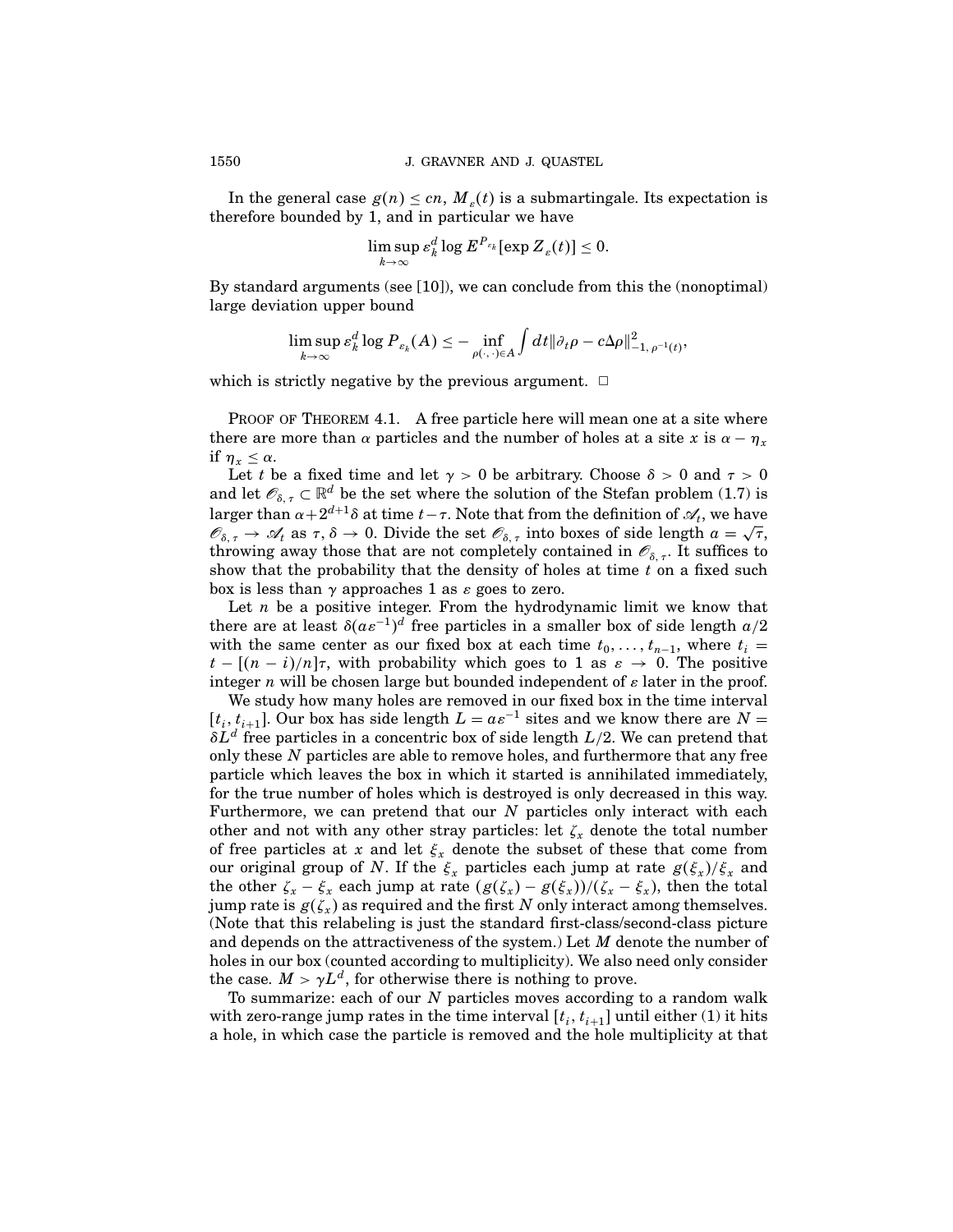In the general case $g(n) \le cn$, $M_\varepsilon(t)$ is a submartingale. Its expectation is therefore bounded by 1, and in particular we have

$$\limsup_{k\to\infty} \varepsilon_k^d \log E^{P_{\varepsilon_k}}[\exp Z_\varepsilon(t)] \le 0.$$

By standard arguments (see [10]), we can conclude from this the (nonoptimal) large deviation upper bound

$$\limsup_{k\to\infty} \varepsilon_k^d \log P_{\varepsilon_k}(A) \le -\inf_{\rho(\cdot,\cdot)\in A} \int dt \|\partial_t \rho - c\Delta\rho\|^2_{-1,\,\rho^{-1}(t)},$$

which is strictly negative by the previous argument. $\square$

PROOF OF THEOREM 4.1. A free particle here will mean one at a site where there are more than $\alpha$ particles and the number of holes at a site $x$ is $\alpha - \eta_x$ if $\eta_x \le \alpha$.

Let $t$ be a fixed time and let $\gamma > 0$ be arbitrary. Choose $\delta > 0$ and $\tau > 0$ and let $\mathscr{O}_{\delta,\tau} \subset \mathbb{R}^d$ be the set where the solution of the Stefan problem (1.7) is larger than $\alpha + 2^{d+1}\delta$ at time $t-\tau$. Note that from the definition of $\mathscr{A}_t$, we have $\mathscr{O}_{\delta,\tau} \to \mathscr{A}_t$ as $\tau, \delta \to 0$. Divide the set $\mathscr{O}_{\delta,\tau}$ into boxes of side length $a = \sqrt{\tau}$, throwing away those that are not completely contained in $\mathscr{O}_{\delta,\tau}$. It suffices to show that the probability that the density of holes at time $t$ on a fixed such box is less than $\gamma$ approaches 1 as $\varepsilon$ goes to zero.

Let $n$ be a positive integer. From the hydrodynamic limit we know that there are at least $\delta(a\varepsilon^{-1})^d$ free particles in a smaller box of side length $a/2$ with the same center as our fixed box at each time $t_0, \dots, t_{n-1}$, where $t_i = t - [(n-i)/n]\tau$, with probability which goes to 1 as $\varepsilon \to 0$. The positive integer $n$ will be chosen large but bounded independent of $\varepsilon$ later in the proof.

We study how many holes are removed in our fixed box in the time interval $[t_i, t_{i+1}]$. Our box has side length $L = a\varepsilon^{-1}$ sites and we know there are $N = \delta L^d$ free particles in a concentric box of side length $L/2$. We can pretend that only these $N$ particles are able to remove holes, and furthermore that any free particle which leaves the box in which it started is annihilated immediately, for the true number of holes which is destroyed is only decreased in this way. Furthermore, we can pretend that our $N$ particles only interact with each other and not with any other stray particles: let $\zeta_x$ denote the total number of free particles at $x$ and let $\xi_x$ denote the subset of these that come from our original group of $N$. If the $\xi_x$ particles each jump at rate $g(\xi_x)/\xi_x$ and the other $\zeta_x - \xi_x$ each jump at rate $(g(\zeta_x) - g(\xi_x))/(\zeta_x - \xi_x)$, then the total jump rate is $g(\zeta_x)$ as required and the first $N$ only interact among themselves. (Note that this relabeling is just the standard first-class/second-class picture and depends on the attractiveness of the system.) Let $M$ denote the number of holes in our box (counted according to multiplicity). We also need only consider the case. $M > \gamma L^d$, for otherwise there is nothing to prove.

To summarize: each of our $N$ particles moves according to a random walk with zero-range jump rates in the time interval $[t_i, t_{i+1}]$ until either (1) it hits a hole, in which case the particle is removed and the hole multiplicity at that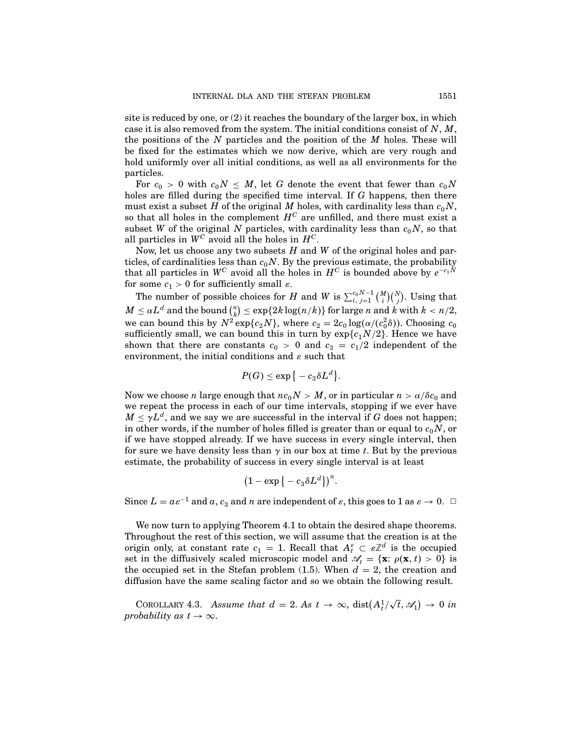site is reduced by one, or (2) it reaches the boundary of the larger box, in which case it is also removed from the system. The initial conditions consist of $N$, $M$, the positions of the $N$ particles and the position of the $M$ holes. These will be fixed for the estimates which we now derive, which are very rough and hold uniformly over all initial conditions, as well as all environments for the particles.

For $c_0 > 0$ with $c_0 N \leq M$, let $G$ denote the event that fewer than $c_0 N$ holes are filled during the specified time interval. If $G$ happens, then there must exist a subset $H$ of the original $M$ holes, with cardinality less than $c_0 N$, so that all holes in the complement $H^C$ are unfilled, and there must exist a subset $W$ of the original $N$ particles, with cardinality less than $c_0 N$, so that all particles in $W^C$ avoid all the holes in $H^C$.

Now, let us choose any two subsets $H$ and $W$ of the original holes and particles, of cardinalities less than $c_0 N$. By the previous estimate, the probability that all particles in $W^C$ avoid all the holes in $H^C$ is bounded above by $e^{-c_1 N}$ for some $c_1 > 0$ for sufficiently small $\varepsilon$.

The number of possible choices for $H$ and $W$ is $\sum_{i,\, j=1}^{c_0 N - 1} \binom{M}{i}\binom{N}{j}$. Using that $M \leq \alpha L^d$ and the bound $\binom{n}{k} \leq \exp\{2k \log(n/k)\}$ for large $n$ and $k$ with $k < n/2$, we can bound this by $N^2 \exp\{c_2 N\}$, where $c_2 = 2c_0 \log(\alpha/(c_0^2 \delta))$. Choosing $c_0$ sufficiently small, we can bound this in turn by $\exp\{c_1 N/2\}$. Hence we have shown that there are constants $c_0 > 0$ and $c_3 = c_1/2$ independent of the environment, the initial conditions and $\varepsilon$ such that

$$P(G) \leq \exp\{-c_3 \delta L^d\}.$$

Now we choose $n$ large enough that $n c_0 N > M$, or in particular $n > \alpha/\delta c_0$ and we repeat the process in each of our time intervals, stopping if we ever have $M \leq \gamma L^d$, and we say we are successful in the interval if $G$ does not happen; in other words, if the number of holes filled is greater than or equal to $c_0 N$, or if we have stopped already. If we have success in every single interval, then for sure we have density less than $\gamma$ in our box at time $t$. But by the previous estimate, the probability of success in every single interval is at least

$$\left(1 - \exp\{-c_3 \delta L^d\}\right)^n.$$

Since $L = a\varepsilon^{-1}$ and $a$, $c_3$ and $n$ are independent of $\varepsilon$, this goes to 1 as $\varepsilon \to 0$. $\square$

We now turn to applying Theorem 4.1 to obtain the desired shape theorems. Throughout the rest of this section, we will assume that the creation is at the origin only, at constant rate $c_1 = 1$. Recall that $A_t^\varepsilon \subset \varepsilon\mathbb{Z}^d$ is the occupied set in the diffusively scaled microscopic model and $\mathscr{A}_t = \{\mathbf{x}\colon \rho(\mathbf{x}, t) > 0\}$ is the occupied set in the Stefan problem (1.5). When $d = 2$, the creation and diffusion have the same scaling factor and so we obtain the following result.

COROLLARY 4.3. *Assume that $d = 2$. As $t \to \infty$, $\operatorname{dist}(A_t^1/\sqrt{t}, \mathscr{A}_1) \to 0$ in probability as $t \to \infty$.*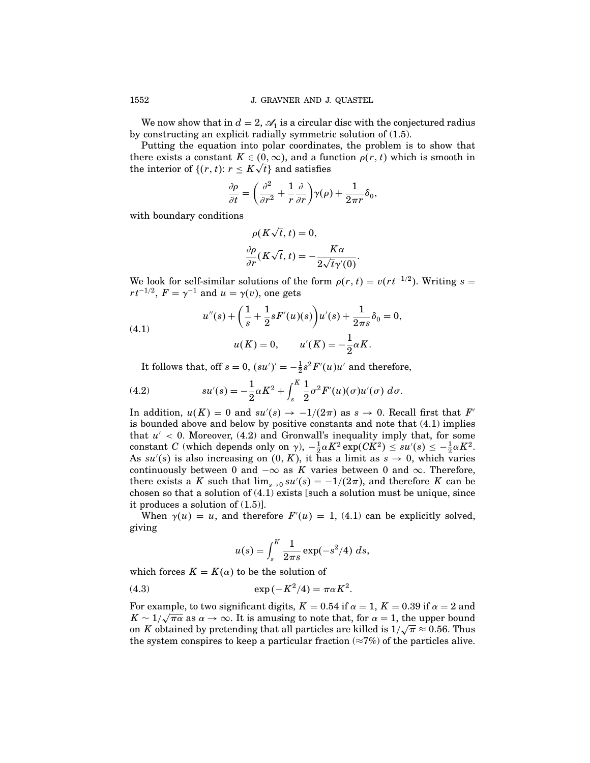We now show that in $d = 2$, $\mathscr{A}_1$ is a circular disc with the conjectured radius by constructing an explicit radially symmetric solution of (1.5).

Putting the equation into polar coordinates, the problem is to show that there exists a constant $K \in (0, \infty)$, and a function $\rho(r, t)$ which is smooth in the interior of $\{(r, t): r \le K\sqrt{t}\}$ and satisfies

$$\frac{\partial \rho}{\partial t} = \left(\frac{\partial^2}{\partial r^2} + \frac{1}{r}\frac{\partial}{\partial r}\right)\gamma(\rho) + \frac{1}{2\pi r}\delta_0,$$

with boundary conditions

$$\rho(K\sqrt{t}, t) = 0,$$

$$\frac{\partial \rho}{\partial r}(K\sqrt{t}, t) = -\frac{K\alpha}{2\sqrt{t}\gamma'(0)}.$$

We look for self-similar solutions of the form $\rho(r, t) = v(rt^{-1/2})$. Writing $s = rt^{-1/2}$, $F = \gamma^{-1}$ and $u = \gamma(v)$, one gets

$$u''(s) + \left(\frac{1}{s} + \frac{1}{2}sF'(u)(s)\right)u'(s) + \frac{1}{2\pi s}\delta_0 = 0, \tag{4.1}$$

$$u(K) = 0, \qquad u'(K) = -\frac{1}{2}\alpha K.$$

It follows that, off $s = 0$, $(su')' = -\frac{1}{2}s^2 F'(u)u'$ and therefore,

$$su'(s) = -\frac{1}{2}\alpha K^2 + \int_s^K \frac{1}{2}\sigma^2 F'(u)(\sigma)u'(\sigma)\, d\sigma. \tag{4.2}$$

In addition, $u(K) = 0$ and $su'(s) \to -1/(2\pi)$ as $s \to 0$. Recall first that $F'$ is bounded above and below by positive constants and note that (4.1) implies that $u' < 0$. Moreover, (4.2) and Gronwall's inequality imply that, for some constant $C$ (which depends only on $\gamma$), $-\frac{1}{2}\alpha K^2 \exp(CK^2) \le su'(s) \le -\frac{1}{2}\alpha K^2$. As $su'(s)$ is also increasing on $(0, K)$, it has a limit as $s \to 0$, which varies continuously between 0 and $-\infty$ as $K$ varies between 0 and $\infty$. Therefore, there exists a $K$ such that $\lim_{s\to 0} su'(s) = -1/(2\pi)$, and therefore $K$ can be chosen so that a solution of (4.1) exists [such a solution must be unique, since it produces a solution of (1.5)].

When $\gamma(u) = u$, and therefore $F'(u) = 1$, (4.1) can be explicitly solved, giving

$$u(s) = \int_s^K \frac{1}{2\pi s}\exp(-s^2/4)\, ds,$$

which forces $K = K(\alpha)$ to be the solution of

$$\exp(-K^2/4) = \pi\alpha K^2. \tag{4.3}$$

For example, to two significant digits, $K = 0.54$ if $\alpha = 1$, $K = 0.39$ if $\alpha = 2$ and $K \sim 1/\sqrt{\pi\alpha}$ as $\alpha \to \infty$. It is amusing to note that, for $\alpha = 1$, the upper bound on $K$ obtained by pretending that all particles are killed is $1/\sqrt{\pi} \approx 0.56$. Thus the system conspires to keep a particular fraction ($\approx$7%) of the particles alive.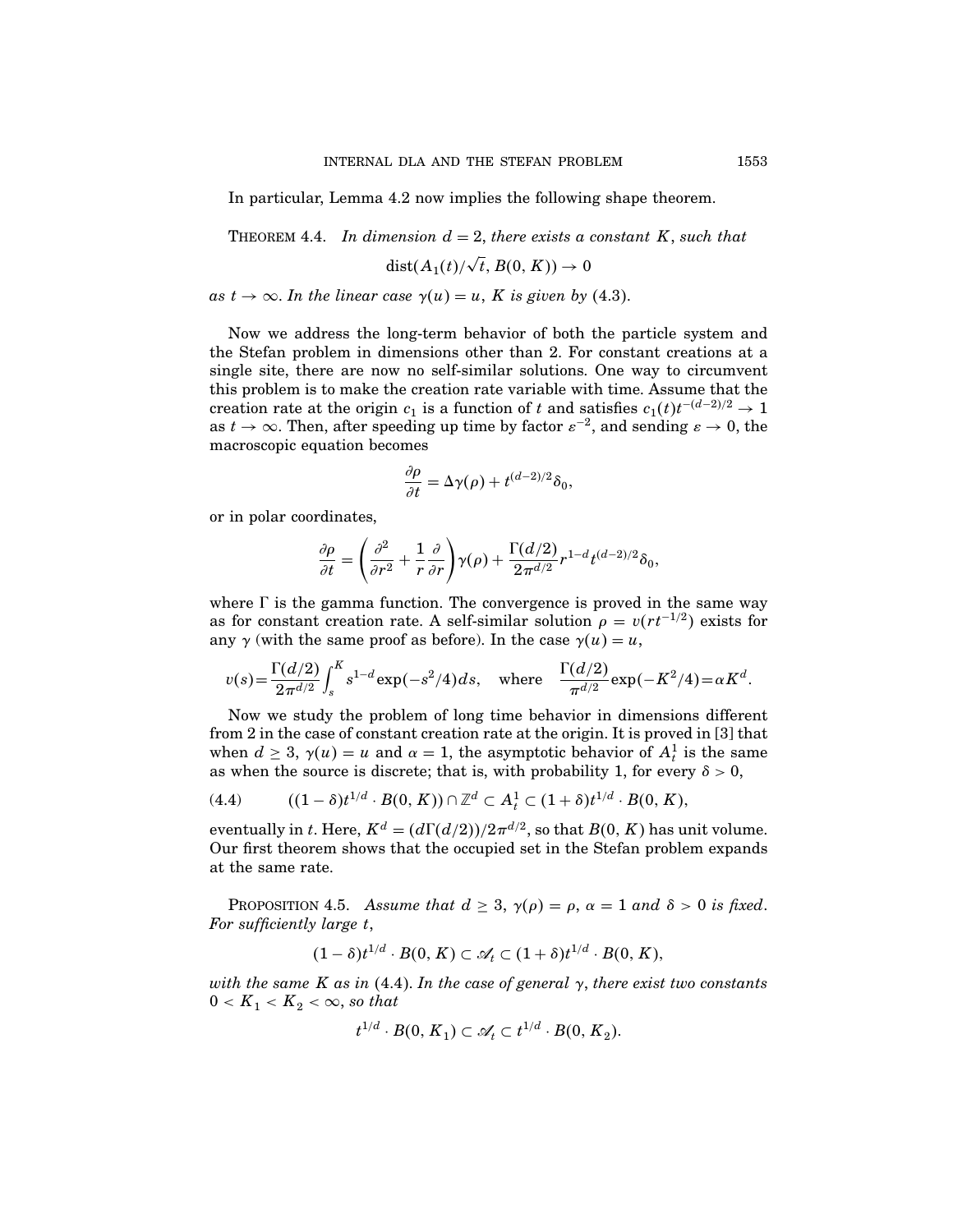In particular, Lemma 4.2 now implies the following shape theorem.

THEOREM 4.4. *In dimension $d = 2$, there exists a constant $K$, such that*

$$\operatorname{dist}(A_1(t)/\sqrt{t}, B(0, K)) \to 0$$

*as $t \to \infty$. In the linear case $\gamma(u) = u$, $K$ is given by* (4.3).

Now we address the long-term behavior of both the particle system and the Stefan problem in dimensions other than 2. For constant creations at a single site, there are now no self-similar solutions. One way to circumvent this problem is to make the creation rate variable with time. Assume that the creation rate at the origin $c_1$ is a function of $t$ and satisfies $c_1(t)t^{-(d-2)/2} \to 1$ as $t \to \infty$. Then, after speeding up time by factor $\varepsilon^{-2}$, and sending $\varepsilon \to 0$, the macroscopic equation becomes

$$\frac{\partial \rho}{\partial t} = \Delta\gamma(\rho) + t^{(d-2)/2}\delta_0,$$

or in polar coordinates,

$$\frac{\partial \rho}{\partial t} = \left(\frac{\partial^2}{\partial r^2} + \frac{1}{r}\frac{\partial}{\partial r}\right)\gamma(\rho) + \frac{\Gamma(d/2)}{2\pi^{d/2}} r^{1-d} t^{(d-2)/2}\delta_0,$$

where $\Gamma$ is the gamma function. The convergence is proved in the same way as for constant creation rate. A self-similar solution $\rho = v(rt^{-1/2})$ exists for any $\gamma$ (with the same proof as before). In the case $\gamma(u) = u$,

$$v(s) = \frac{\Gamma(d/2)}{2\pi^{d/2}} \int_s^K s^{1-d} \exp(-s^2/4)\, ds, \quad \text{where} \quad \frac{\Gamma(d/2)}{\pi^{d/2}} \exp(-K^2/4) = \alpha K^d.$$

Now we study the problem of long time behavior in dimensions different from 2 in the case of constant creation rate at the origin. It is proved in [3] that when $d \geq 3$, $\gamma(u) = u$ and $\alpha = 1$, the asymptotic behavior of $A_t^1$ is the same as when the source is discrete; that is, with probability 1, for every $\delta > 0$,

$$((1-\delta)t^{1/d} \cdot B(0, K)) \cap \mathbb{Z}^d \subset A_t^1 \subset (1+\delta)t^{1/d} \cdot B(0, K), \tag{4.4}$$

eventually in $t$. Here, $K^d = (d\Gamma(d/2))/2\pi^{d/2}$, so that $B(0, K)$ has unit volume. Our first theorem shows that the occupied set in the Stefan problem expands at the same rate.

PROPOSITION 4.5. *Assume that $d \geq 3$, $\gamma(\rho) = \rho$, $\alpha = 1$ and $\delta > 0$ is fixed. For sufficiently large $t$,*

$$(1-\delta)t^{1/d} \cdot B(0, K) \subset \mathscr{A}_t \subset (1+\delta)t^{1/d} \cdot B(0, K),$$

*with the same $K$ as in* (4.4). *In the case of general $\gamma$, there exist two constants $0 < K_1 < K_2 < \infty$, so that*

$$t^{1/d} \cdot B(0, K_1) \subset \mathscr{A}_t \subset t^{1/d} \cdot B(0, K_2).$$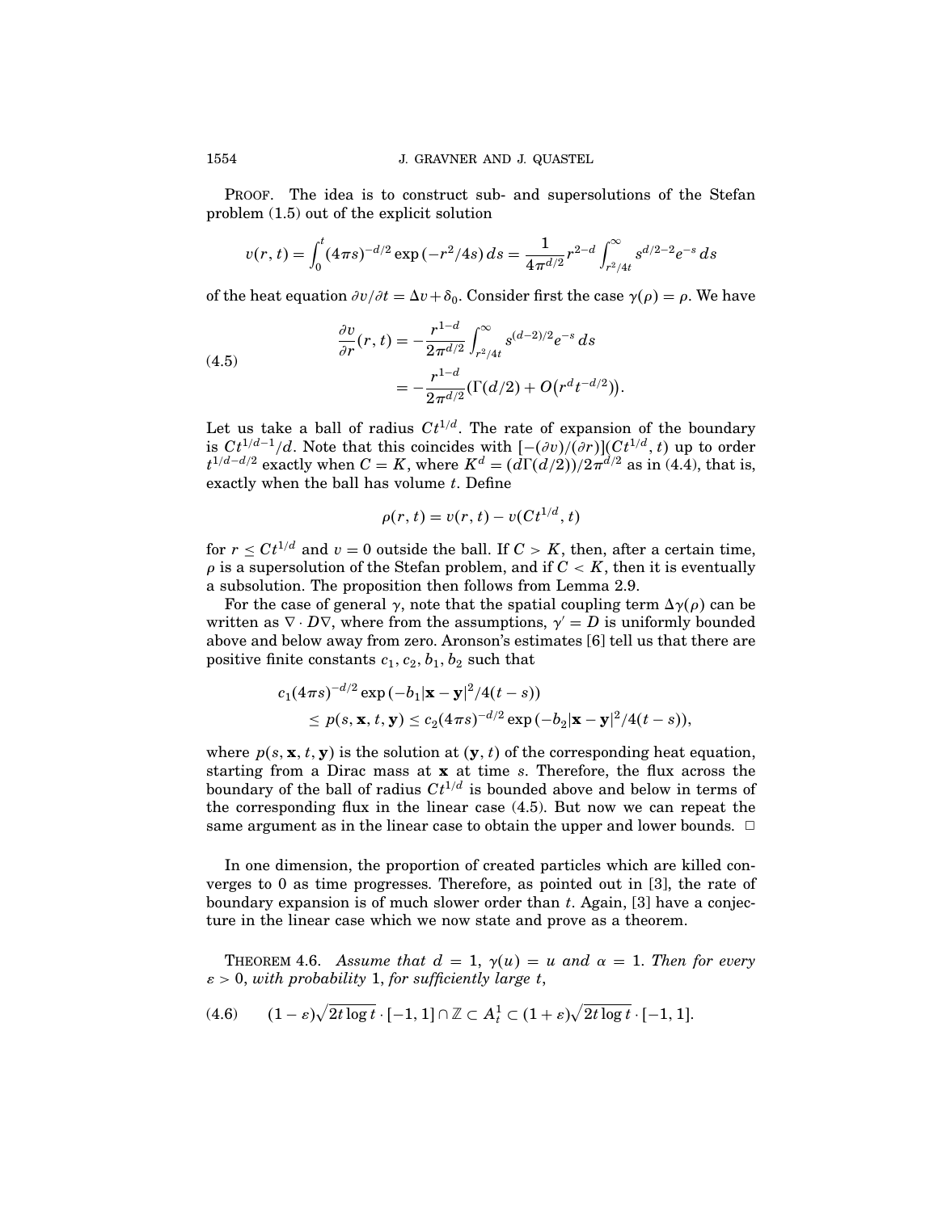PROOF. The idea is to construct sub- and supersolutions of the Stefan problem (1.5) out of the explicit solution

$$v(r,t) = \int_0^t (4\pi s)^{-d/2} \exp(-r^2/4s)\, ds = \frac{1}{4\pi^{d/2}} r^{2-d} \int_{r^2/4t}^{\infty} s^{d/2-2} e^{-s}\, ds$$

of the heat equation $\partial v/\partial t = \Delta v + \delta_0$. Consider first the case $\gamma(\rho) = \rho$. We have

$$\begin{aligned} \frac{\partial v}{\partial r}(r,t) &= -\frac{r^{1-d}}{2\pi^{d/2}} \int_{r^2/4t}^{\infty} s^{(d-2)/2} e^{-s}\, ds \\ &= -\frac{r^{1-d}}{2\pi^{d/2}} \big(\Gamma(d/2) + O\big(r^d t^{-d/2}\big)\big). \end{aligned} \tag{4.5}$$

Let us take a ball of radius $Ct^{1/d}$. The rate of expansion of the boundary is $Ct^{1/d-1}/d$. Note that this coincides with $[-(\partial v)/(\partial r)](Ct^{1/d}, t)$ up to order $t^{1/d-d/2}$ exactly when $C = K$, where $K^d = (d\Gamma(d/2))/2\pi^{d/2}$ as in (4.4), that is, exactly when the ball has volume $t$. Define

$$\rho(r,t) = v(r,t) - v(Ct^{1/d}, t)$$

for $r \le Ct^{1/d}$ and $v = 0$ outside the ball. If $C > K$, then, after a certain time, $\rho$ is a supersolution of the Stefan problem, and if $C < K$, then it is eventually a subsolution. The proposition then follows from Lemma 2.9.

For the case of general $\gamma$, note that the spatial coupling term $\Delta\gamma(\rho)$ can be written as $\nabla \cdot D\nabla$, where from the assumptions, $\gamma' = D$ is uniformly bounded above and below away from zero. Aronson's estimates [6] tell us that there are positive finite constants $c_1, c_2, b_1, b_2$ such that

$$\begin{aligned} &c_1(4\pi s)^{-d/2} \exp\left(-b_1|\mathbf{x}-\mathbf{y}|^2/4(t-s)\right) \\ &\qquad \le p(s,\mathbf{x},t,\mathbf{y}) \le c_2(4\pi s)^{-d/2} \exp\left(-b_2|\mathbf{x}-\mathbf{y}|^2/4(t-s)\right), \end{aligned}$$

where $p(s,\mathbf{x},t,\mathbf{y})$ is the solution at $(\mathbf{y},t)$ of the corresponding heat equation, starting from a Dirac mass at $\mathbf{x}$ at time $s$. Therefore, the flux across the boundary of the ball of radius $Ct^{1/d}$ is bounded above and below in terms of the corresponding flux in the linear case (4.5). But now we can repeat the same argument as in the linear case to obtain the upper and lower bounds. $\square$

In one dimension, the proportion of created particles which are killed converges to 0 as time progresses. Therefore, as pointed out in [3], the rate of boundary expansion is of much slower order than $t$. Again, [3] have a conjecture in the linear case which we now state and prove as a theorem.

THEOREM 4.6. *Assume that* $d = 1$, $\gamma(u) = u$ *and* $\alpha = 1$. *Then for every* $\varepsilon > 0$, *with probability* 1, *for sufficiently large* $t$,

$$(1-\varepsilon)\sqrt{2t\log t}\cdot[-1,1]\cap\mathbb{Z} \subset A_t^1 \subset (1+\varepsilon)\sqrt{2t\log t}\cdot[-1,1]. \tag{4.6}$$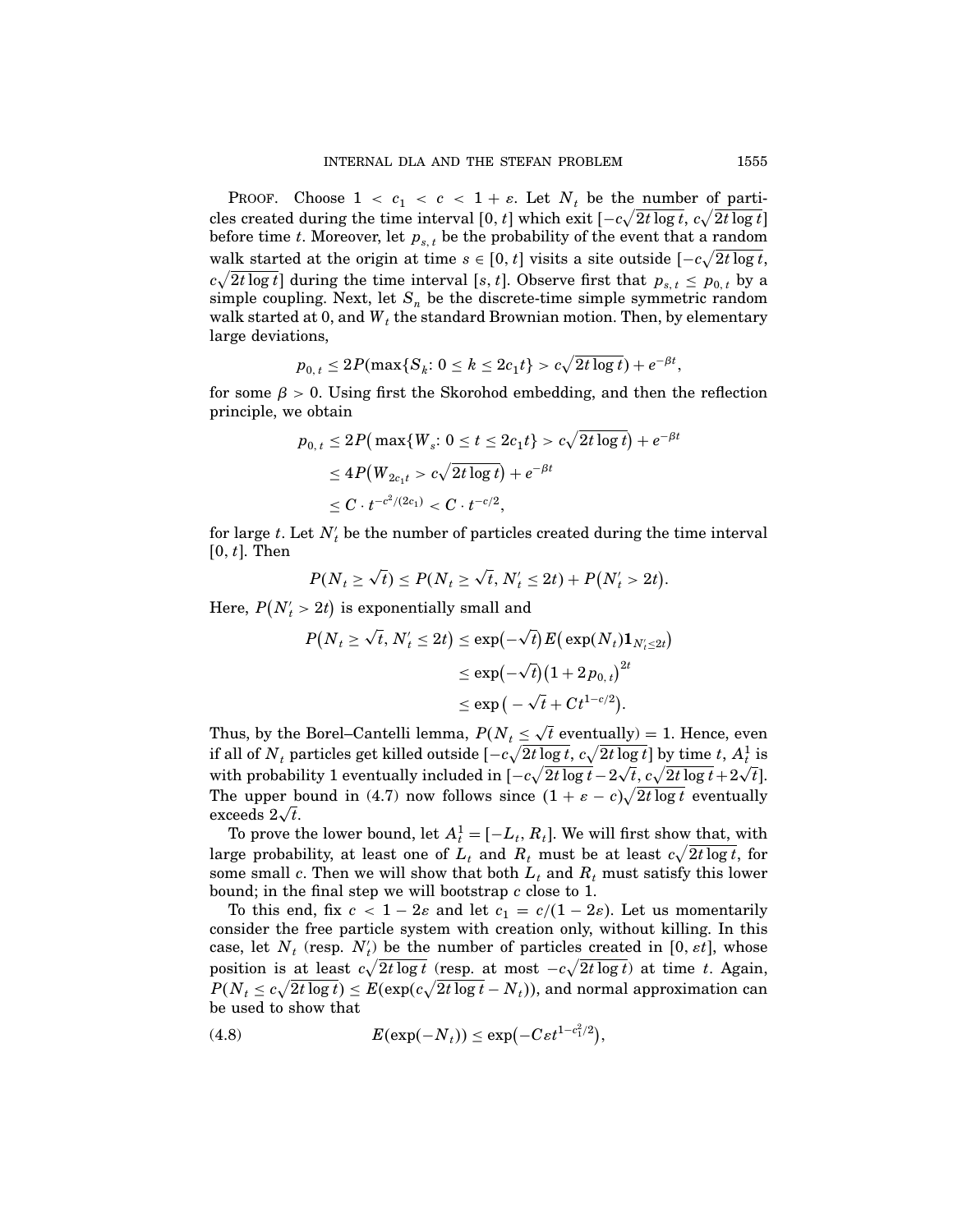PROOF. Choose $1 < c_1 < c < 1 + \varepsilon$. Let $N_t$ be the number of particles created during the time interval $[0, t]$ which exit $[-c\sqrt{2t\log t}, c\sqrt{2t\log t}]$ before time $t$. Moreover, let $p_{s,t}$ be the probability of the event that a random walk started at the origin at time $s \in [0, t]$ visits a site outside $[-c\sqrt{2t\log t}, c\sqrt{2t\log t}]$ during the time interval $[s, t]$. Observe first that $p_{s,t} \leq p_{0,t}$ by a simple coupling. Next, let $S_n$ be the discrete-time simple symmetric random walk started at 0, and $W_t$ the standard Brownian motion. Then, by elementary large deviations,

$$p_{0,t} \leq 2P(\max\{S_k: 0 \leq k \leq 2c_1 t\} > c\sqrt{2t\log t}) + e^{-\beta t},$$

for some $\beta > 0$. Using first the Skorohod embedding, and then the reflection principle, we obtain

$$\begin{aligned}
p_{0,t} &\leq 2P\big(\max\{W_s: 0 \leq t \leq 2c_1 t\} > c\sqrt{2t\log t}\big) + e^{-\beta t} \\
&\leq 4P\big(W_{2c_1 t} > c\sqrt{2t\log t}\big) + e^{-\beta t} \\
&\leq C \cdot t^{-c^2/(2c_1)} < C \cdot t^{-c/2},
\end{aligned}$$

for large $t$. Let $N'_t$ be the number of particles created during the time interval $[0, t]$. Then

$$P(N_t \geq \sqrt{t}) \leq P(N_t \geq \sqrt{t}, N'_t \leq 2t) + P\big(N'_t > 2t\big).$$

Here, $P\big(N'_t > 2t\big)$ is exponentially small and

$$\begin{aligned}
P\big(N_t \geq \sqrt{t}, N'_t \leq 2t\big) &\leq \exp\big(-\sqrt{t}\big) E\big(\exp(N_t)\mathbf{1}_{N'_t \leq 2t}\big) \\
&\leq \exp\big(-\sqrt{t}\big)\big(1 + 2p_{0,t}\big)^{2t} \\
&\leq \exp\big(-\sqrt{t} + Ct^{1-c/2}\big).
\end{aligned}$$

Thus, by the Borel–Cantelli lemma, $P(N_t \leq \sqrt{t}$ eventually$) = 1$. Hence, even if all of $N_t$ particles get killed outside $[-c\sqrt{2t\log t}, c\sqrt{2t\log t}]$ by time $t$, $A_t^1$ is with probability 1 eventually included in $[-c\sqrt{2t\log t} - 2\sqrt{t}, c\sqrt{2t\log t} + 2\sqrt{t}]$. The upper bound in (4.7) now follows since $(1 + \varepsilon - c)\sqrt{2t\log t}$ eventually exceeds $2\sqrt{t}$.

To prove the lower bound, let $A_t^1 = [-L_t, R_t]$. We will first show that, with large probability, at least one of $L_t$ and $R_t$ must be at least $c\sqrt{2t\log t}$, for some small $c$. Then we will show that both $L_t$ and $R_t$ must satisfy this lower bound; in the final step we will bootstrap $c$ close to 1.

To this end, fix $c < 1 - 2\varepsilon$ and let $c_1 = c/(1 - 2\varepsilon)$. Let us momentarily consider the free particle system with creation only, without killing. In this case, let $N_t$ (resp. $N'_t$) be the number of particles created in $[0, \varepsilon t]$, whose position is at least $c\sqrt{2t\log t}$ (resp. at most $-c\sqrt{2t\log t}$) at time $t$. Again, $P(N_t \leq c\sqrt{2t\log t}) \leq E(\exp(c\sqrt{2t\log t} - N_t))$, and normal approximation can be used to show that

$$E(\exp(-N_t)) \leq \exp\big(-C\varepsilon t^{1-c_1^2/2}\big), \tag{4.8}$$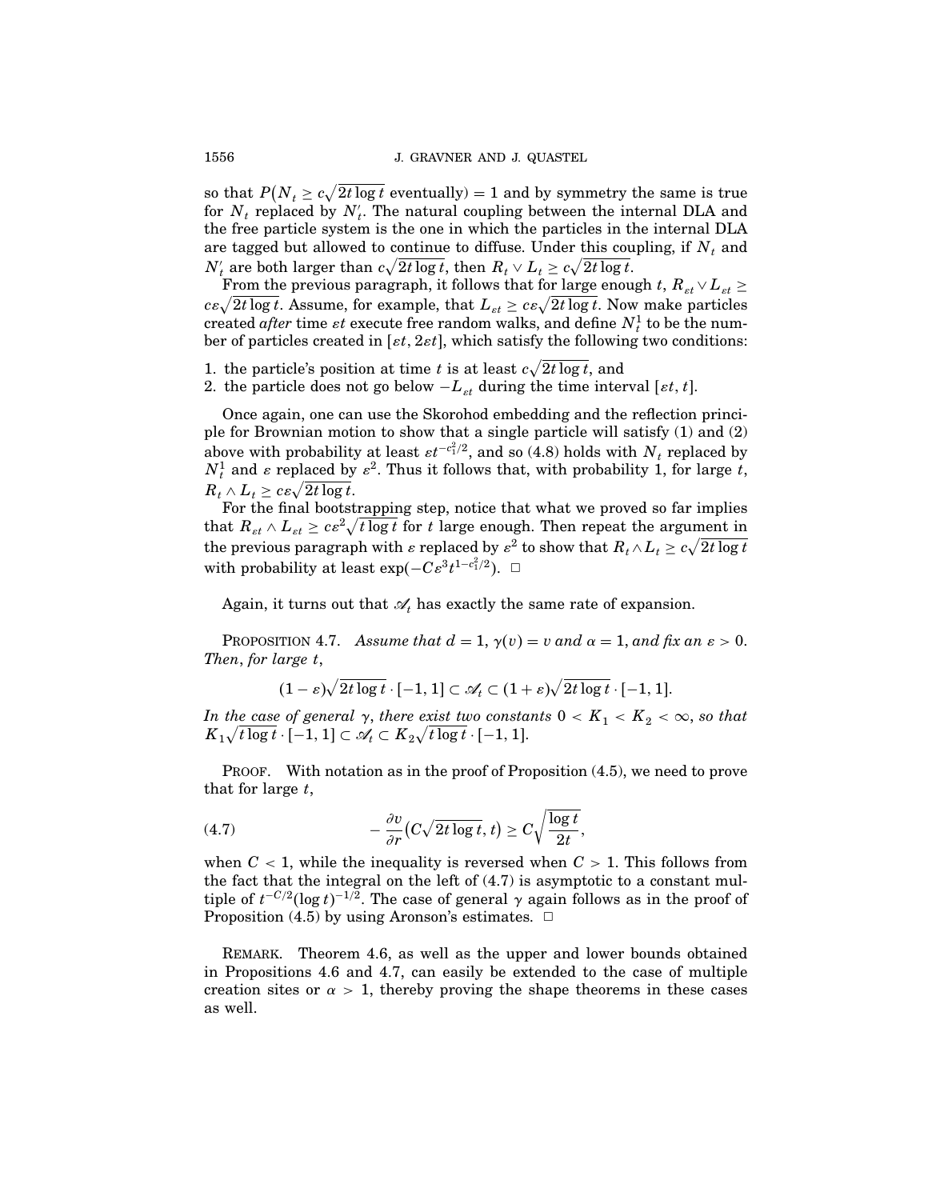so that $P(N_t \geq c\sqrt{2t \log t}$ eventually$) = 1$ and by symmetry the same is true for $N_t$ replaced by $N'_t$. The natural coupling between the internal DLA and the free particle system is the one in which the particles in the internal DLA are tagged but allowed to continue to diffuse. Under this coupling, if $N_t$ and $N'_t$ are both larger than $c\sqrt{2t \log t}$, then $R_t \vee L_t \geq c\sqrt{2t \log t}$.

From the previous paragraph, it follows that for large enough $t$, $R_{\varepsilon t} \vee L_{\varepsilon t} \geq c\varepsilon\sqrt{2t \log t}$. Assume, for example, that $L_{\varepsilon t} \geq c\varepsilon\sqrt{2t \log t}$. Now make particles created *after* time $\varepsilon t$ execute free random walks, and define $N^1_t$ to be the number of particles created in $[\varepsilon t, 2\varepsilon t]$, which satisfy the following two conditions:

1. the particle's position at time $t$ is at least $c\sqrt{2t \log t}$, and
2. the particle does not go below $-L_{\varepsilon t}$ during the time interval $[\varepsilon t, t]$.

Once again, one can use the Skorohod embedding and the reflection principle for Brownian motion to show that a single particle will satisfy (1) and (2) above with probability at least $\varepsilon t^{-c_1^2/2}$, and so (4.8) holds with $N_t$ replaced by $N^1_t$ and $\varepsilon$ replaced by $\varepsilon^2$. Thus it follows that, with probability 1, for large $t$, $R_t \wedge L_t \geq c\varepsilon\sqrt{2t \log t}$.

For the final bootstrapping step, notice that what we proved so far implies that $R_{\varepsilon t} \wedge L_{\varepsilon t} \geq c\varepsilon^2\sqrt{t \log t}$ for $t$ large enough. Then repeat the argument in the previous paragraph with $\varepsilon$ replaced by $\varepsilon^2$ to show that $R_t \wedge L_t \geq c\sqrt{2t \log t}$ with probability at least $\exp(-C\varepsilon^3 t^{1-c_1^2/2})$. $\square$

Again, it turns out that $\mathscr{A}_t$ has exactly the same rate of expansion.

PROPOSITION 4.7. *Assume that $d = 1$, $\gamma(v) = v$ and $\alpha = 1$, and fix an $\varepsilon > 0$. Then, for large $t$,*

$$(1-\varepsilon)\sqrt{2t \log t} \cdot [-1, 1] \subset \mathscr{A}_t \subset (1+\varepsilon)\sqrt{2t \log t} \cdot [-1, 1].$$

*In the case of general $\gamma$, there exist two constants $0 < K_1 < K_2 < \infty$, so that $K_1\sqrt{t \log t} \cdot [-1, 1] \subset \mathscr{A}_t \subset K_2\sqrt{t \log t} \cdot [-1, 1]$.*

PROOF. With notation as in the proof of Proposition (4.5), we need to prove that for large $t$,

$$-\frac{\partial v}{\partial r}\big(C\sqrt{2t \log t}, t\big) \geq C\sqrt{\frac{\log t}{2t}}, \tag{4.7}$$

when $C < 1$, while the inequality is reversed when $C > 1$. This follows from the fact that the integral on the left of (4.7) is asymptotic to a constant multiple of $t^{-C/2}(\log t)^{-1/2}$. The case of general $\gamma$ again follows as in the proof of Proposition (4.5) by using Aronson's estimates. $\square$

REMARK. Theorem 4.6, as well as the upper and lower bounds obtained in Propositions 4.6 and 4.7, can easily be extended to the case of multiple creation sites or $\alpha > 1$, thereby proving the shape theorems in these cases as well.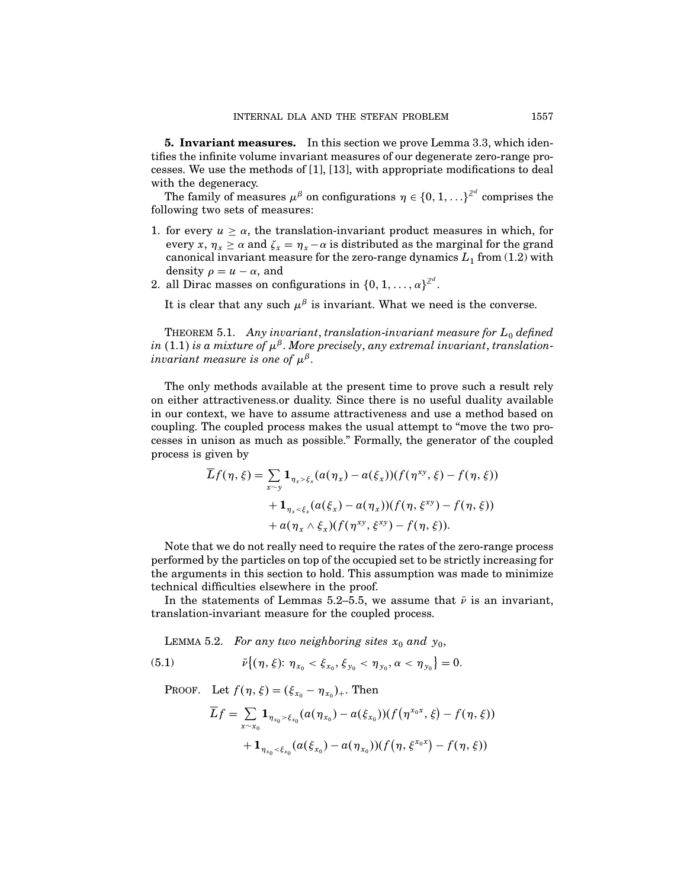**5. Invariant measures.** In this section we prove Lemma 3.3, which identifies the infinite volume invariant measures of our degenerate zero-range processes. We use the methods of [1], [13], with appropriate modifications to deal with the degeneracy.

The family of measures $\mu^\beta$ on configurations $\eta \in \{0, 1, \ldots\}^{\mathbb{Z}^d}$ comprises the following two sets of measures:

1. for every $u \geq \alpha$, the translation-invariant product measures in which, for every $x$, $\eta_x \geq \alpha$ and $\zeta_x = \eta_x - \alpha$ is distributed as the marginal for the grand canonical invariant measure for the zero-range dynamics $L_1$ from (1.2) with density $\rho = u - \alpha$, and
2. all Dirac masses on configurations in $\{0, 1, \ldots, \alpha\}^{\mathbb{Z}^d}$.

It is clear that any such $\mu^\beta$ is invariant. What we need is the converse.

THEOREM 5.1. *Any invariant, translation-invariant measure for $L_0$ defined in* (1.1) *is a mixture of $\mu^\beta$. More precisely, any extremal invariant, translation-invariant measure is one of $\mu^\beta$.*

The only methods available at the present time to prove such a result rely on either attractiveness.or duality. Since there is no useful duality available in our context, we have to assume attractiveness and use a method based on coupling. The coupled process makes the usual attempt to "move the two processes in unison as much as possible." Formally, the generator of the coupled process is given by

$$
\begin{aligned}
\overline{L}f(\eta, \xi) = \sum_{x \sim y} & \mathbf{1}_{\eta_x > \xi_x}(a(\eta_x) - a(\xi_x))(f(\eta^{xy}, \xi) - f(\eta, \xi)) \\
& + \mathbf{1}_{\eta_x < \xi_x}(a(\xi_x) - a(\eta_x))(f(\eta, \xi^{xy}) - f(\eta, \xi)) \\
& + a(\eta_x \wedge \xi_x)(f(\eta^{xy}, \xi^{xy}) - f(\eta, \xi)).
\end{aligned}
$$

Note that we do not really need to require the rates of the zero-range process performed by the particles on top of the occupied set to be strictly increasing for the arguments in this section to hold. This assumption was made to minimize technical difficulties elsewhere in the proof.

In the statements of Lemmas 5.2–5.5, we assume that $\bar{\nu}$ is an invariant, translation-invariant measure for the coupled process.

LEMMA 5.2. *For any two neighboring sites $x_0$ and $y_0$,*

$$
\bar{\nu}\{(\eta, \xi) \colon \eta_{x_0} < \xi_{x_0}, \xi_{y_0} < \eta_{y_0}, \alpha < \eta_{y_0}\} = 0. \tag{5.1}
$$

PROOF. Let $f(\eta, \xi) = (\xi_{x_0} - \eta_{x_0})_+$. Then

$$
\begin{aligned}
\overline{L}f = \sum_{x \sim x_0} & \mathbf{1}_{\eta_{x_0} > \xi_{x_0}}(a(\eta_{x_0}) - a(\xi_{x_0}))(f(\eta^{x_0 x}, \xi) - f(\eta, \xi)) \\
& + \mathbf{1}_{\eta_{x_0} < \xi_{x_0}}(a(\xi_{x_0}) - a(\eta_{x_0}))(f(\eta, \xi^{x_0 x}) - f(\eta, \xi))
\end{aligned}
$$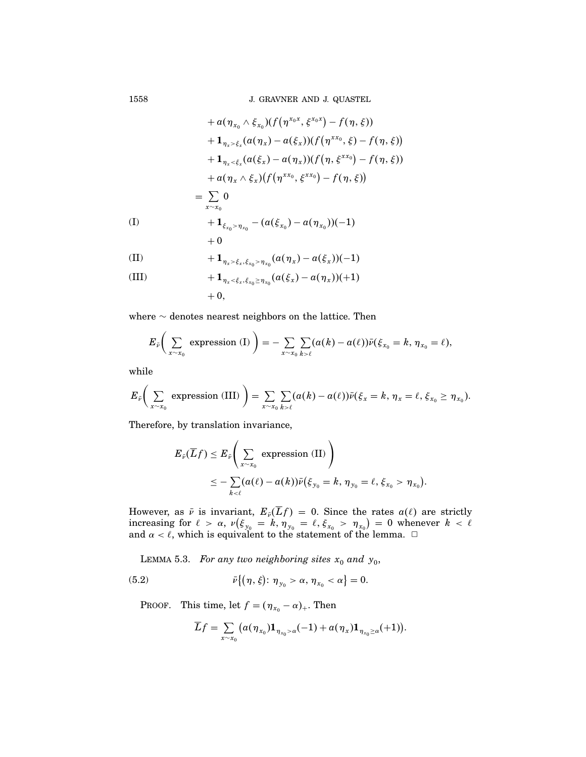$$
\begin{aligned}
&+ a(\eta_{x_0} \wedge \xi_{x_0})(f(\eta^{x_0 x}, \xi^{x_0 x}) - f(\eta, \xi)) \\
&+ \mathbf{1}_{\eta_x > \xi_x}(a(\eta_x) - a(\xi_x))(f(\eta^{x x_0}, \xi) - f(\eta, \xi)) \\
&+ \mathbf{1}_{\eta_x < \xi_x}(a(\xi_x) - a(\eta_x))(f(\eta, \xi^{x x_0}) - f(\eta, \xi)) \\
&+ a(\eta_x \wedge \xi_x)(f(\eta^{x x_0}, \xi^{x x_0}) - f(\eta, \xi)) \\
= \sum_{x \sim x_0} &\, 0 \\
\text{(I)} \qquad &+ \mathbf{1}_{\xi_{x_0} > \eta_{x_0}} - (a(\xi_{x_0}) - a(\eta_{x_0}))(-1) \\
&+ 0 \\
\text{(II)} \qquad &+ \mathbf{1}_{\eta_x > \xi_x, \xi_{x_0} > \eta_{x_0}}(a(\eta_x) - a(\xi_x))(-1) \\
\text{(III)} \qquad &+ \mathbf{1}_{\eta_x < \xi_x, \xi_{x_0} \geq \eta_{x_0}}(a(\xi_x) - a(\eta_x))(+1) \\
&+ 0,
\end{aligned}
$$

where $\sim$ denotes nearest neighbors on the lattice. Then

$$
E_{\bar{\nu}}\left( \sum_{x \sim x_0} \text{ expression (I)} \right) = -\sum_{x \sim x_0} \sum_{k > \ell} (a(k) - a(\ell)) \bar{\nu}(\xi_{x_0} = k, \eta_{x_0} = \ell),
$$

while

$$
E_{\bar{\nu}}\left( \sum_{x \sim x_0} \text{ expression (III)} \right) = \sum_{x \sim x_0} \sum_{k > \ell} (a(k) - a(\ell)) \bar{\nu}(\xi_x = k, \eta_x = \ell, \xi_{x_0} \geq \eta_{x_0}).
$$

Therefore, by translation invariance,

$$
\begin{aligned}
E_{\bar{\nu}}(\overline{L} f) &\leq E_{\bar{\nu}}\left( \sum_{x \sim x_0} \text{ expression (II)} \right) \\
&\leq -\sum_{k < \ell} (a(\ell) - a(k)) \bar{\nu}(\xi_{y_0} = k, \eta_{y_0} = \ell, \xi_{x_0} > \eta_{x_0}).
\end{aligned}
$$

However, as $\bar{\nu}$ is invariant, $E_{\bar{\nu}}(\overline{L} f) = 0$. Since the rates $a(\ell)$ are strictly increasing for $\ell > \alpha$, $\nu(\xi_{y_0} = k, \eta_{y_0} = \ell, \xi_{x_0} > \eta_{x_0}) = 0$ whenever $k < \ell$ and $\alpha < \ell$, which is equivalent to the statement of the lemma. $\square$

LEMMA 5.3. *For any two neighboring sites $x_0$ and $y_0$,*

$$
\bar{\nu}\{(\eta, \xi) \colon \eta_{y_0} > \alpha, \eta_{x_0} < \alpha\} = 0. \tag{5.2}
$$

PROOF. This time, let $f = (\eta_{x_0} - \alpha)_+$. Then

$$
\overline{L} f = \sum_{x \sim x_0} \left( a(\eta_{x_0}) \mathbf{1}_{\eta_{x_0} > \alpha}(-1) + a(\eta_x) \mathbf{1}_{\eta_{x_0} \geq \alpha}(+1) \right).
$$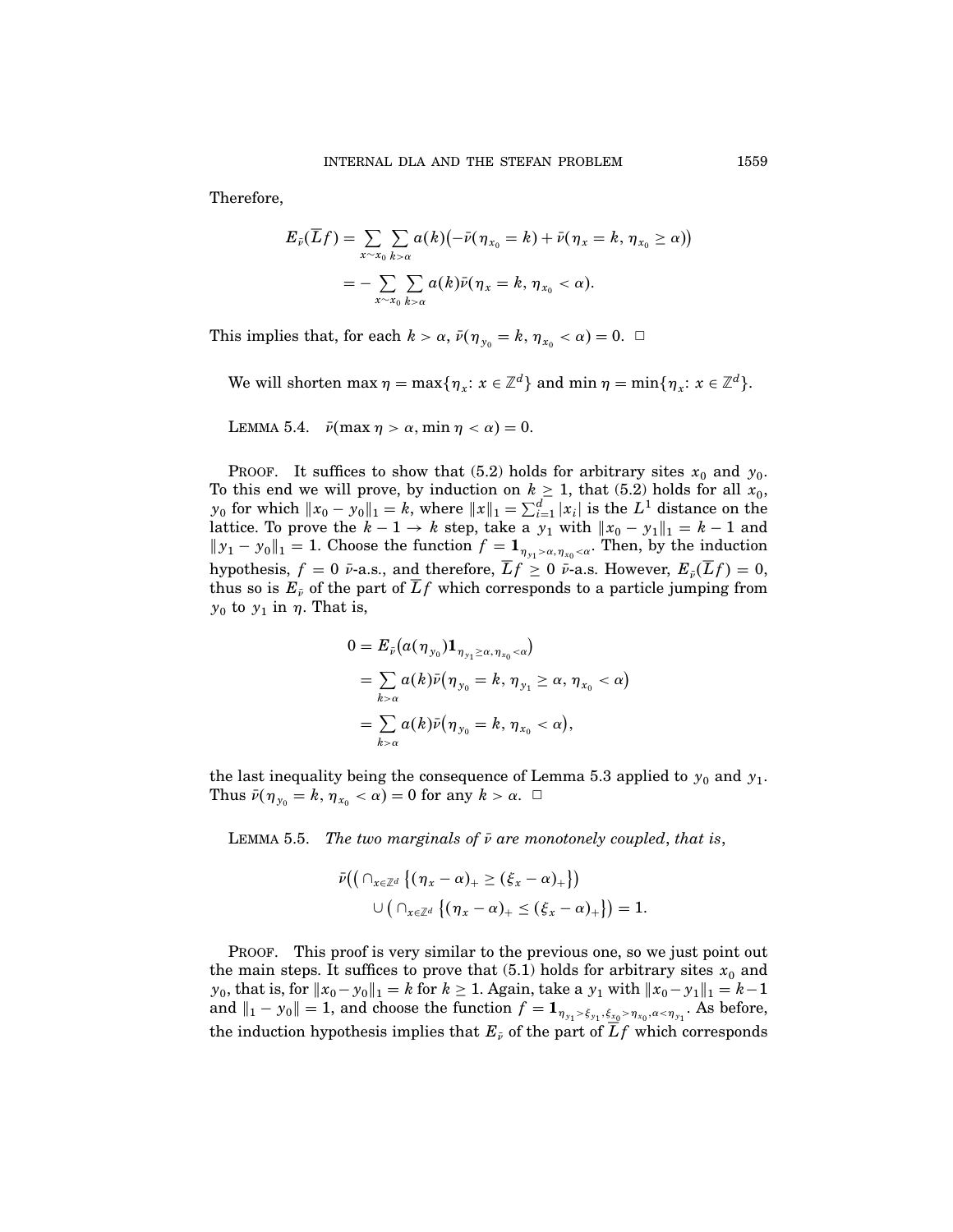Therefore,

$$
\begin{aligned}
E_{\bar\nu}(\overline{L}f) &= \sum_{x\sim x_0}\sum_{k>\alpha} a(k)\big(-\bar\nu(\eta_{x_0}=k)+\bar\nu(\eta_x=k,\,\eta_{x_0}\ge\alpha)\big)\\
&= -\sum_{x\sim x_0}\sum_{k>\alpha} a(k)\bar\nu(\eta_x=k,\,\eta_{x_0}<\alpha).
\end{aligned}
$$

This implies that, for each $k>\alpha$, $\bar\nu(\eta_{y_0}=k,\,\eta_{x_0}<\alpha)=0$. $\square$

We will shorten $\max\eta=\max\{\eta_x\colon x\in\mathbb{Z}^d\}$ and $\min\eta=\min\{\eta_x\colon x\in\mathbb{Z}^d\}$.

LEMMA 5.4. $\bar\nu(\max\eta>\alpha,\min\eta<\alpha)=0$.

PROOF. It suffices to show that (5.2) holds for arbitrary sites $x_0$ and $y_0$. To this end we will prove, by induction on $k\ge 1$, that (5.2) holds for all $x_0$, $y_0$ for which $\|x_0-y_0\|_1=k$, where $\|x\|_1=\sum_{i=1}^d|x_i|$ is the $L^1$ distance on the lattice. To prove the $k-1\to k$ step, take a $y_1$ with $\|x_0-y_1\|_1=k-1$ and $\|y_1-y_0\|_1=1$. Choose the function $f=\mathbf{1}_{\eta_{y_1}>\alpha,\eta_{x_0}<\alpha}$. Then, by the induction hypothesis, $f=0$ $\bar\nu$-a.s., and therefore, $\overline{L}f\ge 0$ $\bar\nu$-a.s. However, $E_{\bar\nu}(\overline{L}f)=0$, thus so is $E_{\bar\nu}$ of the part of $\overline{L}f$ which corresponds to a particle jumping from $y_0$ to $y_1$ in $\eta$. That is,

$$
\begin{aligned}
0 &= E_{\bar\nu}\big(a(\eta_{y_0})\mathbf{1}_{\eta_{y_1}\ge\alpha,\eta_{x_0}<\alpha}\big)\\
&= \sum_{k>\alpha} a(k)\bar\nu\big(\eta_{y_0}=k,\,\eta_{y_1}\ge\alpha,\,\eta_{x_0}<\alpha\big)\\
&= \sum_{k>\alpha} a(k)\bar\nu\big(\eta_{y_0}=k,\,\eta_{x_0}<\alpha\big),
\end{aligned}
$$

the last inequality being the consequence of Lemma 5.3 applied to $y_0$ and $y_1$. Thus $\bar\nu(\eta_{y_0}=k,\,\eta_{x_0}<\alpha)=0$ for any $k>\alpha$. $\square$

LEMMA 5.5. *The two marginals of $\bar\nu$ are monotonely coupled, that is,*

$$
\begin{aligned}
\bar\nu\Big(&\big(\cap_{x\in\mathbb{Z}^d}\{(\eta_x-\alpha)_+\ge(\xi_x-\alpha)_+\}\big)\\
&\cup\big(\cap_{x\in\mathbb{Z}^d}\{(\eta_x-\alpha)_+\le(\xi_x-\alpha)_+\}\big)\Big)=1.
\end{aligned}
$$

PROOF. This proof is very similar to the previous one, so we just point out the main steps. It suffices to prove that (5.1) holds for arbitrary sites $x_0$ and $y_0$, that is, for $\|x_0-y_0\|_1=k$ for $k\ge 1$. Again, take a $y_1$ with $\|x_0-y_1\|_1=k-1$ and $\|_1-y_0\|=1$, and choose the function $f=\mathbf{1}_{\eta_{y_1}>\xi_{y_1},\xi_{x_0}>\eta_{x_0},\alpha<\eta_{y_1}}$. As before, the induction hypothesis implies that $E_{\bar\nu}$ of the part of $\overline{L}f$ which corresponds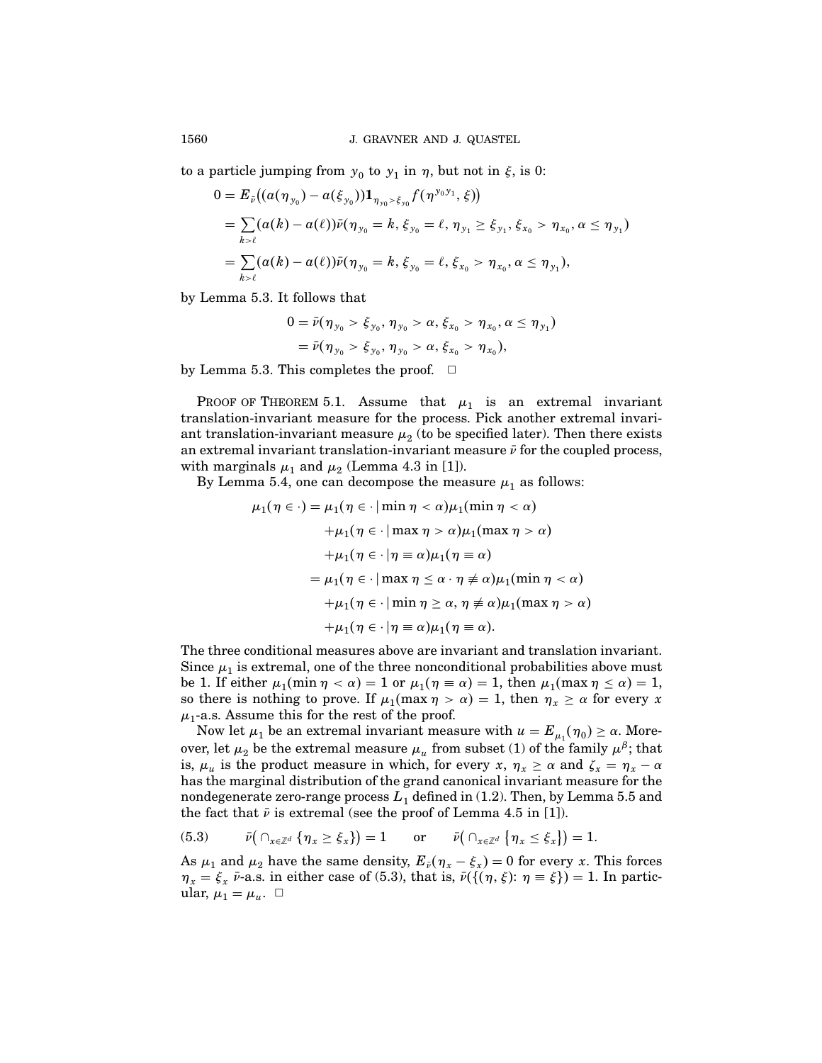to a particle jumping from $y_0$ to $y_1$ in $\eta$, but not in $\xi$, is 0:

$$
\begin{aligned}
0 &= E_{\bar{\nu}}\big((a(\eta_{y_0}) - a(\xi_{y_0}))\mathbf{1}_{\eta_{y_0} > \xi_{y_0}} f(\eta^{y_0 y_1}, \xi)\big) \\
&= \sum_{k > \ell} (a(k) - a(\ell)) \bar{\nu}(\eta_{y_0} = k, \xi_{y_0} = \ell, \eta_{y_1} \geq \xi_{y_1}, \xi_{x_0} > \eta_{x_0}, \alpha \leq \eta_{y_1}) \\
&= \sum_{k > \ell} (a(k) - a(\ell)) \bar{\nu}(\eta_{y_0} = k, \xi_{y_0} = \ell, \xi_{x_0} > \eta_{x_0}, \alpha \leq \eta_{y_1}),
\end{aligned}
$$

by Lemma 5.3. It follows that

$$
\begin{aligned}
0 &= \bar{\nu}(\eta_{y_0} > \xi_{y_0}, \eta_{y_0} > \alpha, \xi_{x_0} > \eta_{x_0}, \alpha \leq \eta_{y_1}) \\
&= \bar{\nu}(\eta_{y_0} > \xi_{y_0}, \eta_{y_0} > \alpha, \xi_{x_0} > \eta_{x_0}),
\end{aligned}
$$

by Lemma 5.3. This completes the proof. $\square$

PROOF OF THEOREM 5.1. Assume that $\mu_1$ is an extremal invariant translation-invariant measure for the process. Pick another extremal invariant translation-invariant measure $\mu_2$ (to be specified later). Then there exists an extremal invariant translation-invariant measure $\bar{\nu}$ for the coupled process, with marginals $\mu_1$ and $\mu_2$ (Lemma 4.3 in [1]).

By Lemma 5.4, one can decompose the measure $\mu_1$ as follows:

$$
\begin{aligned}
\mu_1(\eta \in \cdot) &= \mu_1(\eta \in \cdot \mid \min \eta < \alpha)\mu_1(\min \eta < \alpha) \\
&\quad + \mu_1(\eta \in \cdot \mid \max \eta > \alpha)\mu_1(\max \eta > \alpha) \\
&\quad + \mu_1(\eta \in \cdot \mid \eta \equiv \alpha)\mu_1(\eta \equiv \alpha) \\
&= \mu_1(\eta \in \cdot \mid \max \eta \leq \alpha \cdot \eta \not\equiv \alpha)\mu_1(\min \eta < \alpha) \\
&\quad + \mu_1(\eta \in \cdot \mid \min \eta \geq \alpha, \eta \not\equiv \alpha)\mu_1(\max \eta > \alpha) \\
&\quad + \mu_1(\eta \in \cdot \mid \eta \equiv \alpha)\mu_1(\eta \equiv \alpha).
\end{aligned}
$$

The three conditional measures above are invariant and translation invariant. Since $\mu_1$ is extremal, one of the three nonconditional probabilities above must be 1. If either $\mu_1(\min \eta < \alpha) = 1$ or $\mu_1(\eta \equiv \alpha) = 1$, then $\mu_1(\max \eta \leq \alpha) = 1$, so there is nothing to prove. If $\mu_1(\max \eta > \alpha) = 1$, then $\eta_x \geq \alpha$ for every $x$ $\mu_1$-a.s. Assume this for the rest of the proof.

Now let $\mu_1$ be an extremal invariant measure with $u = E_{\mu_1}(\eta_0) \geq \alpha$. Moreover, let $\mu_2$ be the extremal measure $\mu_u$ from subset (1) of the family $\mu^\beta$; that is, $\mu_u$ is the product measure in which, for every $x$, $\eta_x \geq \alpha$ and $\zeta_x = \eta_x - \alpha$ has the marginal distribution of the grand canonical invariant measure for the nondegenerate zero-range process $L_1$ defined in (1.2). Then, by Lemma 5.5 and the fact that $\bar{\nu}$ is extremal (see the proof of Lemma 4.5 in [1]).

$$
\bar{\nu}\big(\cap_{x \in \mathbb{Z}^d} \{\eta_x \geq \xi_x\}\big) = 1 \qquad \text{or} \qquad \bar{\nu}\big(\cap_{x \in \mathbb{Z}^d} \{\eta_x \leq \xi_x\}\big) = 1. \tag{5.3}
$$

As $\mu_1$ and $\mu_2$ have the same density, $E_{\bar{\nu}}(\eta_x - \xi_x) = 0$ for every $x$. This forces $\eta_x = \xi_x$ $\bar{\nu}$-a.s. in either case of (5.3), that is, $\bar{\nu}(\{(\eta, \xi) \colon \eta \equiv \xi\}) = 1$. In particular, $\mu_1 = \mu_u$. $\square$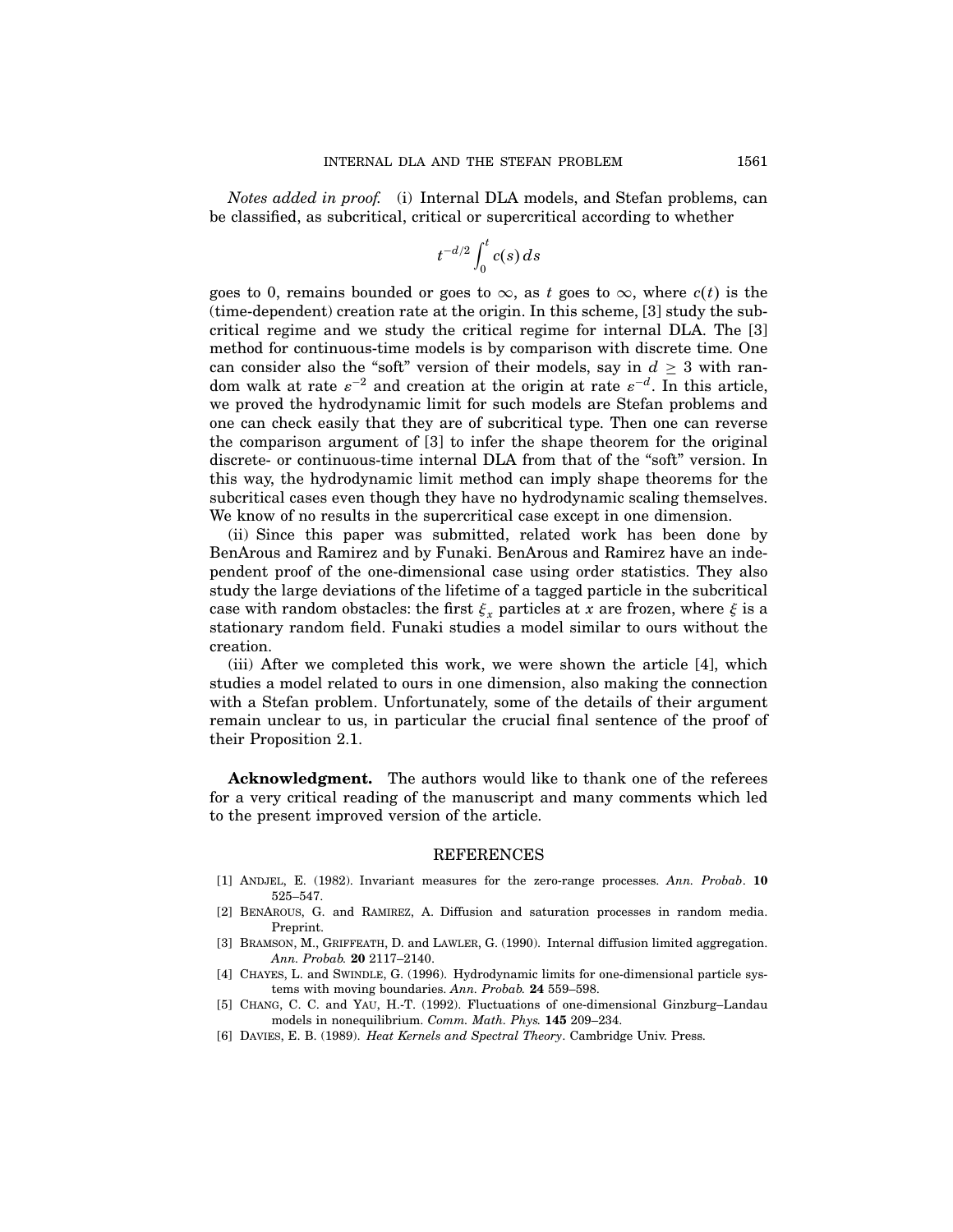*Notes added in proof.* (i) Internal DLA models, and Stefan problems, can be classified, as subcritical, critical or supercritical according to whether

$$t^{-d/2}\int_0^t c(s)\,ds$$

goes to 0, remains bounded or goes to $\infty$, as $t$ goes to $\infty$, where $c(t)$ is the (time-dependent) creation rate at the origin. In this scheme, [3] study the subcritical regime and we study the critical regime for internal DLA. The [3] method for continuous-time models is by comparison with discrete time. One can consider also the "soft" version of their models, say in $d \geq 3$ with random walk at rate $\varepsilon^{-2}$ and creation at the origin at rate $\varepsilon^{-d}$. In this article, we proved the hydrodynamic limit for such models are Stefan problems and one can check easily that they are of subcritical type. Then one can reverse the comparison argument of [3] to infer the shape theorem for the original discrete- or continuous-time internal DLA from that of the "soft" version. In this way, the hydrodynamic limit method can imply shape theorems for the subcritical cases even though they have no hydrodynamic scaling themselves. We know of no results in the supercritical case except in one dimension.

(ii) Since this paper was submitted, related work has been done by BenArous and Ramirez and by Funaki. BenArous and Ramirez have an independent proof of the one-dimensional case using order statistics. They also study the large deviations of the lifetime of a tagged particle in the subcritical case with random obstacles: the first $\xi_x$ particles at $x$ are frozen, where $\xi$ is a stationary random field. Funaki studies a model similar to ours without the creation.

(iii) After we completed this work, we were shown the article [4], which studies a model related to ours in one dimension, also making the connection with a Stefan problem. Unfortunately, some of the details of their argument remain unclear to us, in particular the crucial final sentence of the proof of their Proposition 2.1.

**Acknowledgment.** The authors would like to thank one of the referees for a very critical reading of the manuscript and many comments which led to the present improved version of the article.

## REFERENCES

[1] ANDJEL, E. (1982). Invariant measures for the zero-range processes. *Ann. Probab*. **10** 525–547.

[2] BENAROUS, G. and RAMIREZ, A. Diffusion and saturation processes in random media. Preprint.

[3] BRAMSON, M., GRIFFEATH, D. and LAWLER, G. (1990). Internal diffusion limited aggregation. *Ann. Probab.* **20** 2117–2140.

[4] CHAYES, L. and SWINDLE, G. (1996). Hydrodynamic limits for one-dimensional particle systems with moving boundaries. *Ann. Probab.* **24** 559–598.

[5] CHANG, C. C. and YAU, H.-T. (1992). Fluctuations of one-dimensional Ginzburg–Landau models in nonequilibrium. *Comm. Math. Phys.* **145** 209–234.

[6] DAVIES, E. B. (1989). *Heat Kernels and Spectral Theory*. Cambridge Univ. Press.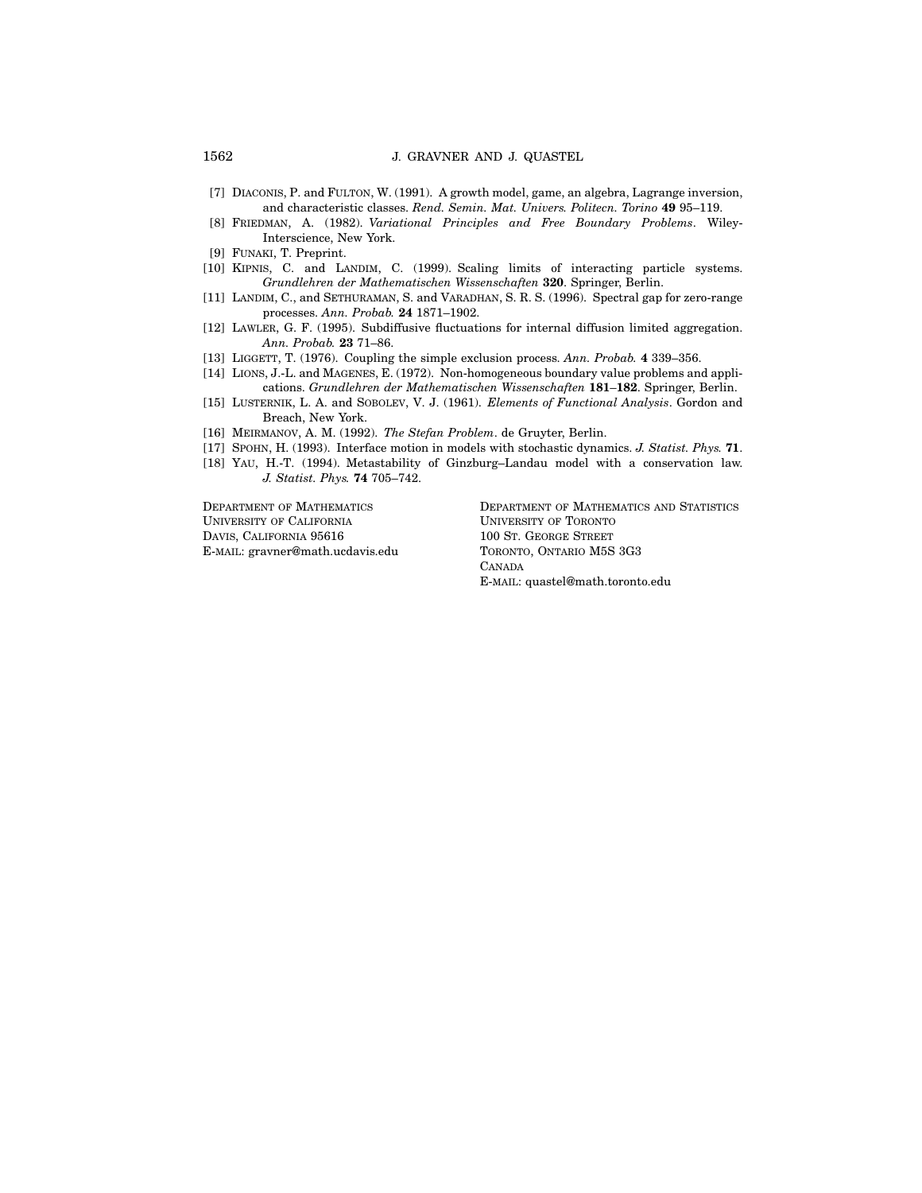[7] DIACONIS, P. and FULTON, W. (1991). A growth model, game, an algebra, Lagrange inversion, and characteristic classes. *Rend. Semin. Mat. Univers. Politecn. Torino* **49** 95–119.

[8] FRIEDMAN, A. (1982). *Variational Principles and Free Boundary Problems*. Wiley-Interscience, New York.

[9] FUNAKI, T. Preprint.

[10] KIPNIS, C. and LANDIM, C. (1999). Scaling limits of interacting particle systems. *Grundlehren der Mathematischen Wissenschaften* **320**. Springer, Berlin.

[11] LANDIM, C., and SETHURAMAN, S. and VARADHAN, S. R. S. (1996). Spectral gap for zero-range processes. *Ann. Probab.* **24** 1871–1902.

[12] LAWLER, G. F. (1995). Subdiffusive fluctuations for internal diffusion limited aggregation. *Ann. Probab.* **23** 71–86.

[13] LIGGETT, T. (1976). Coupling the simple exclusion process. *Ann. Probab.* **4** 339–356.

[14] LIONS, J.-L. and MAGENES, E. (1972). Non-homogeneous boundary value problems and applications. *Grundlehren der Mathematischen Wissenschaften* **181**–**182**. Springer, Berlin.

[15] LUSTERNIK, L. A. and SOBOLEV, V. J. (1961). *Elements of Functional Analysis*. Gordon and Breach, New York.

[16] MEIRMANOV, A. M. (1992). *The Stefan Problem*. de Gruyter, Berlin.

[17] SPOHN, H. (1993). Interface motion in models with stochastic dynamics. *J. Statist. Phys.* **71**.

[18] YAU, H.-T. (1994). Metastability of Ginzburg–Landau model with a conservation law. *J. Statist. Phys.* **74** 705–742.

DEPARTMENT OF MATHEMATICS
UNIVERSITY OF CALIFORNIA
DAVIS, CALIFORNIA 95616
E-MAIL: gravner@math.ucdavis.edu

DEPARTMENT OF MATHEMATICS AND STATISTICS
UNIVERSITY OF TORONTO
100 ST. GEORGE STREET
TORONTO, ONTARIO M5S 3G3
CANADA
E-MAIL: quastel@math.toronto.edu